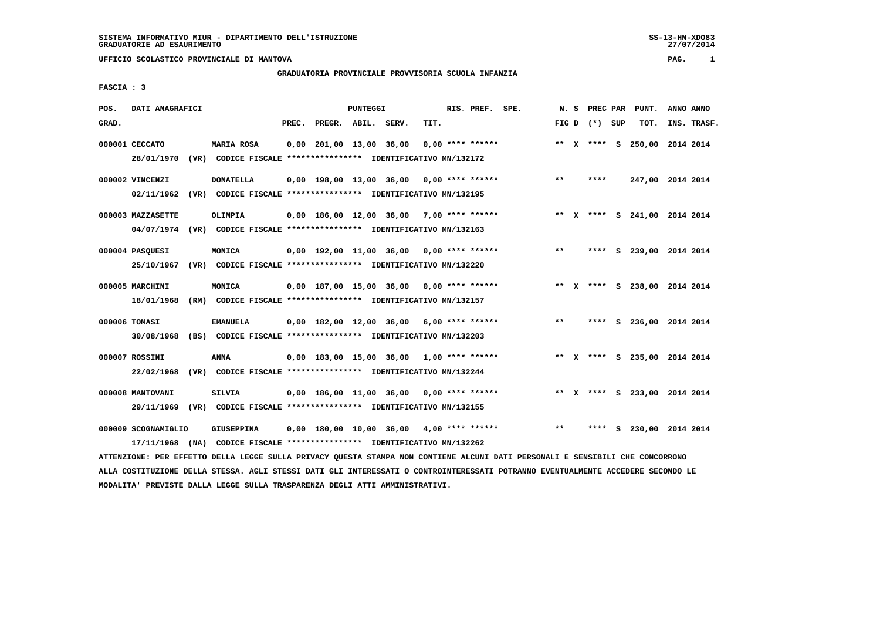SISTEMA INFORMATIVO MIUR - DIPARTIMENTO DELL'ISTRUZIONE
GRADUATORIE AD ESAURIMENTO

UFFICIO SCOLASTICO PROVINCIALE DI MANTOVA

## GRADUATORIA PROVINCIALE PROVVISORIA SCUOLA INFANZIA

FASCIA : 3

| POS. GRAD. | DATI ANAGRAFICI | | PREC. | PREGR. | ABIL. | SERV. | TIT. | RIS. PREF. SPE. | N. S FIG D | PREC PAR (*) SUP | PUNT. TOT. | ANNO ANNO INS. TRASF. |
|---|---|---|---|---|---|---|---|---|---|---|---|---|
| 000001 | CECCATO | MARIA ROSA | 0,00 | 201,00 | 13,00 | 36,00 | 0,00 | **** ****** | ** X | **** S | 250,00 | 2014 2014 |
| | 28/01/1970 (VR) | CODICE FISCALE **************** IDENTIFICATIVO MN/132172 | | | | | | | | | | |
| 000002 | VINCENZI | DONATELLA | 0,00 | 198,00 | 13,00 | 36,00 | 0,00 | **** ****** | ** | **** | 247,00 | 2014 2014 |
| | 02/11/1962 (VR) | CODICE FISCALE **************** IDENTIFICATIVO MN/132195 | | | | | | | | | | |
| 000003 | MAZZASETTE | OLIMPIA | 0,00 | 186,00 | 12,00 | 36,00 | 7,00 | **** ****** | ** X | **** S | 241,00 | 2014 2014 |
| | 04/07/1974 (VR) | CODICE FISCALE **************** IDENTIFICATIVO MN/132163 | | | | | | | | | | |
| 000004 | PASQUESI | MONICA | 0,00 | 192,00 | 11,00 | 36,00 | 0,00 | **** ****** | ** | **** S | 239,00 | 2014 2014 |
| | 25/10/1967 (VR) | CODICE FISCALE **************** IDENTIFICATIVO MN/132220 | | | | | | | | | | |
| 000005 | MARCHINI | MONICA | 0,00 | 187,00 | 15,00 | 36,00 | 0,00 | **** ****** | ** X | **** S | 238,00 | 2014 2014 |
| | 18/01/1968 (RM) | CODICE FISCALE **************** IDENTIFICATIVO MN/132157 | | | | | | | | | | |
| 000006 | TOMASI | EMANUELA | 0,00 | 182,00 | 12,00 | 36,00 | 6,00 | **** ****** | ** | **** S | 236,00 | 2014 2014 |
| | 30/08/1968 (BS) | CODICE FISCALE **************** IDENTIFICATIVO MN/132203 | | | | | | | | | | |
| 000007 | ROSSINI | ANNA | 0,00 | 183,00 | 15,00 | 36,00 | 1,00 | **** ****** | ** X | **** S | 235,00 | 2014 2014 |
| | 22/02/1968 (VR) | CODICE FISCALE **************** IDENTIFICATIVO MN/132244 | | | | | | | | | | |
| 000008 | MANTOVANI | SILVIA | 0,00 | 186,00 | 11,00 | 36,00 | 0,00 | **** ****** | ** X | **** S | 233,00 | 2014 2014 |
| | 29/11/1969 (VR) | CODICE FISCALE **************** IDENTIFICATIVO MN/132155 | | | | | | | | | | |
| 000009 | SCOGNAMIGLIO | GIUSEPPINA | 0,00 | 180,00 | 10,00 | 36,00 | 4,00 | **** ****** | ** | **** S | 230,00 | 2014 2014 |
| | 17/11/1968 (NA) | CODICE FISCALE **************** IDENTIFICATIVO MN/132262 | | | | | | | | | | |

ATTENZIONE: PER EFFETTO DELLA LEGGE SULLA PRIVACY QUESTA STAMPA NON CONTIENE ALCUNI DATI PERSONALI E SENSIBILI CHE CONCORRONO ALLA COSTITUZIONE DELLA STESSA. AGLI STESSI DATI GLI INTERESSATI O CONTROINTERESSATI POTRANNO EVENTUALMENTE ACCEDERE SECONDO LE MODALITA' PREVISTE DALLA LEGGE SULLA TRASPARENZA DEGLI ATTI AMMINISTRATIVI.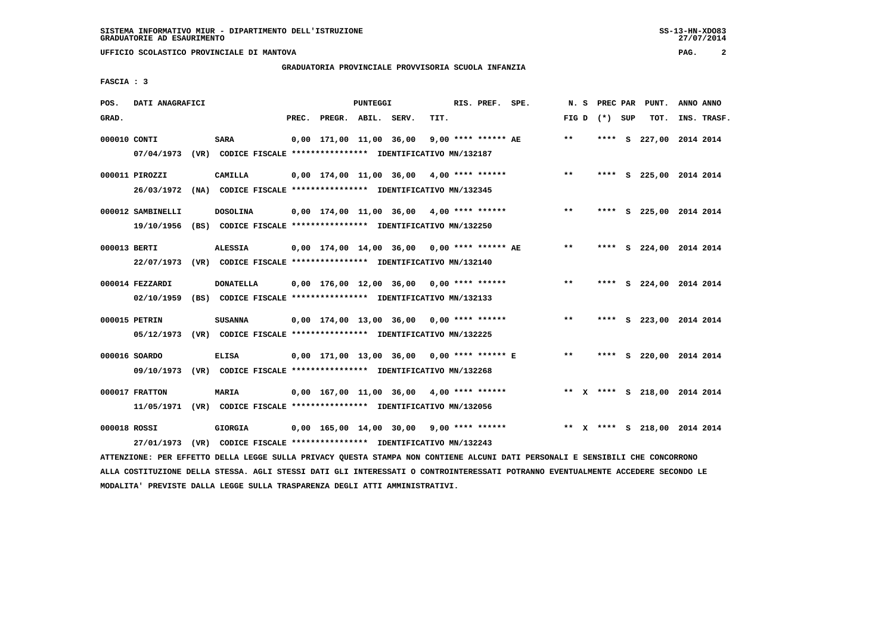SISTEMA INFORMATIVO MIUR - DIPARTIMENTO DELL'ISTRUZIONE
GRADUATORIE AD ESAURIMENTO

UFFICIO SCOLASTICO PROVINCIALE DI MANTOVA

GRADUATORIA PROVINCIALE PROVVISORIA SCUOLA INFANZIA

FASCIA : 3

| POS. GRAD. | DATI ANAGRAFICI | | PREC. | PREGR. | ABIL. | SERV. | TIT. | RIS. PREF. | SPE. | N. S FIG D | PREC PAR (*) SUP | PUNT. TOT. | ANNO ANNO INS. TRASF. |
|---|---|---|---|---|---|---|---|---|---|---|---|---|---|
| 000010 | CONTI | SARA | 0,00 | 171,00 | 11,00 | 36,00 | 9,00 | **** ****** AE | | ** | **** S | 227,00 | 2014 2014 |
| | 07/04/1973 (VR) CODICE FISCALE **************** IDENTIFICATIVO MN/132187 | | | | | | | | | | | | |
| 000011 | PIROZZI | CAMILLA | 0,00 | 174,00 | 11,00 | 36,00 | 4,00 | **** ****** | | ** | **** S | 225,00 | 2014 2014 |
| | 26/03/1972 (NA) CODICE FISCALE **************** IDENTIFICATIVO MN/132345 | | | | | | | | | | | | |
| 000012 | SAMBINELLI | DOSOLINA | 0,00 | 174,00 | 11,00 | 36,00 | 4,00 | **** ****** | | ** | **** S | 225,00 | 2014 2014 |
| | 19/10/1956 (BS) CODICE FISCALE **************** IDENTIFICATIVO MN/132250 | | | | | | | | | | | | |
| 000013 | BERTI | ALESSIA | 0,00 | 174,00 | 14,00 | 36,00 | 0,00 | **** ****** AE | | ** | **** S | 224,00 | 2014 2014 |
| | 22/07/1973 (VR) CODICE FISCALE **************** IDENTIFICATIVO MN/132140 | | | | | | | | | | | | |
| 000014 | FEZZARDI | DONATELLA | 0,00 | 176,00 | 12,00 | 36,00 | 0,00 | **** ****** | | ** | **** S | 224,00 | 2014 2014 |
| | 02/10/1959 (BS) CODICE FISCALE **************** IDENTIFICATIVO MN/132133 | | | | | | | | | | | | |
| 000015 | PETRIN | SUSANNA | 0,00 | 174,00 | 13,00 | 36,00 | 0,00 | **** ****** | | ** | **** S | 223,00 | 2014 2014 |
| | 05/12/1973 (VR) CODICE FISCALE **************** IDENTIFICATIVO MN/132225 | | | | | | | | | | | | |
| 000016 | SOARDO | ELISA | 0,00 | 171,00 | 13,00 | 36,00 | 0,00 | **** ****** E | | ** | **** S | 220,00 | 2014 2014 |
| | 09/10/1973 (VR) CODICE FISCALE **************** IDENTIFICATIVO MN/132268 | | | | | | | | | | | | |
| 000017 | FRATTON | MARIA | 0,00 | 167,00 | 11,00 | 36,00 | 4,00 | **** ****** | | ** X | **** S | 218,00 | 2014 2014 |
| | 11/05/1971 (VR) CODICE FISCALE **************** IDENTIFICATIVO MN/132056 | | | | | | | | | | | | |
| 000018 | ROSSI | GIORGIA | 0,00 | 165,00 | 14,00 | 30,00 | 9,00 | **** ****** | | ** X | **** S | 218,00 | 2014 2014 |
| | 27/01/1973 (VR) CODICE FISCALE **************** IDENTIFICATIVO MN/132243 | | | | | | | | | | | | |

ATTENZIONE: PER EFFETTO DELLA LEGGE SULLA PRIVACY QUESTA STAMPA NON CONTIENE ALCUNI DATI PERSONALI E SENSIBILI CHE CONCORRONO ALLA COSTITUZIONE DELLA STESSA. AGLI STESSI DATI GLI INTERESSATI O CONTROINTERESSATI POTRANNO EVENTUALMENTE ACCEDERE SECONDO LE MODALITA' PREVISTE DALLA LEGGE SULLA TRASPARENZA DEGLI ATTI AMMINISTRATIVI.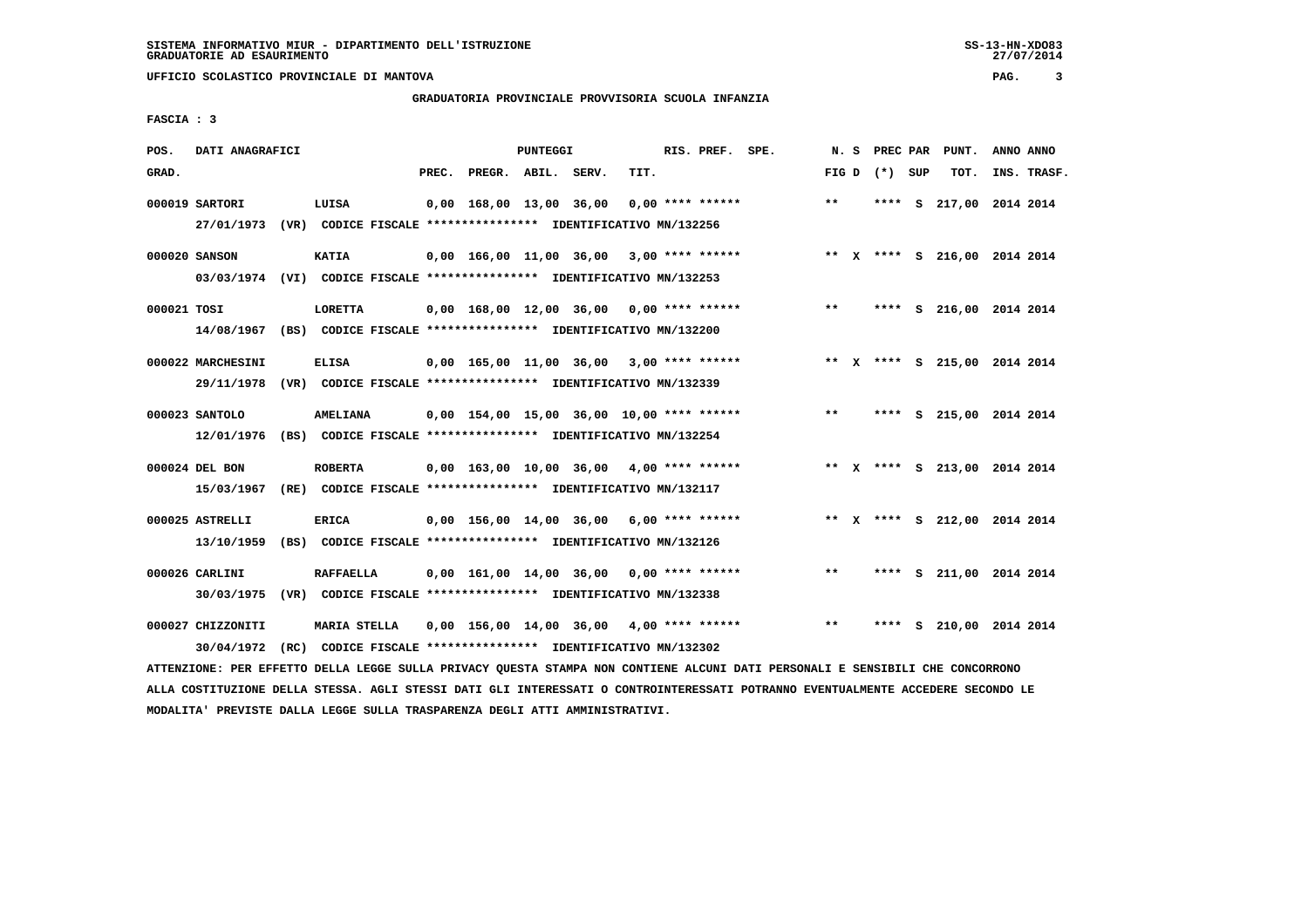SISTEMA INFORMATIVO MIUR - DIPARTIMENTO DELL'ISTRUZIONE
GRADUATORIE AD ESAURIMENTO

UFFICIO SCOLASTICO PROVINCIALE DI MANTOVA

## GRADUATORIA PROVINCIALE PROVVISORIA SCUOLA INFANZIA

FASCIA : 3

| POS. GRAD. | DATI ANAGRAFICI | | PREC. | PREGR. | ABIL. | SERV. | TIT. | RIS. PREF. SPE. | N. S FIG D | PREC PAR (*) SUP | PUNT. TOT. | ANNO INS. | ANNO TRASF. |
|---|---|---|---|---|---|---|---|---|---|---|---|---|---|
| 000019 | SARTORI | LUISA | 0,00 | 168,00 | 13,00 | 36,00 | 0,00 | **** ****** | ** | **** S | 217,00 | 2014 | 2014 |
| | 27/01/1973 (VR) | CODICE FISCALE **************** IDENTIFICATIVO MN/132256 | | | | | | | | | | | |
| 000020 | SANSON | KATIA | 0,00 | 166,00 | 11,00 | 36,00 | 3,00 | **** ****** | ** X | **** S | 216,00 | 2014 | 2014 |
| | 03/03/1974 (VI) | CODICE FISCALE **************** IDENTIFICATIVO MN/132253 | | | | | | | | | | | |
| 000021 | TOSI | LORETTA | 0,00 | 168,00 | 12,00 | 36,00 | 0,00 | **** ****** | ** | **** S | 216,00 | 2014 | 2014 |
| | 14/08/1967 (BS) | CODICE FISCALE **************** IDENTIFICATIVO MN/132200 | | | | | | | | | | | |
| 000022 | MARCHESINI | ELISA | 0,00 | 165,00 | 11,00 | 36,00 | 3,00 | **** ****** | ** X | **** S | 215,00 | 2014 | 2014 |
| | 29/11/1978 (VR) | CODICE FISCALE **************** IDENTIFICATIVO MN/132339 | | | | | | | | | | | |
| 000023 | SANTOLO | AMELIANA | 0,00 | 154,00 | 15,00 | 36,00 | 10,00 | **** ****** | ** | **** S | 215,00 | 2014 | 2014 |
| | 12/01/1976 (BS) | CODICE FISCALE **************** IDENTIFICATIVO MN/132254 | | | | | | | | | | | |
| 000024 | DEL BON | ROBERTA | 0,00 | 163,00 | 10,00 | 36,00 | 4,00 | **** ****** | ** X | **** S | 213,00 | 2014 | 2014 |
| | 15/03/1967 (RE) | CODICE FISCALE **************** IDENTIFICATIVO MN/132117 | | | | | | | | | | | |
| 000025 | ASTRELLI | ERICA | 0,00 | 156,00 | 14,00 | 36,00 | 6,00 | **** ****** | ** X | **** S | 212,00 | 2014 | 2014 |
| | 13/10/1959 (BS) | CODICE FISCALE **************** IDENTIFICATIVO MN/132126 | | | | | | | | | | | |
| 000026 | CARLINI | RAFFAELLA | 0,00 | 161,00 | 14,00 | 36,00 | 0,00 | **** ****** | ** | **** S | 211,00 | 2014 | 2014 |
| | 30/03/1975 (VR) | CODICE FISCALE **************** IDENTIFICATIVO MN/132338 | | | | | | | | | | | |
| 000027 | CHIZZONITI | MARIA STELLA | 0,00 | 156,00 | 14,00 | 36,00 | 4,00 | **** ****** | ** | **** S | 210,00 | 2014 | 2014 |
| | 30/04/1972 (RC) | CODICE FISCALE **************** IDENTIFICATIVO MN/132302 | | | | | | | | | | | |

ATTENZIONE: PER EFFETTO DELLA LEGGE SULLA PRIVACY QUESTA STAMPA NON CONTIENE ALCUNI DATI PERSONALI E SENSIBILI CHE CONCORRONO ALLA COSTITUZIONE DELLA STESSA. AGLI STESSI DATI GLI INTERESSATI O CONTROINTERESSATI POTRANNO EVENTUALMENTE ACCEDERE SECONDO LE MODALITA' PREVISTE DALLA LEGGE SULLA TRASPARENZA DEGLI ATTI AMMINISTRATIVI.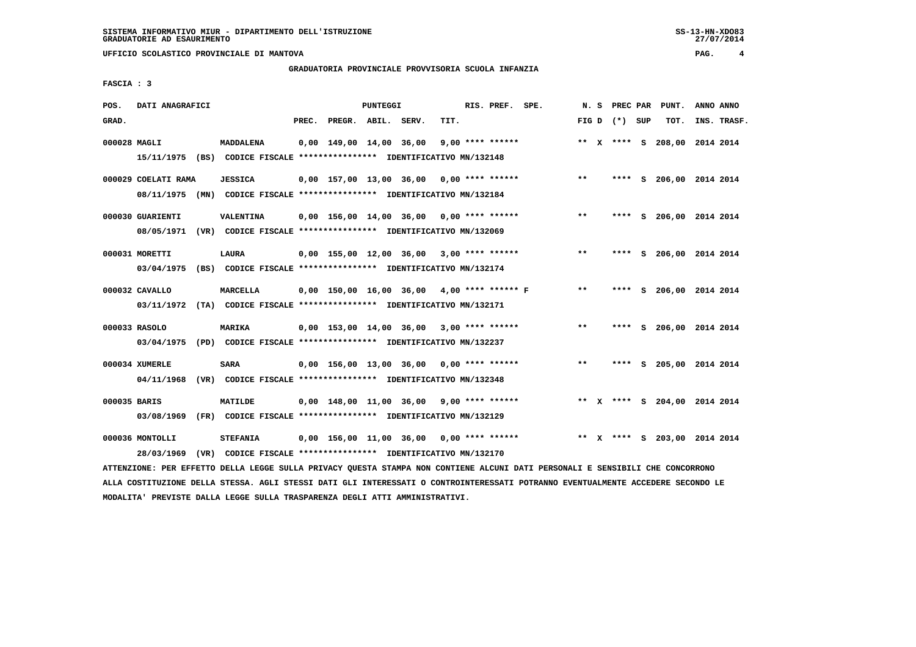SISTEMA INFORMATIVO MIUR - DIPARTIMENTO DELL'ISTRUZIONE
GRADUATORIE AD ESAURIMENTO

UFFICIO SCOLASTICO PROVINCIALE DI MANTOVA

GRADUATORIA PROVINCIALE PROVVISORIA SCUOLA INFANZIA

FASCIA : 3

| POS. GRAD. | DATI ANAGRAFICI | | PREC. | PREGR. | ABIL. | SERV. | TIT. | RIS. PREF. | SPE. | N. S FIG D | PREC (*) | PAR SUP | PUNT. TOT. | ANNO INS. | ANNO TRASF. |
|---|---|---|---|---|---|---|---|---|---|---|---|---|---|---|---|
| 000028 | MAGLI | MADDALENA | 0,00 | 149,00 | 14,00 | 36,00 | 9,00 | **** ****** | | ** X | **** | S | 208,00 | 2014 | 2014 |
| | 15/11/1975 (BS) CODICE FISCALE **************** IDENTIFICATIVO MN/132148 | | | | | | | | | | | | | | |
| 000029 | COELATI RAMA | JESSICA | 0,00 | 157,00 | 13,00 | 36,00 | 0,00 | **** ****** | | ** | **** | S | 206,00 | 2014 | 2014 |
| | 08/11/1975 (MN) CODICE FISCALE **************** IDENTIFICATIVO MN/132184 | | | | | | | | | | | | | | |
| 000030 | GUARIENTI | VALENTINA | 0,00 | 156,00 | 14,00 | 36,00 | 0,00 | **** ****** | | ** | **** | S | 206,00 | 2014 | 2014 |
| | 08/05/1971 (VR) CODICE FISCALE **************** IDENTIFICATIVO MN/132069 | | | | | | | | | | | | | | |
| 000031 | MORETTI | LAURA | 0,00 | 155,00 | 12,00 | 36,00 | 3,00 | **** ****** | | ** | **** | S | 206,00 | 2014 | 2014 |
| | 03/04/1975 (BS) CODICE FISCALE **************** IDENTIFICATIVO MN/132174 | | | | | | | | | | | | | | |
| 000032 | CAVALLO | MARCELLA | 0,00 | 150,00 | 16,00 | 36,00 | 4,00 | **** ****** | F | ** | **** | S | 206,00 | 2014 | 2014 |
| | 03/11/1972 (TA) CODICE FISCALE **************** IDENTIFICATIVO MN/132171 | | | | | | | | | | | | | | |
| 000033 | RASOLO | MARIKA | 0,00 | 153,00 | 14,00 | 36,00 | 3,00 | **** ****** | | ** | **** | S | 206,00 | 2014 | 2014 |
| | 03/04/1975 (PD) CODICE FISCALE **************** IDENTIFICATIVO MN/132237 | | | | | | | | | | | | | | |
| 000034 | XUMERLE | SARA | 0,00 | 156,00 | 13,00 | 36,00 | 0,00 | **** ****** | | ** | **** | S | 205,00 | 2014 | 2014 |
| | 04/11/1968 (VR) CODICE FISCALE **************** IDENTIFICATIVO MN/132348 | | | | | | | | | | | | | | |
| 000035 | BARIS | MATILDE | 0,00 | 148,00 | 11,00 | 36,00 | 9,00 | **** ****** | | ** X | **** | S | 204,00 | 2014 | 2014 |
| | 03/08/1969 (FR) CODICE FISCALE **************** IDENTIFICATIVO MN/132129 | | | | | | | | | | | | | | |
| 000036 | MONTOLLI | STEFANIA | 0,00 | 156,00 | 11,00 | 36,00 | 0,00 | **** ****** | | ** X | **** | S | 203,00 | 2014 | 2014 |
| | 28/03/1969 (VR) CODICE FISCALE **************** IDENTIFICATIVO MN/132170 | | | | | | | | | | | | | | |

ATTENZIONE: PER EFFETTO DELLA LEGGE SULLA PRIVACY QUESTA STAMPA NON CONTIENE ALCUNI DATI PERSONALI E SENSIBILI CHE CONCORRONO ALLA COSTITUZIONE DELLA STESSA. AGLI STESSI DATI GLI INTERESSATI O CONTROINTERESSATI POTRANNO EVENTUALMENTE ACCEDERE SECONDO LE MODALITA' PREVISTE DALLA LEGGE SULLA TRASPARENZA DEGLI ATTI AMMINISTRATIVI.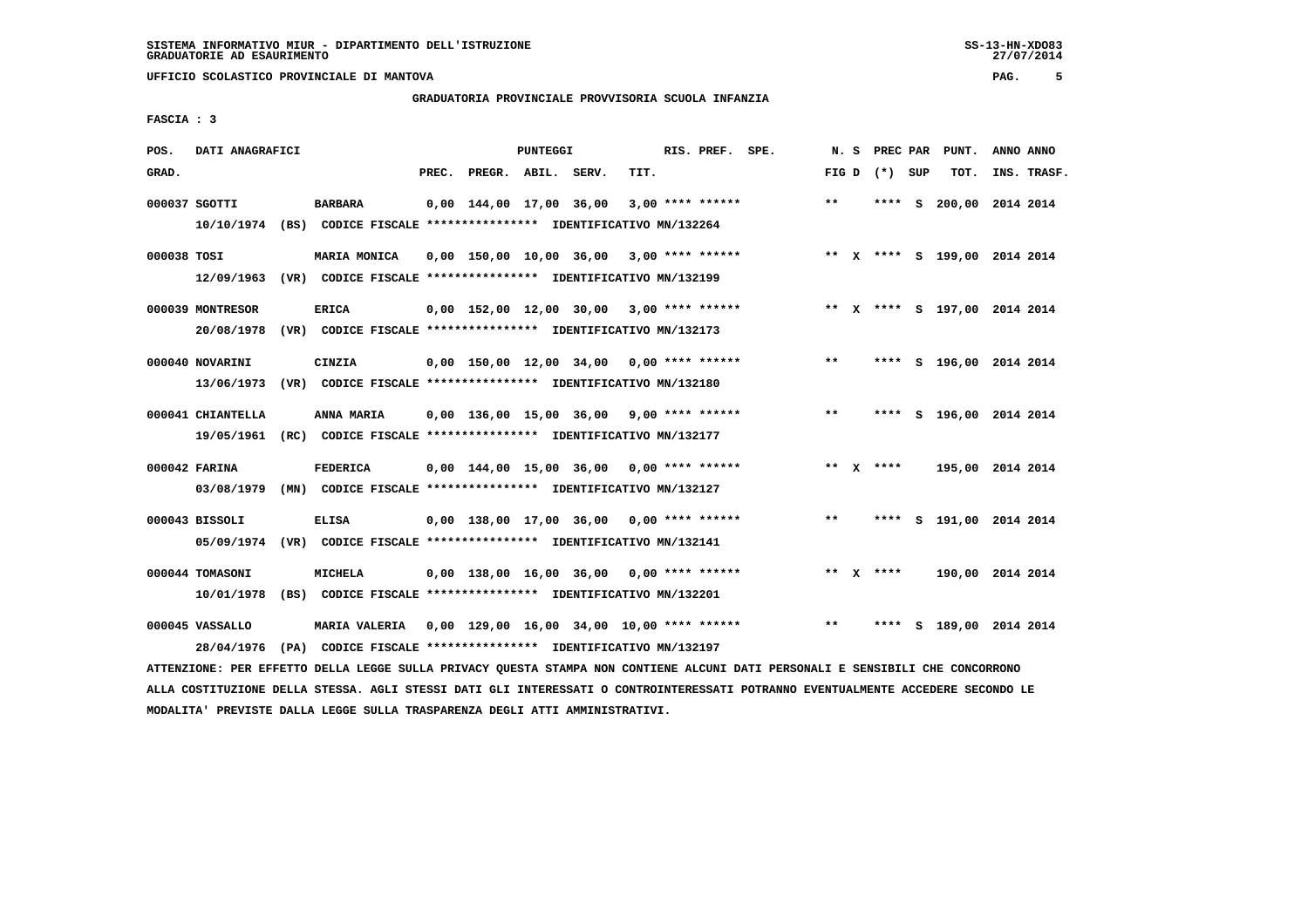SISTEMA INFORMATIVO MIUR - DIPARTIMENTO DELL'ISTRUZIONE
GRADUATORIE AD ESAURIMENTO

UFFICIO SCOLASTICO PROVINCIALE DI MANTOVA

## GRADUATORIA PROVINCIALE PROVVISORIA SCUOLA INFANZIA

FASCIA : 3

| POS. GRAD. | DATI ANAGRAFICI | | PREC. | PREGR. | ABIL. | SERV. | TIT. | RIS. PREF. | SPE. | N. S FIG D | PREC (*) | PAR SUP | PUNT. TOT. | ANNO INS. | ANNO TRASF. |
|---|---|---|---|---|---|---|---|---|---|---|---|---|---|---|---|
| 000037 | SGOTTI | BARBARA | 0,00 | 144,00 | 17,00 | 36,00 | 3,00 | **** ****** | | ** | **** | S | 200,00 | 2014 | 2014 |
| | 10/10/1974 (BS) CODICE FISCALE **************** IDENTIFICATIVO MN/132264 | | | | | | | | | | | | | | |
| 000038 | TOSI | MARIA MONICA | 0,00 | 150,00 | 10,00 | 36,00 | 3,00 | **** ****** | | ** X | **** | S | 199,00 | 2014 | 2014 |
| | 12/09/1963 (VR) CODICE FISCALE **************** IDENTIFICATIVO MN/132199 | | | | | | | | | | | | | | |
| 000039 | MONTRESOR | ERICA | 0,00 | 152,00 | 12,00 | 30,00 | 3,00 | **** ****** | | ** X | **** | S | 197,00 | 2014 | 2014 |
| | 20/08/1978 (VR) CODICE FISCALE **************** IDENTIFICATIVO MN/132173 | | | | | | | | | | | | | | |
| 000040 | NOVARINI | CINZIA | 0,00 | 150,00 | 12,00 | 34,00 | 0,00 | **** ****** | | ** | **** | S | 196,00 | 2014 | 2014 |
| | 13/06/1973 (VR) CODICE FISCALE **************** IDENTIFICATIVO MN/132180 | | | | | | | | | | | | | | |
| 000041 | CHIANTELLA | ANNA MARIA | 0,00 | 136,00 | 15,00 | 36,00 | 9,00 | **** ****** | | ** | **** | S | 196,00 | 2014 | 2014 |
| | 19/05/1961 (RC) CODICE FISCALE **************** IDENTIFICATIVO MN/132177 | | | | | | | | | | | | | | |
| 000042 | FARINA | FEDERICA | 0,00 | 144,00 | 15,00 | 36,00 | 0,00 | **** ****** | | ** X | **** | | 195,00 | 2014 | 2014 |
| | 03/08/1979 (MN) CODICE FISCALE **************** IDENTIFICATIVO MN/132127 | | | | | | | | | | | | | | |
| 000043 | BISSOLI | ELISA | 0,00 | 138,00 | 17,00 | 36,00 | 0,00 | **** ****** | | ** | **** | S | 191,00 | 2014 | 2014 |
| | 05/09/1974 (VR) CODICE FISCALE **************** IDENTIFICATIVO MN/132141 | | | | | | | | | | | | | | |
| 000044 | TOMASONI | MICHELA | 0,00 | 138,00 | 16,00 | 36,00 | 0,00 | **** ****** | | ** X | **** | | 190,00 | 2014 | 2014 |
| | 10/01/1978 (BS) CODICE FISCALE **************** IDENTIFICATIVO MN/132201 | | | | | | | | | | | | | | |
| 000045 | VASSALLO | MARIA VALERIA | 0,00 | 129,00 | 16,00 | 34,00 | 10,00 | **** ****** | | ** | **** | S | 189,00 | 2014 | 2014 |
| | 28/04/1976 (PA) CODICE FISCALE **************** IDENTIFICATIVO MN/132197 | | | | | | | | | | | | | | |

ATTENZIONE: PER EFFETTO DELLA LEGGE SULLA PRIVACY QUESTA STAMPA NON CONTIENE ALCUNI DATI PERSONALI E SENSIBILI CHE CONCORRONO ALLA COSTITUZIONE DELLA STESSA. AGLI STESSI DATI GLI INTERESSATI O CONTROINTERESSATI POTRANNO EVENTUALMENTE ACCEDERE SECONDO LE MODALITA' PREVISTE DALLA LEGGE SULLA TRASPARENZA DEGLI ATTI AMMINISTRATIVI.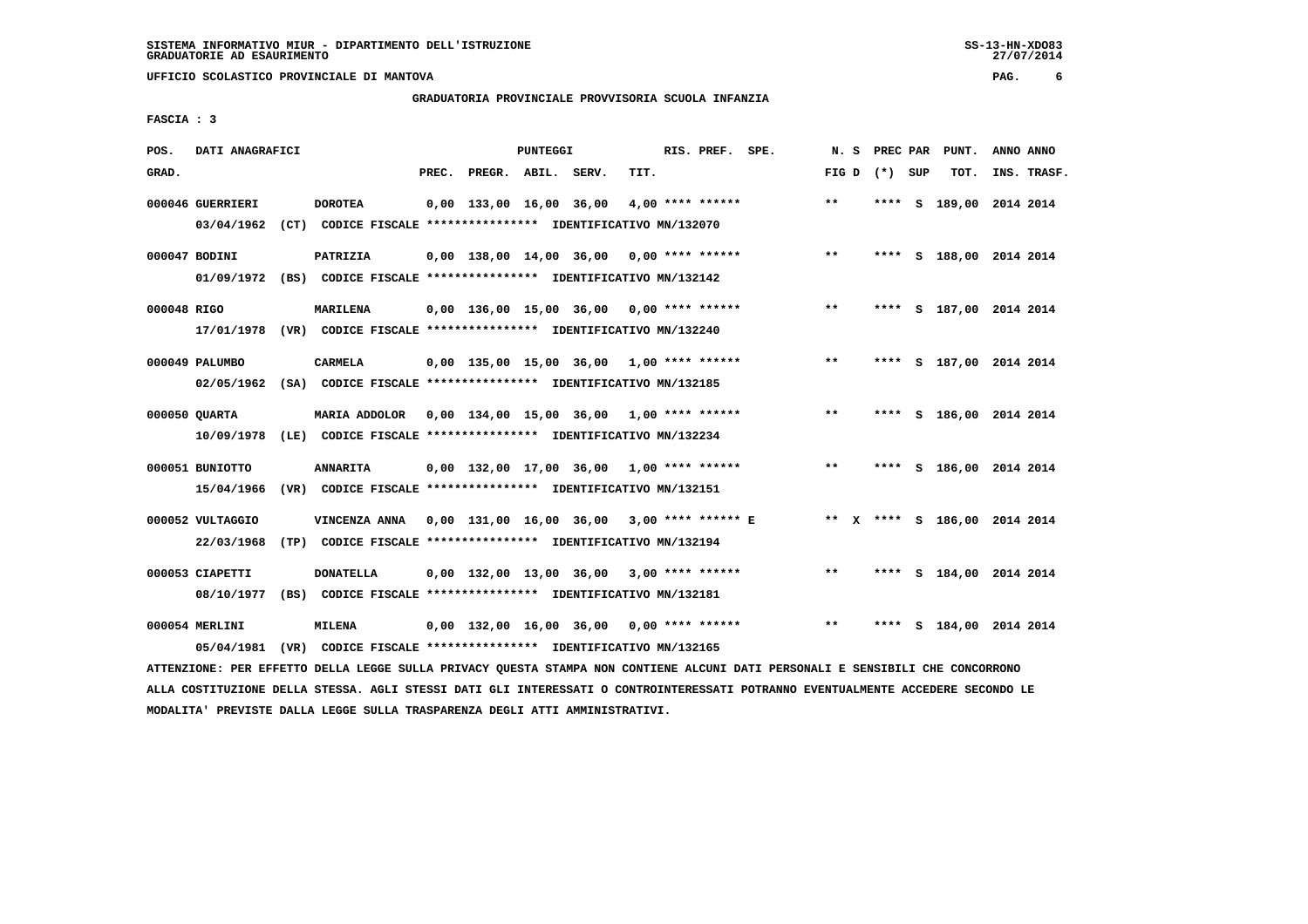SISTEMA INFORMATIVO MIUR - DIPARTIMENTO DELL'ISTRUZIONE
GRADUATORIE AD ESAURIMENTO

UFFICIO SCOLASTICO PROVINCIALE DI MANTOVA

GRADUATORIA PROVINCIALE PROVVISORIA SCUOLA INFANZIA

FASCIA : 3

| POS. GRAD. | DATI ANAGRAFICI | | PREC. | PREGR. | ABIL. | SERV. | TIT. | RIS. PREF. | SPE. | N. S FIG D | PREC PAR (*) | SUP | PUNT. TOT. | ANNO INS. | ANNO TRASF. |
|---|---|---|---|---|---|---|---|---|---|---|---|---|---|---|---|
| 000046 | GUERRIERI | DOROTEA | 0,00 | 133,00 | 16,00 | 36,00 | 4,00 | **** ****** | | ** | **** | S | 189,00 | 2014 | 2014 |
| | 03/04/1962 (CT) CODICE FISCALE **************** IDENTIFICATIVO MN/132070 | | | | | | | | | | | | | | |
| 000047 | BODINI | PATRIZIA | 0,00 | 138,00 | 14,00 | 36,00 | 0,00 | **** ****** | | ** | **** | S | 188,00 | 2014 | 2014 |
| | 01/09/1972 (BS) CODICE FISCALE **************** IDENTIFICATIVO MN/132142 | | | | | | | | | | | | | | |
| 000048 | RIGO | MARILENA | 0,00 | 136,00 | 15,00 | 36,00 | 0,00 | **** ****** | | ** | **** | S | 187,00 | 2014 | 2014 |
| | 17/01/1978 (VR) CODICE FISCALE **************** IDENTIFICATIVO MN/132240 | | | | | | | | | | | | | | |
| 000049 | PALUMBO | CARMELA | 0,00 | 135,00 | 15,00 | 36,00 | 1,00 | **** ****** | | ** | **** | S | 187,00 | 2014 | 2014 |
| | 02/05/1962 (SA) CODICE FISCALE **************** IDENTIFICATIVO MN/132185 | | | | | | | | | | | | | | |
| 000050 | QUARTA | MARIA ADDOLOR | 0,00 | 134,00 | 15,00 | 36,00 | 1,00 | **** ****** | | ** | **** | S | 186,00 | 2014 | 2014 |
| | 10/09/1978 (LE) CODICE FISCALE **************** IDENTIFICATIVO MN/132234 | | | | | | | | | | | | | | |
| 000051 | BUNIOTTO | ANNARITA | 0,00 | 132,00 | 17,00 | 36,00 | 1,00 | **** ****** | | ** | **** | S | 186,00 | 2014 | 2014 |
| | 15/04/1966 (VR) CODICE FISCALE **************** IDENTIFICATIVO MN/132151 | | | | | | | | | | | | | | |
| 000052 | VULTAGGIO | VINCENZA ANNA | 0,00 | 131,00 | 16,00 | 36,00 | 3,00 | **** ****** | E | ** X | **** | S | 186,00 | 2014 | 2014 |
| | 22/03/1968 (TP) CODICE FISCALE **************** IDENTIFICATIVO MN/132194 | | | | | | | | | | | | | | |
| 000053 | CIAPETTI | DONATELLA | 0,00 | 132,00 | 13,00 | 36,00 | 3,00 | **** ****** | | ** | **** | S | 184,00 | 2014 | 2014 |
| | 08/10/1977 (BS) CODICE FISCALE **************** IDENTIFICATIVO MN/132181 | | | | | | | | | | | | | | |
| 000054 | MERLINI | MILENA | 0,00 | 132,00 | 16,00 | 36,00 | 0,00 | **** ****** | | ** | **** | S | 184,00 | 2014 | 2014 |
| | 05/04/1981 (VR) CODICE FISCALE **************** IDENTIFICATIVO MN/132165 | | | | | | | | | | | | | | |

ATTENZIONE: PER EFFETTO DELLA LEGGE SULLA PRIVACY QUESTA STAMPA NON CONTIENE ALCUNI DATI PERSONALI E SENSIBILI CHE CONCORRONO ALLA COSTITUZIONE DELLA STESSA. AGLI STESSI DATI GLI INTERESSATI O CONTROINTERESSATI POTRANNO EVENTUALMENTE ACCEDERE SECONDO LE MODALITA' PREVISTE DALLA LEGGE SULLA TRASPARENZA DEGLI ATTI AMMINISTRATIVI.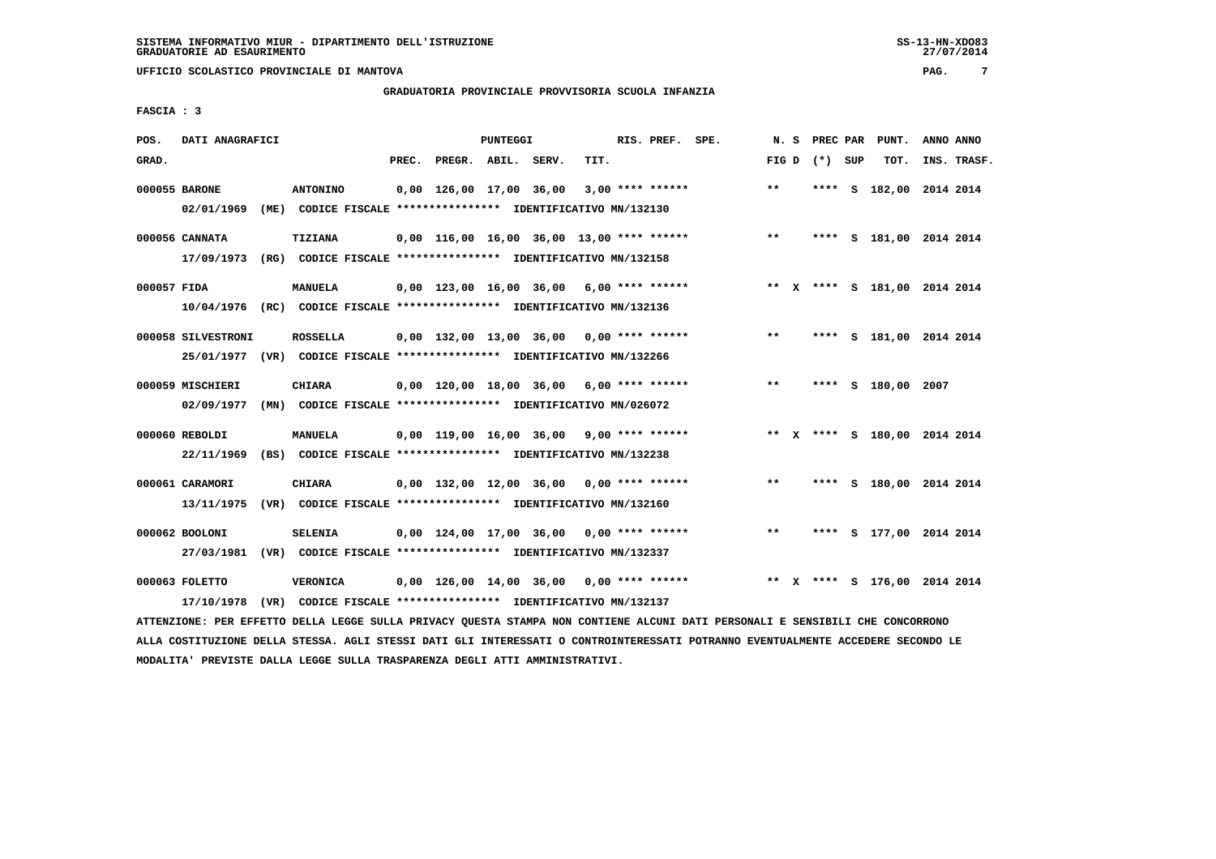SISTEMA INFORMATIVO MIUR - DIPARTIMENTO DELL'ISTRUZIONE
GRADUATORIE AD ESAURIMENTO

UFFICIO SCOLASTICO PROVINCIALE DI MANTOVA

## GRADUATORIA PROVINCIALE PROVVISORIA SCUOLA INFANZIA

FASCIA : 3

| POS. GRAD. | DATI ANAGRAFICI | | PREC. | PREGR. | ABIL. | SERV. | TIT. | RIS. PREF. | SPE. | N. S FIG D | PREC PAR (*) SUP | PUNT. TOT. | ANNO INS. | ANNO TRASF. |
|---|---|---|---|---|---|---|---|---|---|---|---|---|---|---|
| 000055 | BARONE | ANTONINO | 0,00 | 126,00 | 17,00 | 36,00 | 3,00 | **** ****** | | ** | **** S | 182,00 | 2014 | 2014 |
| | 02/01/1969 (ME) | CODICE FISCALE **************** IDENTIFICATIVO MN/132130 | | | | | | | | | | | | |
| 000056 | CANNATA | TIZIANA | 0,00 | 116,00 | 16,00 | 36,00 | 13,00 | **** ****** | | ** | **** S | 181,00 | 2014 | 2014 |
| | 17/09/1973 (RG) | CODICE FISCALE **************** IDENTIFICATIVO MN/132158 | | | | | | | | | | | | |
| 000057 | FIDA | MANUELA | 0,00 | 123,00 | 16,00 | 36,00 | 6,00 | **** ****** | | ** X | **** S | 181,00 | 2014 | 2014 |
| | 10/04/1976 (RC) | CODICE FISCALE **************** IDENTIFICATIVO MN/132136 | | | | | | | | | | | | |
| 000058 | SILVESTRONI | ROSSELLA | 0,00 | 132,00 | 13,00 | 36,00 | 0,00 | **** ****** | | ** | **** S | 181,00 | 2014 | 2014 |
| | 25/01/1977 (VR) | CODICE FISCALE **************** IDENTIFICATIVO MN/132266 | | | | | | | | | | | | |
| 000059 | MISCHIERI | CHIARA | 0,00 | 120,00 | 18,00 | 36,00 | 6,00 | **** ****** | | ** | **** S | 180,00 | 2007 | |
| | 02/09/1977 (MN) | CODICE FISCALE **************** IDENTIFICATIVO MN/026072 | | | | | | | | | | | | |
| 000060 | REBOLDI | MANUELA | 0,00 | 119,00 | 16,00 | 36,00 | 9,00 | **** ****** | | ** X | **** S | 180,00 | 2014 | 2014 |
| | 22/11/1969 (BS) | CODICE FISCALE **************** IDENTIFICATIVO MN/132238 | | | | | | | | | | | | |
| 000061 | CARAMORI | CHIARA | 0,00 | 132,00 | 12,00 | 36,00 | 0,00 | **** ****** | | ** | **** S | 180,00 | 2014 | 2014 |
| | 13/11/1975 (VR) | CODICE FISCALE **************** IDENTIFICATIVO MN/132160 | | | | | | | | | | | | |
| 000062 | BOOLONI | SELENIA | 0,00 | 124,00 | 17,00 | 36,00 | 0,00 | **** ****** | | ** | **** S | 177,00 | 2014 | 2014 |
| | 27/03/1981 (VR) | CODICE FISCALE **************** IDENTIFICATIVO MN/132337 | | | | | | | | | | | | |
| 000063 | FOLETTO | VERONICA | 0,00 | 126,00 | 14,00 | 36,00 | 0,00 | **** ****** | | ** X | **** S | 176,00 | 2014 | 2014 |
| | 17/10/1978 (VR) | CODICE FISCALE **************** IDENTIFICATIVO MN/132137 | | | | | | | | | | | | |

ATTENZIONE: PER EFFETTO DELLA LEGGE SULLA PRIVACY QUESTA STAMPA NON CONTIENE ALCUNI DATI PERSONALI E SENSIBILI CHE CONCORRONO ALLA COSTITUZIONE DELLA STESSA. AGLI STESSI DATI GLI INTERESSATI O CONTROINTERESSATI POTRANNO EVENTUALMENTE ACCEDERE SECONDO LE MODALITA' PREVISTE DALLA LEGGE SULLA TRASPARENZA DEGLI ATTI AMMINISTRATIVI.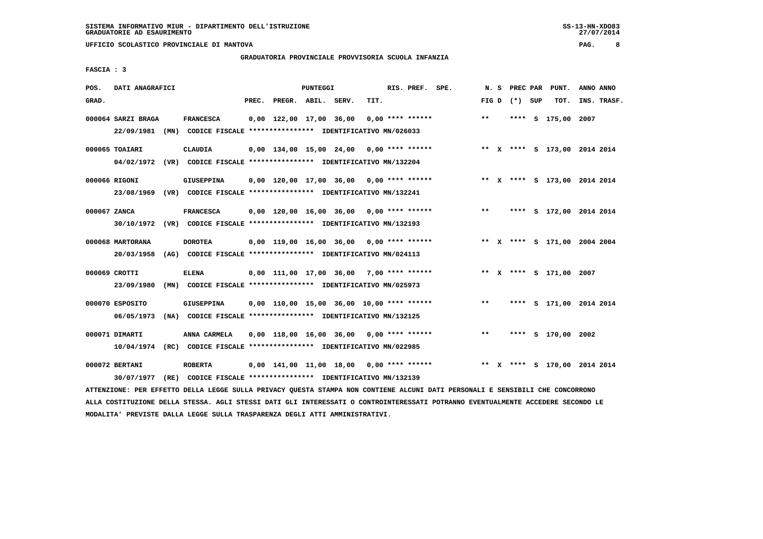SISTEMA INFORMATIVO MIUR - DIPARTIMENTO DELL'ISTRUZIONE
GRADUATORIE AD ESAURIMENTO

UFFICIO SCOLASTICO PROVINCIALE DI MANTOVA

GRADUATORIA PROVINCIALE PROVVISORIA SCUOLA INFANZIA

FASCIA : 3

| POS. GRAD. | DATI ANAGRAFICI | | PREC. | PREGR. | ABIL. | SERV. | TIT. | RIS. PREF. SPE. | N. S FIG D | PREC PAR (*) | SUP | PUNT. TOT. | ANNO INS. | ANNO TRASF. |
|---|---|---|---|---|---|---|---|---|---|---|---|---|---|---|
| 000064 | SARZI BRAGA | FRANCESCA | 0,00 | 122,00 | 17,00 | 36,00 | 0,00 | **** ****** | ** | **** | S | 175,00 | 2007 | |
| | 22/09/1981 (MN) CODICE FISCALE **************** IDENTIFICATIVO MN/026033 | | | | | | | | | | | | | |
| 000065 | TOAIARI | CLAUDIA | 0,00 | 134,00 | 15,00 | 24,00 | 0,00 | **** ****** | ** X | **** | S | 173,00 | 2014 | 2014 |
| | 04/02/1972 (VR) CODICE FISCALE **************** IDENTIFICATIVO MN/132204 | | | | | | | | | | | | | |
| 000066 | RIGONI | GIUSEPPINA | 0,00 | 120,00 | 17,00 | 36,00 | 0,00 | **** ****** | ** X | **** | S | 173,00 | 2014 | 2014 |
| | 23/08/1969 (VR) CODICE FISCALE **************** IDENTIFICATIVO MN/132241 | | | | | | | | | | | | | |
| 000067 | ZANCA | FRANCESCA | 0,00 | 120,00 | 16,00 | 36,00 | 0,00 | **** ****** | ** | **** | S | 172,00 | 2014 | 2014 |
| | 30/10/1972 (VR) CODICE FISCALE **************** IDENTIFICATIVO MN/132193 | | | | | | | | | | | | | |
| 000068 | MARTORANA | DOROTEA | 0,00 | 119,00 | 16,00 | 36,00 | 0,00 | **** ****** | ** X | **** | S | 171,00 | 2004 | 2004 |
| | 20/03/1958 (AG) CODICE FISCALE **************** IDENTIFICATIVO MN/024113 | | | | | | | | | | | | | |
| 000069 | CROTTI | ELENA | 0,00 | 111,00 | 17,00 | 36,00 | 7,00 | **** ****** | ** X | **** | S | 171,00 | 2007 | |
| | 23/09/1980 (MN) CODICE FISCALE **************** IDENTIFICATIVO MN/025973 | | | | | | | | | | | | | |
| 000070 | ESPOSITO | GIUSEPPINA | 0,00 | 110,00 | 15,00 | 36,00 | 10,00 | **** ****** | ** | **** | S | 171,00 | 2014 | 2014 |
| | 06/05/1973 (NA) CODICE FISCALE **************** IDENTIFICATIVO MN/132125 | | | | | | | | | | | | | |
| 000071 | DIMARTI | ANNA CARMELA | 0,00 | 118,00 | 16,00 | 36,00 | 0,00 | **** ****** | ** | **** | S | 170,00 | 2002 | |
| | 10/04/1974 (RC) CODICE FISCALE **************** IDENTIFICATIVO MN/022985 | | | | | | | | | | | | | |
| 000072 | BERTANI | ROBERTA | 0,00 | 141,00 | 11,00 | 18,00 | 0,00 | **** ****** | ** X | **** | S | 170,00 | 2014 | 2014 |
| | 30/07/1977 (RE) CODICE FISCALE **************** IDENTIFICATIVO MN/132139 | | | | | | | | | | | | | |

ATTENZIONE: PER EFFETTO DELLA LEGGE SULLA PRIVACY QUESTA STAMPA NON CONTIENE ALCUNI DATI PERSONALI E SENSIBILI CHE CONCORRONO ALLA COSTITUZIONE DELLA STESSA. AGLI STESSI DATI GLI INTERESSATI O CONTROINTERESSATI POTRANNO EVENTUALMENTE ACCEDERE SECONDO LE MODALITA' PREVISTE DALLA LEGGE SULLA TRASPARENZA DEGLI ATTI AMMINISTRATIVI.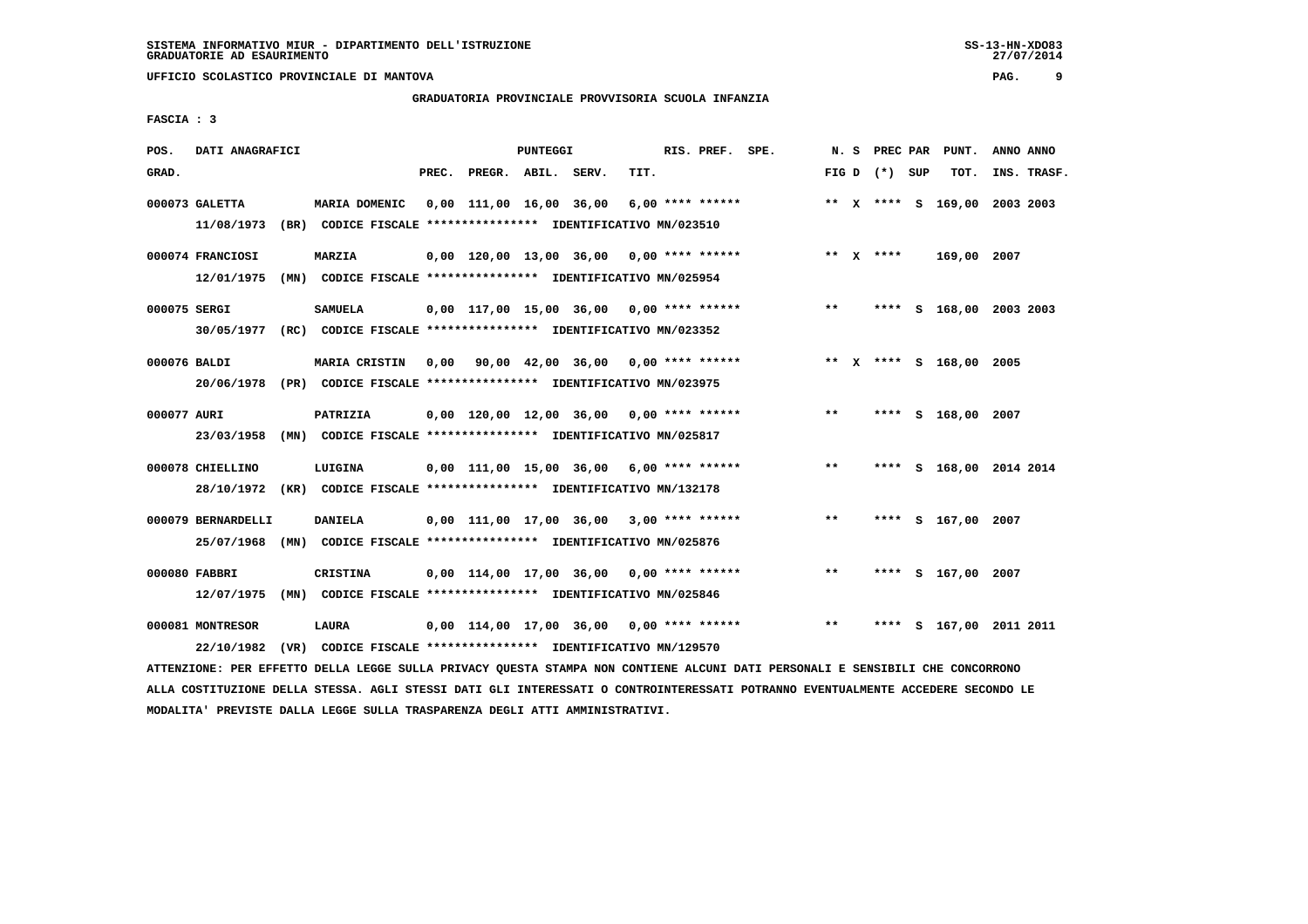SISTEMA INFORMATIVO MIUR - DIPARTIMENTO DELL'ISTRUZIONE
GRADUATORIE AD ESAURIMENTO

UFFICIO SCOLASTICO PROVINCIALE DI MANTOVA

GRADUATORIA PROVINCIALE PROVVISORIA SCUOLA INFANZIA

FASCIA : 3

| POS. GRAD. | DATI ANAGRAFICI | | PREC. | PREGR. | ABIL. | SERV. | TIT. | RIS. PREF. | SPE. | N. S FIG D | PREC PAR (*) | SUP | PUNT. TOT. | ANNO INS. | ANNO TRASF. |
|---|---|---|---|---|---|---|---|---|---|---|---|---|---|---|---|
| 000073 | GALETTA | MARIA DOMENIC | 0,00 | 111,00 | 16,00 | 36,00 | 6,00 | **** ****** | | ** X | **** | S | 169,00 | 2003 | 2003 |
| | 11/08/1973 (BR) CODICE FISCALE **************** IDENTIFICATIVO MN/023510 | | | | | | | | | | | | | | |
| 000074 | FRANCIOSI | MARZIA | 0,00 | 120,00 | 13,00 | 36,00 | 0,00 | **** ****** | | ** X | **** | | 169,00 | 2007 | |
| | 12/01/1975 (MN) CODICE FISCALE **************** IDENTIFICATIVO MN/025954 | | | | | | | | | | | | | | |
| 000075 | SERGI | SAMUELA | 0,00 | 117,00 | 15,00 | 36,00 | 0,00 | **** ****** | | ** | **** | S | 168,00 | 2003 | 2003 |
| | 30/05/1977 (RC) CODICE FISCALE **************** IDENTIFICATIVO MN/023352 | | | | | | | | | | | | | | |
| 000076 | BALDI | MARIA CRISTIN | 0,00 | 90,00 | 42,00 | 36,00 | 0,00 | **** ****** | | ** X | **** | S | 168,00 | 2005 | |
| | 20/06/1978 (PR) CODICE FISCALE **************** IDENTIFICATIVO MN/023975 | | | | | | | | | | | | | | |
| 000077 | AURI | PATRIZIA | 0,00 | 120,00 | 12,00 | 36,00 | 0,00 | **** ****** | | ** | **** | S | 168,00 | 2007 | |
| | 23/03/1958 (MN) CODICE FISCALE **************** IDENTIFICATIVO MN/025817 | | | | | | | | | | | | | | |
| 000078 | CHIELLINO | LUIGINA | 0,00 | 111,00 | 15,00 | 36,00 | 6,00 | **** ****** | | ** | **** | S | 168,00 | 2014 | 2014 |
| | 28/10/1972 (KR) CODICE FISCALE **************** IDENTIFICATIVO MN/132178 | | | | | | | | | | | | | | |
| 000079 | BERNARDELLI | DANIELA | 0,00 | 111,00 | 17,00 | 36,00 | 3,00 | **** ****** | | ** | **** | S | 167,00 | 2007 | |
| | 25/07/1968 (MN) CODICE FISCALE **************** IDENTIFICATIVO MN/025876 | | | | | | | | | | | | | | |
| 000080 | FABBRI | CRISTINA | 0,00 | 114,00 | 17,00 | 36,00 | 0,00 | **** ****** | | ** | **** | S | 167,00 | 2007 | |
| | 12/07/1975 (MN) CODICE FISCALE **************** IDENTIFICATIVO MN/025846 | | | | | | | | | | | | | | |
| 000081 | MONTRESOR | LAURA | 0,00 | 114,00 | 17,00 | 36,00 | 0,00 | **** ****** | | ** | **** | S | 167,00 | 2011 | 2011 |
| | 22/10/1982 (VR) CODICE FISCALE **************** IDENTIFICATIVO MN/129570 | | | | | | | | | | | | | | |

ATTENZIONE: PER EFFETTO DELLA LEGGE SULLA PRIVACY QUESTA STAMPA NON CONTIENE ALCUNI DATI PERSONALI E SENSIBILI CHE CONCORRONO ALLA COSTITUZIONE DELLA STESSA. AGLI STESSI DATI GLI INTERESSATI O CONTROINTERESSATI POTRANNO EVENTUALMENTE ACCEDERE SECONDO LE MODALITA' PREVISTE DALLA LEGGE SULLA TRASPARENZA DEGLI ATTI AMMINISTRATIVI.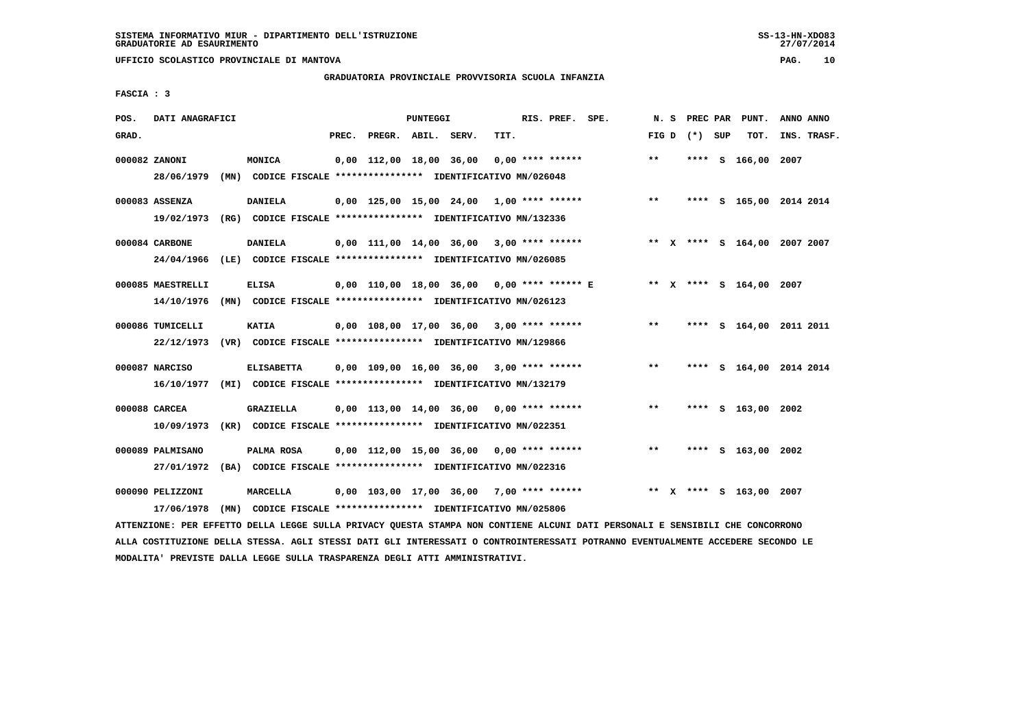SISTEMA INFORMATIVO MIUR - DIPARTIMENTO DELL'ISTRUZIONE
GRADUATORIE AD ESAURIMENTO

UFFICIO SCOLASTICO PROVINCIALE DI MANTOVA

GRADUATORIA PROVINCIALE PROVVISORIA SCUOLA INFANZIA

FASCIA : 3

| POS. GRAD. | DATI ANAGRAFICI | | PREC. | PREGR. | ABIL. | SERV. | TIT. | RIS. PREF. SPE. | N. S FIG D | PREC PAR (*) SUP | PUNT. TOT. | ANNO INS. | ANNO TRASF. |
|---|---|---|---|---|---|---|---|---|---|---|---|---|---|
| 000082 | ZANONI | MONICA | 0,00 | 112,00 | 18,00 | 36,00 | 0,00 | **** ****** | ** | **** S | 166,00 | 2007 | |
| | 28/06/1979 (MN) | CODICE FISCALE **************** IDENTIFICATIVO MN/026048 | | | | | | | | | | | |
| 000083 | ASSENZA | DANIELA | 0,00 | 125,00 | 15,00 | 24,00 | 1,00 | **** ****** | ** | **** S | 165,00 | 2014 | 2014 |
| | 19/02/1973 (RG) | CODICE FISCALE **************** IDENTIFICATIVO MN/132336 | | | | | | | | | | | |
| 000084 | CARBONE | DANIELA | 0,00 | 111,00 | 14,00 | 36,00 | 3,00 | **** ****** | ** X | **** S | 164,00 | 2007 | 2007 |
| | 24/04/1966 (LE) | CODICE FISCALE **************** IDENTIFICATIVO MN/026085 | | | | | | | | | | | |
| 000085 | MAESTRELLI | ELISA | 0,00 | 110,00 | 18,00 | 36,00 | 0,00 | **** ****** E | ** X | **** S | 164,00 | 2007 | |
| | 14/10/1976 (MN) | CODICE FISCALE **************** IDENTIFICATIVO MN/026123 | | | | | | | | | | | |
| 000086 | TUMICELLI | KATIA | 0,00 | 108,00 | 17,00 | 36,00 | 3,00 | **** ****** | ** | **** S | 164,00 | 2011 | 2011 |
| | 22/12/1973 (VR) | CODICE FISCALE **************** IDENTIFICATIVO MN/129866 | | | | | | | | | | | |
| 000087 | NARCISO | ELISABETTA | 0,00 | 109,00 | 16,00 | 36,00 | 3,00 | **** ****** | ** | **** S | 164,00 | 2014 | 2014 |
| | 16/10/1977 (MI) | CODICE FISCALE **************** IDENTIFICATIVO MN/132179 | | | | | | | | | | | |
| 000088 | CARCEA | GRAZIELLA | 0,00 | 113,00 | 14,00 | 36,00 | 0,00 | **** ****** | ** | **** S | 163,00 | 2002 | |
| | 10/09/1973 (KR) | CODICE FISCALE **************** IDENTIFICATIVO MN/022351 | | | | | | | | | | | |
| 000089 | PALMISANO | PALMA ROSA | 0,00 | 112,00 | 15,00 | 36,00 | 0,00 | **** ****** | ** | **** S | 163,00 | 2002 | |
| | 27/01/1972 (BA) | CODICE FISCALE **************** IDENTIFICATIVO MN/022316 | | | | | | | | | | | |
| 000090 | PELIZZONI | MARCELLA | 0,00 | 103,00 | 17,00 | 36,00 | 7,00 | **** ****** | ** X | **** S | 163,00 | 2007 | |
| | 17/06/1978 (MN) | CODICE FISCALE **************** IDENTIFICATIVO MN/025806 | | | | | | | | | | | |

ATTENZIONE: PER EFFETTO DELLA LEGGE SULLA PRIVACY QUESTA STAMPA NON CONTIENE ALCUNI DATI PERSONALI E SENSIBILI CHE CONCORRONO ALLA COSTITUZIONE DELLA STESSA. AGLI STESSI DATI GLI INTERESSATI O CONTROINTERESSATI POTRANNO EVENTUALMENTE ACCEDERE SECONDO LE MODALITA' PREVISTE DALLA LEGGE SULLA TRASPARENZA DEGLI ATTI AMMINISTRATIVI.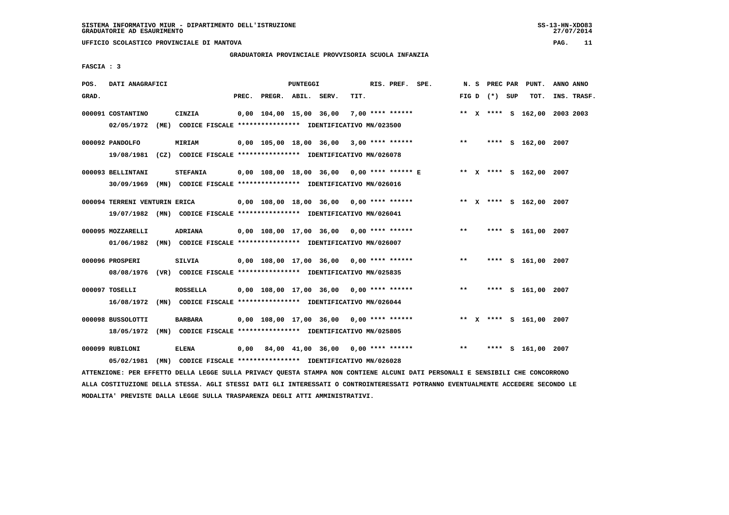SISTEMA INFORMATIVO MIUR - DIPARTIMENTO DELL'ISTRUZIONE
GRADUATORIE AD ESAURIMENTO

UFFICIO SCOLASTICO PROVINCIALE DI MANTOVA

GRADUATORIA PROVINCIALE PROVVISORIA SCUOLA INFANZIA

FASCIA : 3

| POS. GRAD. | DATI ANAGRAFICI | | PREC. | PREGR. | ABIL. | SERV. | TIT. | RIS. PREF. SPE. | N. S FIG D | PREC PAR (*) SUP | PUNT. TOT. | ANNO ANNO INS. TRASF. |
|---|---|---|---|---|---|---|---|---|---|---|---|---|
| 000091 | COSTANTINO | CINZIA | 0,00 | 104,00 | 15,00 | 36,00 | 7,00 | **** ****** | ** X | **** S | 162,00 | 2003 2003 |
| | 02/05/1972 (ME) CODICE FISCALE **************** IDENTIFICATIVO MN/023500 | | | | | | | | | | | |
| 000092 | PANDOLFO | MIRIAM | 0,00 | 105,00 | 18,00 | 36,00 | 3,00 | **** ****** | ** | **** S | 162,00 | 2007 |
| | 19/08/1981 (CZ) CODICE FISCALE **************** IDENTIFICATIVO MN/026078 | | | | | | | | | | | |
| 000093 | BELLINTANI | STEFANIA | 0,00 | 108,00 | 18,00 | 36,00 | 0,00 | **** ****** E | ** X | **** S | 162,00 | 2007 |
| | 30/09/1969 (MN) CODICE FISCALE **************** IDENTIFICATIVO MN/026016 | | | | | | | | | | | |
| 000094 | TERRENI VENTURIN | ERICA | 0,00 | 108,00 | 18,00 | 36,00 | 0,00 | **** ****** | ** X | **** S | 162,00 | 2007 |
| | 19/07/1982 (MN) CODICE FISCALE **************** IDENTIFICATIVO MN/026041 | | | | | | | | | | | |
| 000095 | MOZZARELLI | ADRIANA | 0,00 | 108,00 | 17,00 | 36,00 | 0,00 | **** ****** | ** | **** S | 161,00 | 2007 |
| | 01/06/1982 (MN) CODICE FISCALE **************** IDENTIFICATIVO MN/026007 | | | | | | | | | | | |
| 000096 | PROSPERI | SILVIA | 0,00 | 108,00 | 17,00 | 36,00 | 0,00 | **** ****** | ** | **** S | 161,00 | 2007 |
| | 08/08/1976 (VR) CODICE FISCALE **************** IDENTIFICATIVO MN/025835 | | | | | | | | | | | |
| 000097 | TOSELLI | ROSSELLA | 0,00 | 108,00 | 17,00 | 36,00 | 0,00 | **** ****** | ** | **** S | 161,00 | 2007 |
| | 16/08/1972 (MN) CODICE FISCALE **************** IDENTIFICATIVO MN/026044 | | | | | | | | | | | |
| 000098 | BUSSOLOTTI | BARBARA | 0,00 | 108,00 | 17,00 | 36,00 | 0,00 | **** ****** | ** X | **** S | 161,00 | 2007 |
| | 18/05/1972 (MN) CODICE FISCALE **************** IDENTIFICATIVO MN/025805 | | | | | | | | | | | |
| 000099 | RUBILONI | ELENA | 0,00 | 84,00 | 41,00 | 36,00 | 0,00 | **** ****** | ** | **** S | 161,00 | 2007 |
| | 05/02/1981 (MN) CODICE FISCALE **************** IDENTIFICATIVO MN/026028 | | | | | | | | | | | |

ATTENZIONE: PER EFFETTO DELLA LEGGE SULLA PRIVACY QUESTA STAMPA NON CONTIENE ALCUNI DATI PERSONALI E SENSIBILI CHE CONCORRONO ALLA COSTITUZIONE DELLA STESSA. AGLI STESSI DATI GLI INTERESSATI O CONTROINTERESSATI POTRANNO EVENTUALMENTE ACCEDERE SECONDO LE MODALITA' PREVISTE DALLA LEGGE SULLA TRASPARENZA DEGLI ATTI AMMINISTRATIVI.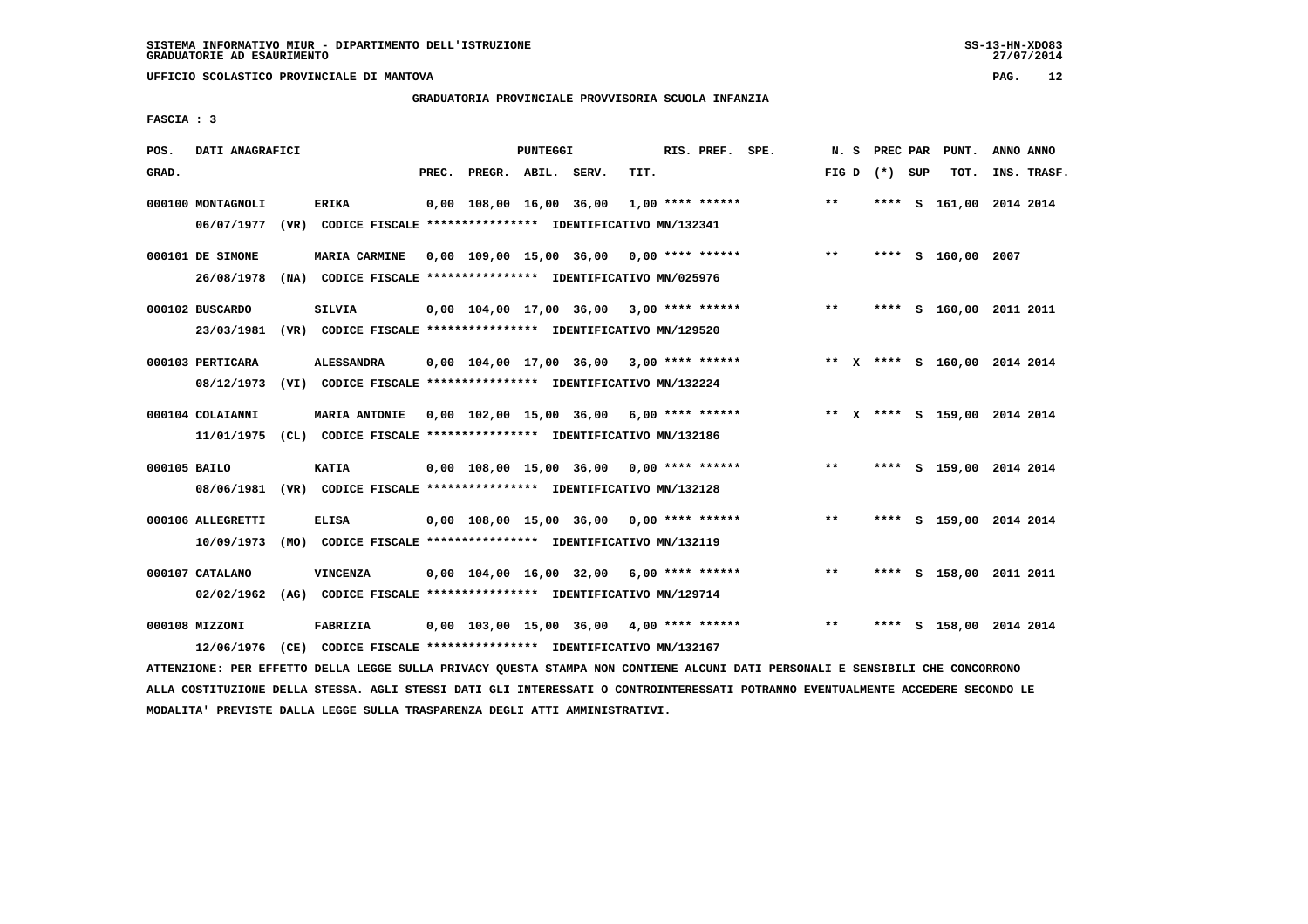SISTEMA INFORMATIVO MIUR - DIPARTIMENTO DELL'ISTRUZIONE
GRADUATORIE AD ESAURIMENTO

UFFICIO SCOLASTICO PROVINCIALE DI MANTOVA

GRADUATORIA PROVINCIALE PROVVISORIA SCUOLA INFANZIA

FASCIA : 3

| POS. GRAD. | DATI ANAGRAFICI | | PREC. | PREGR. | ABIL. | SERV. | TIT. | RIS. PREF. | SPE. | N. S FIG D | PREC PAR (*) SUP | PUNT. TOT. | ANNO ANNO INS. TRASF. |
|---|---|---|---|---|---|---|---|---|---|---|---|---|---|
| 000100 | MONTAGNOLI | ERIKA | 0,00 | 108,00 | 16,00 | 36,00 | 1,00 | **** ****** | | ** | **** S | 161,00 | 2014 2014 |
| | 06/07/1977 (VR) | CODICE FISCALE **************** IDENTIFICATIVO MN/132341 | | | | | | | | | | | |
| 000101 | DE SIMONE | MARIA CARMINE | 0,00 | 109,00 | 15,00 | 36,00 | 0,00 | **** ****** | | ** | **** S | 160,00 | 2007 |
| | 26/08/1978 (NA) | CODICE FISCALE **************** IDENTIFICATIVO MN/025976 | | | | | | | | | | | |
| 000102 | BUSCARDO | SILVIA | 0,00 | 104,00 | 17,00 | 36,00 | 3,00 | **** ****** | | ** | **** S | 160,00 | 2011 2011 |
| | 23/03/1981 (VR) | CODICE FISCALE **************** IDENTIFICATIVO MN/129520 | | | | | | | | | | | |
| 000103 | PERTICARA | ALESSANDRA | 0,00 | 104,00 | 17,00 | 36,00 | 3,00 | **** ****** | | ** X | **** S | 160,00 | 2014 2014 |
| | 08/12/1973 (VI) | CODICE FISCALE **************** IDENTIFICATIVO MN/132224 | | | | | | | | | | | |
| 000104 | COLAIANNI | MARIA ANTONIE | 0,00 | 102,00 | 15,00 | 36,00 | 6,00 | **** ****** | | ** X | **** S | 159,00 | 2014 2014 |
| | 11/01/1975 (CL) | CODICE FISCALE **************** IDENTIFICATIVO MN/132186 | | | | | | | | | | | |
| 000105 | BAILO | KATIA | 0,00 | 108,00 | 15,00 | 36,00 | 0,00 | **** ****** | | ** | **** S | 159,00 | 2014 2014 |
| | 08/06/1981 (VR) | CODICE FISCALE **************** IDENTIFICATIVO MN/132128 | | | | | | | | | | | |
| 000106 | ALLEGRETTI | ELISA | 0,00 | 108,00 | 15,00 | 36,00 | 0,00 | **** ****** | | ** | **** S | 159,00 | 2014 2014 |
| | 10/09/1973 (MO) | CODICE FISCALE **************** IDENTIFICATIVO MN/132119 | | | | | | | | | | | |
| 000107 | CATALANO | VINCENZA | 0,00 | 104,00 | 16,00 | 32,00 | 6,00 | **** ****** | | ** | **** S | 158,00 | 2011 2011 |
| | 02/02/1962 (AG) | CODICE FISCALE **************** IDENTIFICATIVO MN/129714 | | | | | | | | | | | |
| 000108 | MIZZONI | FABRIZIA | 0,00 | 103,00 | 15,00 | 36,00 | 4,00 | **** ****** | | ** | **** S | 158,00 | 2014 2014 |
| | 12/06/1976 (CE) | CODICE FISCALE **************** IDENTIFICATIVO MN/132167 | | | | | | | | | | | |

ATTENZIONE: PER EFFETTO DELLA LEGGE SULLA PRIVACY QUESTA STAMPA NON CONTIENE ALCUNI DATI PERSONALI E SENSIBILI CHE CONCORRONO ALLA COSTITUZIONE DELLA STESSA. AGLI STESSI DATI GLI INTERESSATI O CONTROINTERESSATI POTRANNO EVENTUALMENTE ACCEDERE SECONDO LE MODALITA' PREVISTE DALLA LEGGE SULLA TRASPARENZA DEGLI ATTI AMMINISTRATIVI.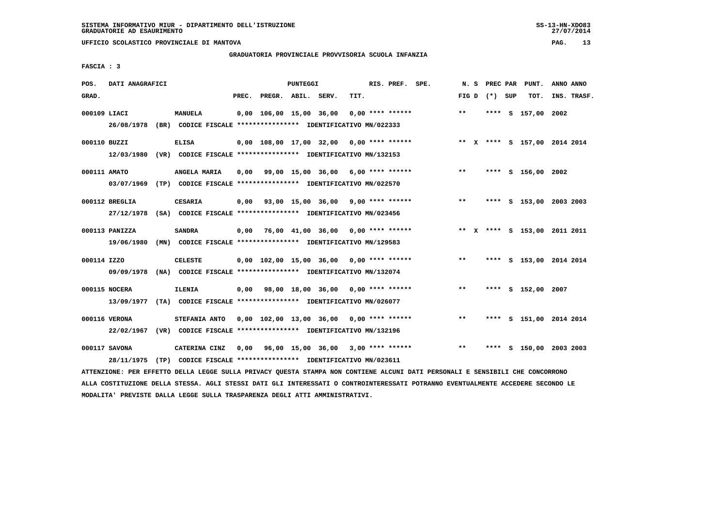SISTEMA INFORMATIVO MIUR - DIPARTIMENTO DELL'ISTRUZIONE
GRADUATORIE AD ESAURIMENTO

UFFICIO SCOLASTICO PROVINCIALE DI MANTOVA

GRADUATORIA PROVINCIALE PROVVISORIA SCUOLA INFANZIA

FASCIA : 3

| POS. GRAD. | DATI ANAGRAFICI | | PREC. | PREGR. | ABIL. | SERV. | TIT. | RIS. PREF. | SPE. | N. S FIG D | PREC PAR (*) | SUP | PUNT. TOT. | ANNO INS. | ANNO TRASF. |
|---|---|---|---|---|---|---|---|---|---|---|---|---|---|---|---|
| 000109 | LIACI | MANUELA | 0,00 | 106,00 | 15,00 | 36,00 | 0,00 | **** ****** | | ** | **** | S | 157,00 | 2002 | |
| | 26/08/1978 (BR) | CODICE FISCALE **************** IDENTIFICATIVO MN/022333 | | | | | | | | | | | | | |
| 000110 | BUZZI | ELISA | 0,00 | 108,00 | 17,00 | 32,00 | 0,00 | **** ****** | | ** X | **** | S | 157,00 | 2014 | 2014 |
| | 12/03/1980 (VR) | CODICE FISCALE **************** IDENTIFICATIVO MN/132153 | | | | | | | | | | | | | |
| 000111 | AMATO | ANGELA MARIA | 0,00 | 99,00 | 15,00 | 36,00 | 6,00 | **** ****** | | ** | **** | S | 156,00 | 2002 | |
| | 03/07/1969 (TP) | CODICE FISCALE **************** IDENTIFICATIVO MN/022570 | | | | | | | | | | | | | |
| 000112 | BREGLIA | CESARIA | 0,00 | 93,00 | 15,00 | 36,00 | 9,00 | **** ****** | | ** | **** | S | 153,00 | 2003 | 2003 |
| | 27/12/1978 (SA) | CODICE FISCALE **************** IDENTIFICATIVO MN/023456 | | | | | | | | | | | | | |
| 000113 | PANIZZA | SANDRA | 0,00 | 76,00 | 41,00 | 36,00 | 0,00 | **** ****** | | ** X | **** | S | 153,00 | 2011 | 2011 |
| | 19/06/1980 (MN) | CODICE FISCALE **************** IDENTIFICATIVO MN/129583 | | | | | | | | | | | | | |
| 000114 | IZZO | CELESTE | 0,00 | 102,00 | 15,00 | 36,00 | 0,00 | **** ****** | | ** | **** | S | 153,00 | 2014 | 2014 |
| | 09/09/1978 (NA) | CODICE FISCALE **************** IDENTIFICATIVO MN/132074 | | | | | | | | | | | | | |
| 000115 | NOCERA | ILENIA | 0,00 | 98,00 | 18,00 | 36,00 | 0,00 | **** ****** | | ** | **** | S | 152,00 | 2007 | |
| | 13/09/1977 (TA) | CODICE FISCALE **************** IDENTIFICATIVO MN/026077 | | | | | | | | | | | | | |
| 000116 | VERONA | STEFANIA ANTO | 0,00 | 102,00 | 13,00 | 36,00 | 0,00 | **** ****** | | ** | **** | S | 151,00 | 2014 | 2014 |
| | 22/02/1967 (VR) | CODICE FISCALE **************** IDENTIFICATIVO MN/132196 | | | | | | | | | | | | | |
| 000117 | SAVONA | CATERINA CINZ | 0,00 | 96,00 | 15,00 | 36,00 | 3,00 | **** ****** | | ** | **** | S | 150,00 | 2003 | 2003 |
| | 28/11/1975 (TP) | CODICE FISCALE **************** IDENTIFICATIVO MN/023611 | | | | | | | | | | | | | |

ATTENZIONE: PER EFFETTO DELLA LEGGE SULLA PRIVACY QUESTA STAMPA NON CONTIENE ALCUNI DATI PERSONALI E SENSIBILI CHE CONCORRONO ALLA COSTITUZIONE DELLA STESSA. AGLI STESSI DATI GLI INTERESSATI O CONTROINTERESSATI POTRANNO EVENTUALMENTE ACCEDERE SECONDO LE MODALITA' PREVISTE DALLA LEGGE SULLA TRASPARENZA DEGLI ATTI AMMINISTRATIVI.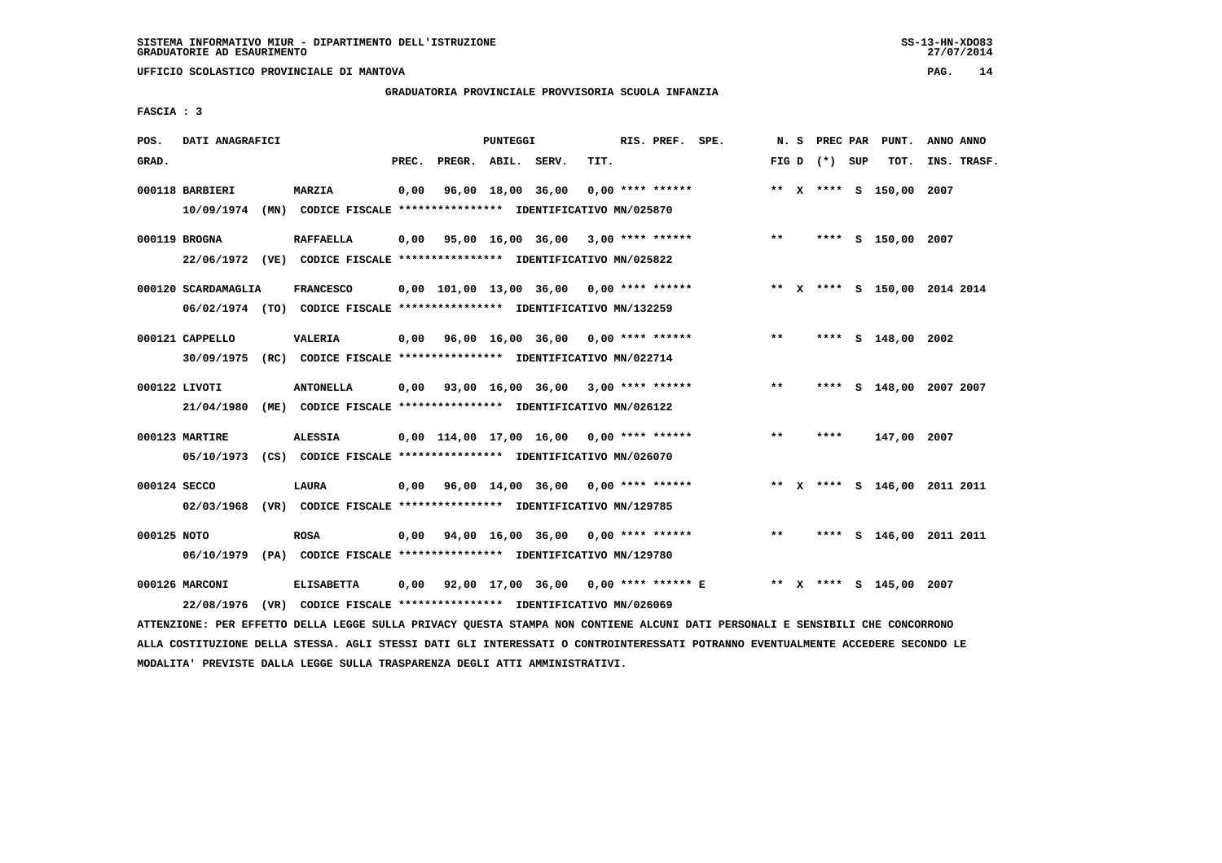SISTEMA INFORMATIVO MIUR - DIPARTIMENTO DELL'ISTRUZIONE
GRADUATORIE AD ESAURIMENTO

UFFICIO SCOLASTICO PROVINCIALE DI MANTOVA

GRADUATORIA PROVINCIALE PROVVISORIA SCUOLA INFANZIA

FASCIA : 3

| POS. GRAD. | DATI ANAGRAFICI | | PREC. | PREGR. | ABIL. | SERV. | TIT. | RIS. PREF. SPE. | N. S FIG D | PREC (*) | PAR SUP | PUNT. TOT. | ANNO INS. | ANNO TRASF. |
|---|---|---|---|---|---|---|---|---|---|---|---|---|---|---|
| 000118 | BARBIERI | MARZIA | 0,00 | 96,00 | 18,00 | 36,00 | 0,00 | **** ****** | ** X | **** | S | 150,00 | 2007 | |
| | 10/09/1974 (MN) CODICE FISCALE **************** IDENTIFICATIVO MN/025870 | | | | | | | | | | | | | |
| 000119 | BROGNA | RAFFAELLA | 0,00 | 95,00 | 16,00 | 36,00 | 3,00 | **** ****** | ** | **** | S | 150,00 | 2007 | |
| | 22/06/1972 (VE) CODICE FISCALE **************** IDENTIFICATIVO MN/025822 | | | | | | | | | | | | | |
| 000120 | SCARDAMAGLIA | FRANCESCO | 0,00 | 101,00 | 13,00 | 36,00 | 0,00 | **** ****** | ** X | **** | S | 150,00 | 2014 | 2014 |
| | 06/02/1974 (TO) CODICE FISCALE **************** IDENTIFICATIVO MN/132259 | | | | | | | | | | | | | |
| 000121 | CAPPELLO | VALERIA | 0,00 | 96,00 | 16,00 | 36,00 | 0,00 | **** ****** | ** | **** | S | 148,00 | 2002 | |
| | 30/09/1975 (RC) CODICE FISCALE **************** IDENTIFICATIVO MN/022714 | | | | | | | | | | | | | |
| 000122 | LIVOTI | ANTONELLA | 0,00 | 93,00 | 16,00 | 36,00 | 3,00 | **** ****** | ** | **** | S | 148,00 | 2007 | 2007 |
| | 21/04/1980 (ME) CODICE FISCALE **************** IDENTIFICATIVO MN/026122 | | | | | | | | | | | | | |
| 000123 | MARTIRE | ALESSIA | 0,00 | 114,00 | 17,00 | 16,00 | 0,00 | **** ****** | ** | **** | | 147,00 | 2007 | |
| | 05/10/1973 (CS) CODICE FISCALE **************** IDENTIFICATIVO MN/026070 | | | | | | | | | | | | | |
| 000124 | SECCO | LAURA | 0,00 | 96,00 | 14,00 | 36,00 | 0,00 | **** ****** | ** X | **** | S | 146,00 | 2011 | 2011 |
| | 02/03/1968 (VR) CODICE FISCALE **************** IDENTIFICATIVO MN/129785 | | | | | | | | | | | | | |
| 000125 | NOTO | ROSA | 0,00 | 94,00 | 16,00 | 36,00 | 0,00 | **** ****** | ** | **** | S | 146,00 | 2011 | 2011 |
| | 06/10/1979 (PA) CODICE FISCALE **************** IDENTIFICATIVO MN/129780 | | | | | | | | | | | | | |
| 000126 | MARCONI | ELISABETTA | 0,00 | 92,00 | 17,00 | 36,00 | 0,00 | **** ****** E | ** X | **** | S | 145,00 | 2007 | |
| | 22/08/1976 (VR) CODICE FISCALE **************** IDENTIFICATIVO MN/026069 | | | | | | | | | | | | | |

ATTENZIONE: PER EFFETTO DELLA LEGGE SULLA PRIVACY QUESTA STAMPA NON CONTIENE ALCUNI DATI PERSONALI E SENSIBILI CHE CONCORRONO ALLA COSTITUZIONE DELLA STESSA. AGLI STESSI DATI GLI INTERESSATI O CONTROINTERESSATI POTRANNO EVENTUALMENTE ACCEDERE SECONDO LE MODALITA' PREVISTE DALLA LEGGE SULLA TRASPARENZA DEGLI ATTI AMMINISTRATIVI.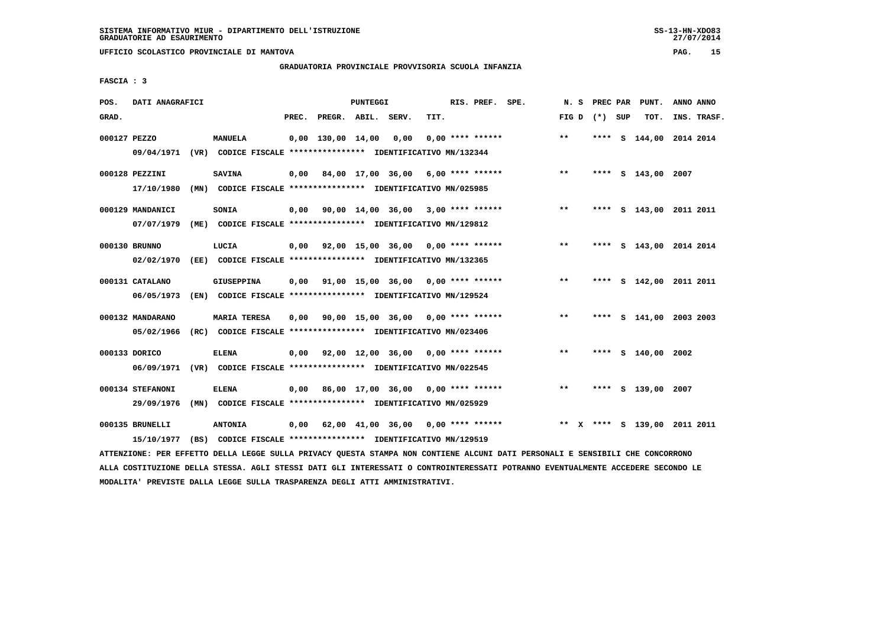SISTEMA INFORMATIVO MIUR - DIPARTIMENTO DELL'ISTRUZIONE
GRADUATORIE AD ESAURIMENTO

UFFICIO SCOLASTICO PROVINCIALE DI MANTOVA

GRADUATORIA PROVINCIALE PROVVISORIA SCUOLA INFANZIA

FASCIA : 3

| POS. GRAD. | DATI ANAGRAFICI | | PREC. | PREGR. | ABIL. | SERV. | TIT. | RIS. PREF. | SPE. | N. S FIG D | PREC PAR (*) SUP | PUNT. TOT. | ANNO INS. | ANNO TRASF. |
|---|---|---|---|---|---|---|---|---|---|---|---|---|---|---|
| 000127 | PEZZO | MANUELA | 0,00 | 130,00 | 14,00 | 0,00 | 0,00 | **** ****** | | ** | **** S | 144,00 | 2014 | 2014 |
| | 09/04/1971 (VR) CODICE FISCALE **************** IDENTIFICATIVO MN/132344 | | | | | | | | | | | | | |
| 000128 | PEZZINI | SAVINA | 0,00 | 84,00 | 17,00 | 36,00 | 6,00 | **** ****** | | ** | **** S | 143,00 | 2007 | |
| | 17/10/1980 (MN) CODICE FISCALE **************** IDENTIFICATIVO MN/025985 | | | | | | | | | | | | | |
| 000129 | MANDANICI | SONIA | 0,00 | 90,00 | 14,00 | 36,00 | 3,00 | **** ****** | | ** | **** S | 143,00 | 2011 | 2011 |
| | 07/07/1979 (ME) CODICE FISCALE **************** IDENTIFICATIVO MN/129812 | | | | | | | | | | | | | |
| 000130 | BRUNNO | LUCIA | 0,00 | 92,00 | 15,00 | 36,00 | 0,00 | **** ****** | | ** | **** S | 143,00 | 2014 | 2014 |
| | 02/02/1970 (EE) CODICE FISCALE **************** IDENTIFICATIVO MN/132365 | | | | | | | | | | | | | |
| 000131 | CATALANO | GIUSEPPINA | 0,00 | 91,00 | 15,00 | 36,00 | 0,00 | **** ****** | | ** | **** S | 142,00 | 2011 | 2011 |
| | 06/05/1973 (EN) CODICE FISCALE **************** IDENTIFICATIVO MN/129524 | | | | | | | | | | | | | |
| 000132 | MANDARANO | MARIA TERESA | 0,00 | 90,00 | 15,00 | 36,00 | 0,00 | **** ****** | | ** | **** S | 141,00 | 2003 | 2003 |
| | 05/02/1966 (RC) CODICE FISCALE **************** IDENTIFICATIVO MN/023406 | | | | | | | | | | | | | |
| 000133 | DORICO | ELENA | 0,00 | 92,00 | 12,00 | 36,00 | 0,00 | **** ****** | | ** | **** S | 140,00 | 2002 | |
| | 06/09/1971 (VR) CODICE FISCALE **************** IDENTIFICATIVO MN/022545 | | | | | | | | | | | | | |
| 000134 | STEFANONI | ELENA | 0,00 | 86,00 | 17,00 | 36,00 | 0,00 | **** ****** | | ** | **** S | 139,00 | 2007 | |
| | 29/09/1976 (MN) CODICE FISCALE **************** IDENTIFICATIVO MN/025929 | | | | | | | | | | | | | |
| 000135 | BRUNELLI | ANTONIA | 0,00 | 62,00 | 41,00 | 36,00 | 0,00 | **** ****** | | ** X | **** S | 139,00 | 2011 | 2011 |
| | 15/10/1977 (BS) CODICE FISCALE **************** IDENTIFICATIVO MN/129519 | | | | | | | | | | | | | |

ATTENZIONE: PER EFFETTO DELLA LEGGE SULLA PRIVACY QUESTA STAMPA NON CONTIENE ALCUNI DATI PERSONALI E SENSIBILI CHE CONCORRONO ALLA COSTITUZIONE DELLA STESSA. AGLI STESSI DATI GLI INTERESSATI O CONTROINTERESSATI POTRANNO EVENTUALMENTE ACCEDERE SECONDO LE MODALITA' PREVISTE DALLA LEGGE SULLA TRASPARENZA DEGLI ATTI AMMINISTRATIVI.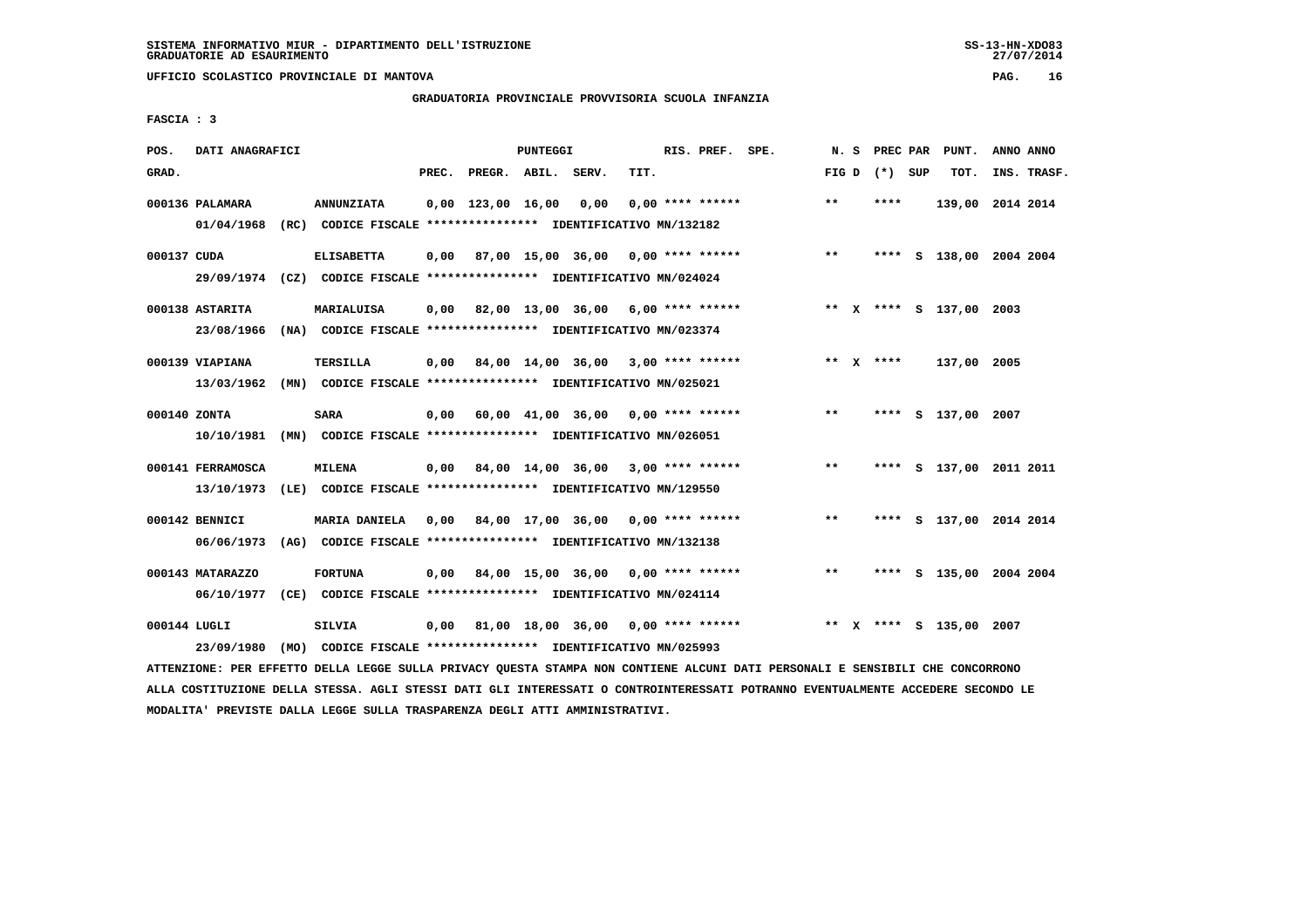SISTEMA INFORMATIVO MIUR - DIPARTIMENTO DELL'ISTRUZIONE
GRADUATORIE AD ESAURIMENTO

UFFICIO SCOLASTICO PROVINCIALE DI MANTOVA

GRADUATORIA PROVINCIALE PROVVISORIA SCUOLA INFANZIA

FASCIA : 3

| POS. GRAD. | DATI ANAGRAFICI | | PREC. | PREGR. | ABIL. | SERV. | TIT. | RIS. PREF. | SPE. | N. S FIG D | PREC PAR (*) | SUP | PUNT. TOT. | ANNO INS. | ANNO TRASF. |
|---|---|---|---|---|---|---|---|---|---|---|---|---|---|---|---|
| 000136 | PALAMARA | ANNUNZIATA | 0,00 | 123,00 | 16,00 | 0,00 | 0,00 | **** ****** | | ** | **** | | 139,00 | 2014 | 2014 |
| | 01/04/1968 (RC) | CODICE FISCALE **************** IDENTIFICATIVO MN/132182 | | | | | | | | | | | | | |
| 000137 | CUDA | ELISABETTA | 0,00 | 87,00 | 15,00 | 36,00 | 0,00 | **** ****** | | ** | **** | S | 138,00 | 2004 | 2004 |
| | 29/09/1974 (CZ) | CODICE FISCALE **************** IDENTIFICATIVO MN/024024 | | | | | | | | | | | | | |
| 000138 | ASTARITA | MARIALUISA | 0,00 | 82,00 | 13,00 | 36,00 | 6,00 | **** ****** | | ** X | **** | S | 137,00 | 2003 | |
| | 23/08/1966 (NA) | CODICE FISCALE **************** IDENTIFICATIVO MN/023374 | | | | | | | | | | | | | |
| 000139 | VIAPIANA | TERSILLA | 0,00 | 84,00 | 14,00 | 36,00 | 3,00 | **** ****** | | ** X | **** | | 137,00 | 2005 | |
| | 13/03/1962 (MN) | CODICE FISCALE **************** IDENTIFICATIVO MN/025021 | | | | | | | | | | | | | |
| 000140 | ZONTA | SARA | 0,00 | 60,00 | 41,00 | 36,00 | 0,00 | **** ****** | | ** | **** | S | 137,00 | 2007 | |
| | 10/10/1981 (MN) | CODICE FISCALE **************** IDENTIFICATIVO MN/026051 | | | | | | | | | | | | | |
| 000141 | FERRAMOSCA | MILENA | 0,00 | 84,00 | 14,00 | 36,00 | 3,00 | **** ****** | | ** | **** | S | 137,00 | 2011 | 2011 |
| | 13/10/1973 (LE) | CODICE FISCALE **************** IDENTIFICATIVO MN/129550 | | | | | | | | | | | | | |
| 000142 | BENNICI | MARIA DANIELA | 0,00 | 84,00 | 17,00 | 36,00 | 0,00 | **** ****** | | ** | **** | S | 137,00 | 2014 | 2014 |
| | 06/06/1973 (AG) | CODICE FISCALE **************** IDENTIFICATIVO MN/132138 | | | | | | | | | | | | | |
| 000143 | MATARAZZO | FORTUNA | 0,00 | 84,00 | 15,00 | 36,00 | 0,00 | **** ****** | | ** | **** | S | 135,00 | 2004 | 2004 |
| | 06/10/1977 (CE) | CODICE FISCALE **************** IDENTIFICATIVO MN/024114 | | | | | | | | | | | | | |
| 000144 | LUGLI | SILVIA | 0,00 | 81,00 | 18,00 | 36,00 | 0,00 | **** ****** | | ** X | **** | S | 135,00 | 2007 | |
| | 23/09/1980 (MO) | CODICE FISCALE **************** IDENTIFICATIVO MN/025993 | | | | | | | | | | | | | |

ATTENZIONE: PER EFFETTO DELLA LEGGE SULLA PRIVACY QUESTA STAMPA NON CONTIENE ALCUNI DATI PERSONALI E SENSIBILI CHE CONCORRONO ALLA COSTITUZIONE DELLA STESSA. AGLI STESSI DATI GLI INTERESSATI O CONTROINTERESSATI POTRANNO EVENTUALMENTE ACCEDERE SECONDO LE MODALITA' PREVISTE DALLA LEGGE SULLA TRASPARENZA DEGLI ATTI AMMINISTRATIVI.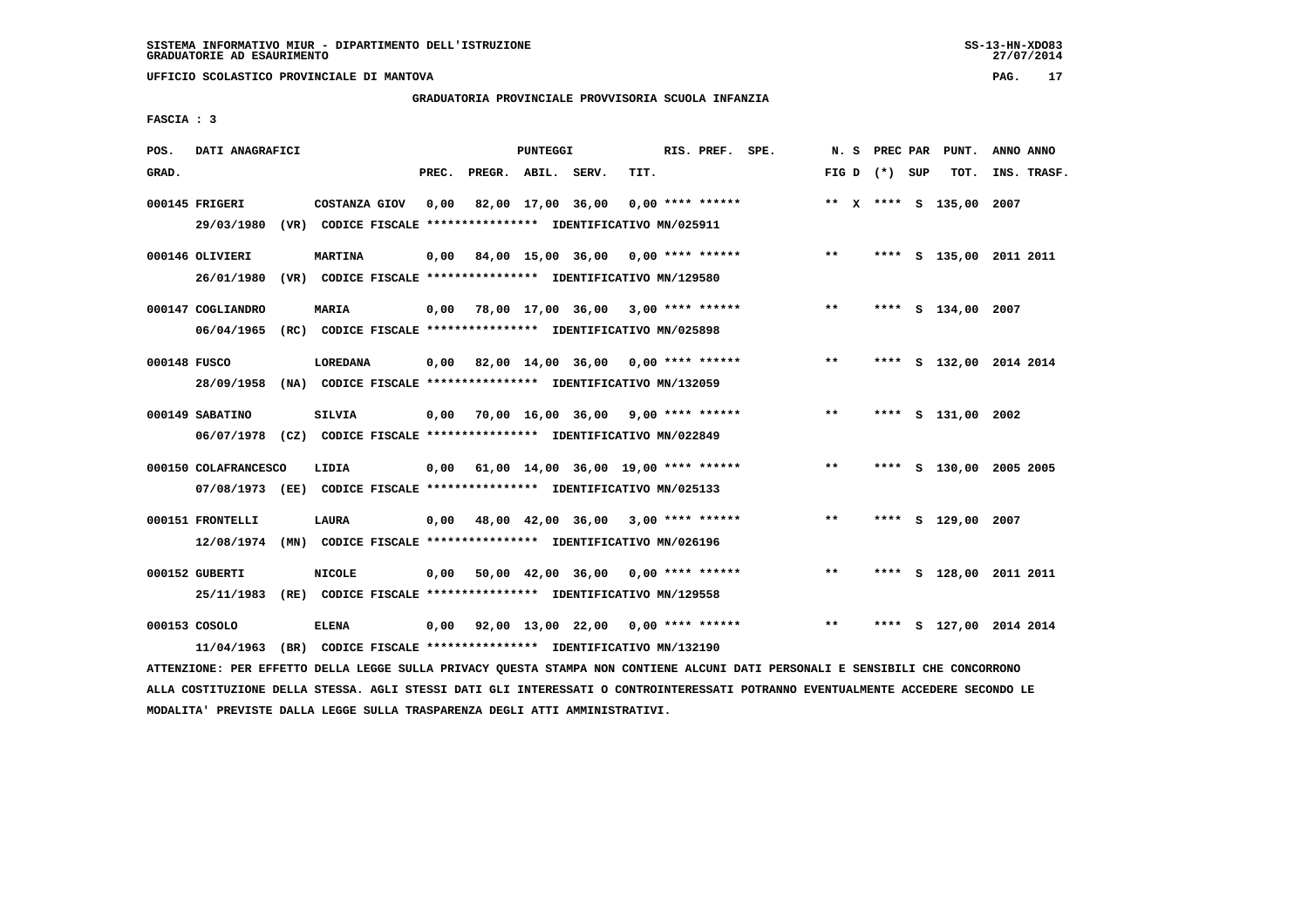SISTEMA INFORMATIVO MIUR - DIPARTIMENTO DELL'ISTRUZIONE
GRADUATORIE AD ESAURIMENTO

UFFICIO SCOLASTICO PROVINCIALE DI MANTOVA

GRADUATORIA PROVINCIALE PROVVISORIA SCUOLA INFANZIA

FASCIA : 3

| POS. GRAD. | DATI ANAGRAFICI | | PREC. | PREGR. | ABIL. | SERV. | TIT. | RIS. PREF. | SPE. | N. S FIG D | PREC (*) | PAR SUP | PUNT. TOT. | ANNO INS. | ANNO TRASF. |
|---|---|---|---|---|---|---|---|---|---|---|---|---|---|---|---|
| 000145 | FRIGERI | COSTANZA GIOV | 0,00 | 82,00 | 17,00 | 36,00 | 0,00 | **** ****** | | ** X | **** | S | 135,00 | 2007 | |
| | 29/03/1980 (VR) CODICE FISCALE **************** IDENTIFICATIVO MN/025911 | | | | | | | | | | | | | | |
| 000146 | OLIVIERI | MARTINA | 0,00 | 84,00 | 15,00 | 36,00 | 0,00 | **** ****** | | ** | **** | S | 135,00 | 2011 | 2011 |
| | 26/01/1980 (VR) CODICE FISCALE **************** IDENTIFICATIVO MN/129580 | | | | | | | | | | | | | | |
| 000147 | COGLIANDRO | MARIA | 0,00 | 78,00 | 17,00 | 36,00 | 3,00 | **** ****** | | ** | **** | S | 134,00 | 2007 | |
| | 06/04/1965 (RC) CODICE FISCALE **************** IDENTIFICATIVO MN/025898 | | | | | | | | | | | | | | |
| 000148 | FUSCO | LOREDANA | 0,00 | 82,00 | 14,00 | 36,00 | 0,00 | **** ****** | | ** | **** | S | 132,00 | 2014 | 2014 |
| | 28/09/1958 (NA) CODICE FISCALE **************** IDENTIFICATIVO MN/132059 | | | | | | | | | | | | | | |
| 000149 | SABATINO | SILVIA | 0,00 | 70,00 | 16,00 | 36,00 | 9,00 | **** ****** | | ** | **** | S | 131,00 | 2002 | |
| | 06/07/1978 (CZ) CODICE FISCALE **************** IDENTIFICATIVO MN/022849 | | | | | | | | | | | | | | |
| 000150 | COLAFRANCESCO | LIDIA | 0,00 | 61,00 | 14,00 | 36,00 | 19,00 | **** ****** | | ** | **** | S | 130,00 | 2005 | 2005 |
| | 07/08/1973 (EE) CODICE FISCALE **************** IDENTIFICATIVO MN/025133 | | | | | | | | | | | | | | |
| 000151 | FRONTELLI | LAURA | 0,00 | 48,00 | 42,00 | 36,00 | 3,00 | **** ****** | | ** | **** | S | 129,00 | 2007 | |
| | 12/08/1974 (MN) CODICE FISCALE **************** IDENTIFICATIVO MN/026196 | | | | | | | | | | | | | | |
| 000152 | GUBERTI | NICOLE | 0,00 | 50,00 | 42,00 | 36,00 | 0,00 | **** ****** | | ** | **** | S | 128,00 | 2011 | 2011 |
| | 25/11/1983 (RE) CODICE FISCALE **************** IDENTIFICATIVO MN/129558 | | | | | | | | | | | | | | |
| 000153 | COSOLO | ELENA | 0,00 | 92,00 | 13,00 | 22,00 | 0,00 | **** ****** | | ** | **** | S | 127,00 | 2014 | 2014 |
| | 11/04/1963 (BR) CODICE FISCALE **************** IDENTIFICATIVO MN/132190 | | | | | | | | | | | | | | |

ATTENZIONE: PER EFFETTO DELLA LEGGE SULLA PRIVACY QUESTA STAMPA NON CONTIENE ALCUNI DATI PERSONALI E SENSIBILI CHE CONCORRONO ALLA COSTITUZIONE DELLA STESSA. AGLI STESSI DATI GLI INTERESSATI O CONTROINTERESSATI POTRANNO EVENTUALMENTE ACCEDERE SECONDO LE MODALITA' PREVISTE DALLA LEGGE SULLA TRASPARENZA DEGLI ATTI AMMINISTRATIVI.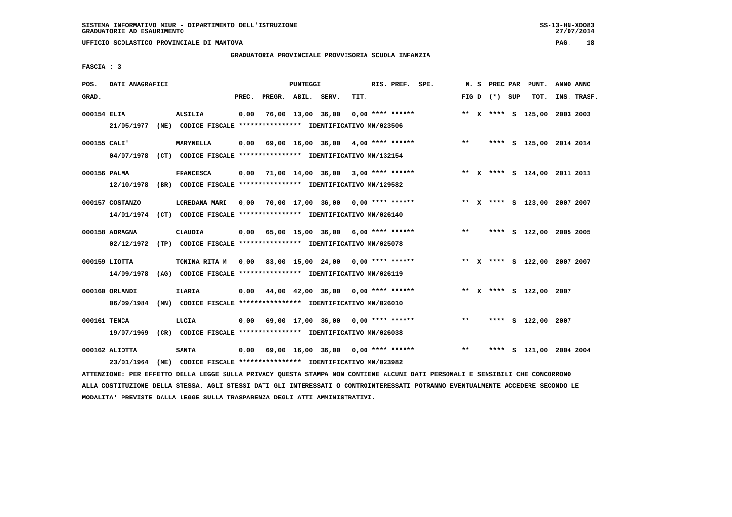SISTEMA INFORMATIVO MIUR - DIPARTIMENTO DELL'ISTRUZIONE
GRADUATORIE AD ESAURIMENTO

UFFICIO SCOLASTICO PROVINCIALE DI MANTOVA

GRADUATORIA PROVINCIALE PROVVISORIA SCUOLA INFANZIA

FASCIA : 3

| POS. GRAD. | DATI ANAGRAFICI | | PREC. | PREGR. | ABIL. | SERV. | TIT. | RIS. PREF. | SPE. | N. S FIG D | PREC PAR (*) | SUP | PUNT. TOT. | ANNO INS. | ANNO TRASF. |
|---|---|---|---|---|---|---|---|---|---|---|---|---|---|---|---|
| 000154 | ELIA | AUSILIA | 0,00 | 76,00 | 13,00 | 36,00 | 0,00 | **** ****** | | ** X | **** | S | 125,00 | 2003 | 2003 |
| | 21/05/1977 (ME) | CODICE FISCALE **************** IDENTIFICATIVO MN/023506 | | | | | | | | | | | | | |
| 000155 | CALI' | MARYNELLA | 0,00 | 69,00 | 16,00 | 36,00 | 4,00 | **** ****** | | ** | **** | S | 125,00 | 2014 | 2014 |
| | 04/07/1978 (CT) | CODICE FISCALE **************** IDENTIFICATIVO MN/132154 | | | | | | | | | | | | | |
| 000156 | PALMA | FRANCESCA | 0,00 | 71,00 | 14,00 | 36,00 | 3,00 | **** ****** | | ** X | **** | S | 124,00 | 2011 | 2011 |
| | 12/10/1978 (BR) | CODICE FISCALE **************** IDENTIFICATIVO MN/129582 | | | | | | | | | | | | | |
| 000157 | COSTANZO | LOREDANA MARI | 0,00 | 70,00 | 17,00 | 36,00 | 0,00 | **** ****** | | ** X | **** | S | 123,00 | 2007 | 2007 |
| | 14/01/1974 (CT) | CODICE FISCALE **************** IDENTIFICATIVO MN/026140 | | | | | | | | | | | | | |
| 000158 | ADRAGNA | CLAUDIA | 0,00 | 65,00 | 15,00 | 36,00 | 6,00 | **** ****** | | ** | **** | S | 122,00 | 2005 | 2005 |
| | 02/12/1972 (TP) | CODICE FISCALE **************** IDENTIFICATIVO MN/025078 | | | | | | | | | | | | | |
| 000159 | LIOTTA | TONINA RITA M | 0,00 | 83,00 | 15,00 | 24,00 | 0,00 | **** ****** | | ** X | **** | S | 122,00 | 2007 | 2007 |
| | 14/09/1978 (AG) | CODICE FISCALE **************** IDENTIFICATIVO MN/026119 | | | | | | | | | | | | | |
| 000160 | ORLANDI | ILARIA | 0,00 | 44,00 | 42,00 | 36,00 | 0,00 | **** ****** | | ** X | **** | S | 122,00 | 2007 | |
| | 06/09/1984 (MN) | CODICE FISCALE **************** IDENTIFICATIVO MN/026010 | | | | | | | | | | | | | |
| 000161 | TENCA | LUCIA | 0,00 | 69,00 | 17,00 | 36,00 | 0,00 | **** ****** | | ** | **** | S | 122,00 | 2007 | |
| | 19/07/1969 (CR) | CODICE FISCALE **************** IDENTIFICATIVO MN/026038 | | | | | | | | | | | | | |
| 000162 | ALIOTTA | SANTA | 0,00 | 69,00 | 16,00 | 36,00 | 0,00 | **** ****** | | ** | **** | S | 121,00 | 2004 | 2004 |
| | 23/01/1964 (ME) | CODICE FISCALE **************** IDENTIFICATIVO MN/023982 | | | | | | | | | | | | | |

ATTENZIONE: PER EFFETTO DELLA LEGGE SULLA PRIVACY QUESTA STAMPA NON CONTIENE ALCUNI DATI PERSONALI E SENSIBILI CHE CONCORRONO ALLA COSTITUZIONE DELLA STESSA. AGLI STESSI DATI GLI INTERESSATI O CONTROINTERESSATI POTRANNO EVENTUALMENTE ACCEDERE SECONDO LE MODALITA' PREVISTE DALLA LEGGE SULLA TRASPARENZA DEGLI ATTI AMMINISTRATIVI.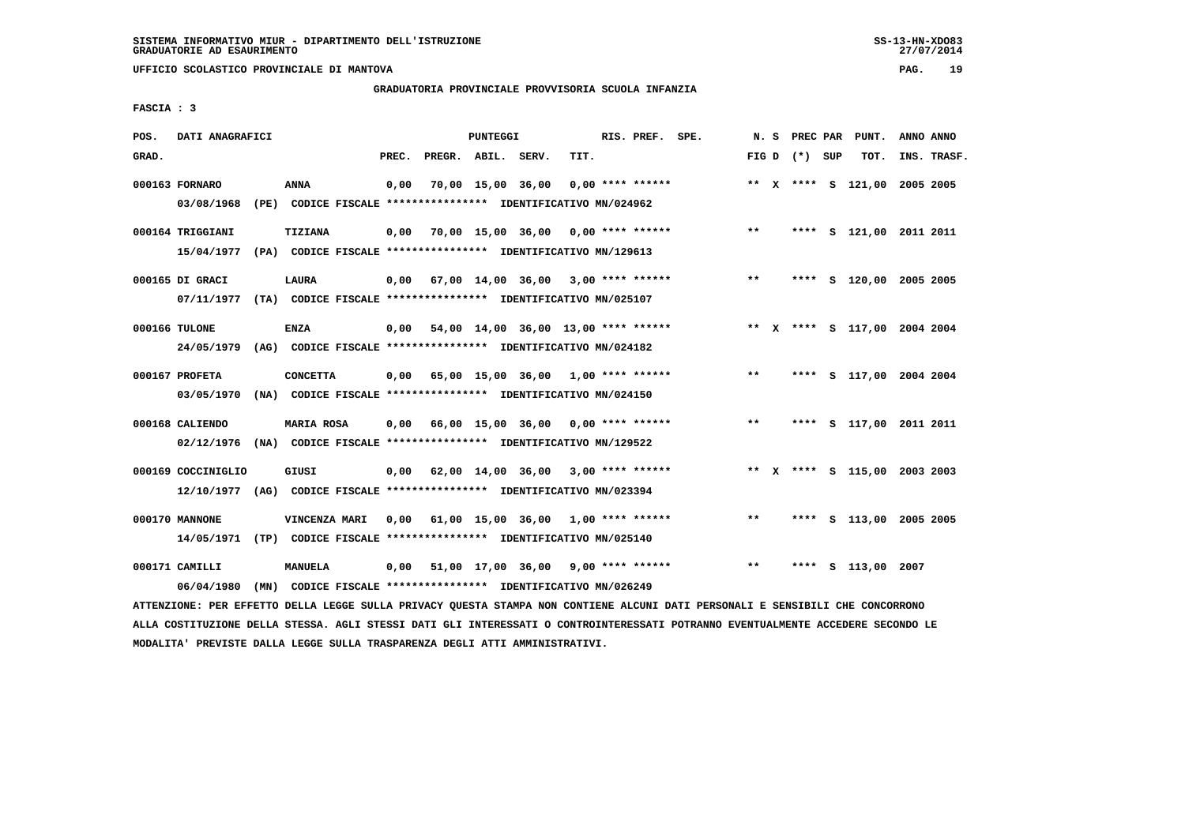SISTEMA INFORMATIVO MIUR - DIPARTIMENTO DELL'ISTRUZIONE
GRADUATORIE AD ESAURIMENTO

UFFICIO SCOLASTICO PROVINCIALE DI MANTOVA

GRADUATORIA PROVINCIALE PROVVISORIA SCUOLA INFANZIA

FASCIA : 3

| POS. GRAD. | DATI ANAGRAFICI | | PREC. | PREGR. | ABIL. | SERV. | TIT. | RIS. PREF. | SPE. | N. S FIG D | PREC PAR (*) SUP | PUNT. TOT. | ANNO INS. | ANNO TRASF. |
|---|---|---|---|---|---|---|---|---|---|---|---|---|---|---|
| 000163 | FORNARO | ANNA | 0,00 | 70,00 | 15,00 | 36,00 | 0,00 | **** ****** | | ** X | **** S | 121,00 | 2005 | 2005 |
| | 03/08/1968 (PE) CODICE FISCALE **************** IDENTIFICATIVO MN/024962 | | | | | | | | | | | | | |
| 000164 | TRIGGIANI | TIZIANA | 0,00 | 70,00 | 15,00 | 36,00 | 0,00 | **** ****** | | ** | **** S | 121,00 | 2011 | 2011 |
| | 15/04/1977 (PA) CODICE FISCALE **************** IDENTIFICATIVO MN/129613 | | | | | | | | | | | | | |
| 000165 | DI GRACI | LAURA | 0,00 | 67,00 | 14,00 | 36,00 | 3,00 | **** ****** | | ** | **** S | 120,00 | 2005 | 2005 |
| | 07/11/1977 (TA) CODICE FISCALE **************** IDENTIFICATIVO MN/025107 | | | | | | | | | | | | | |
| 000166 | TULONE | ENZA | 0,00 | 54,00 | 14,00 | 36,00 | 13,00 | **** ****** | | ** X | **** S | 117,00 | 2004 | 2004 |
| | 24/05/1979 (AG) CODICE FISCALE **************** IDENTIFICATIVO MN/024182 | | | | | | | | | | | | | |
| 000167 | PROFETA | CONCETTA | 0,00 | 65,00 | 15,00 | 36,00 | 1,00 | **** ****** | | ** | **** S | 117,00 | 2004 | 2004 |
| | 03/05/1970 (NA) CODICE FISCALE **************** IDENTIFICATIVO MN/024150 | | | | | | | | | | | | | |
| 000168 | CALIENDO | MARIA ROSA | 0,00 | 66,00 | 15,00 | 36,00 | 0,00 | **** ****** | | ** | **** S | 117,00 | 2011 | 2011 |
| | 02/12/1976 (NA) CODICE FISCALE **************** IDENTIFICATIVO MN/129522 | | | | | | | | | | | | | |
| 000169 | COCCINIGLIO | GIUSI | 0,00 | 62,00 | 14,00 | 36,00 | 3,00 | **** ****** | | ** X | **** S | 115,00 | 2003 | 2003 |
| | 12/10/1977 (AG) CODICE FISCALE **************** IDENTIFICATIVO MN/023394 | | | | | | | | | | | | | |
| 000170 | MANNONE | VINCENZA MARI | 0,00 | 61,00 | 15,00 | 36,00 | 1,00 | **** ****** | | ** | **** S | 113,00 | 2005 | 2005 |
| | 14/05/1971 (TP) CODICE FISCALE **************** IDENTIFICATIVO MN/025140 | | | | | | | | | | | | | |
| 000171 | CAMILLI | MANUELA | 0,00 | 51,00 | 17,00 | 36,00 | 9,00 | **** ****** | | ** | **** S | 113,00 | 2007 | |
| | 06/04/1980 (MN) CODICE FISCALE **************** IDENTIFICATIVO MN/026249 | | | | | | | | | | | | | |

ATTENZIONE: PER EFFETTO DELLA LEGGE SULLA PRIVACY QUESTA STAMPA NON CONTIENE ALCUNI DATI PERSONALI E SENSIBILI CHE CONCORRONO ALLA COSTITUZIONE DELLA STESSA. AGLI STESSI DATI GLI INTERESSATI O CONTROINTERESSATI POTRANNO EVENTUALMENTE ACCEDERE SECONDO LE MODALITA' PREVISTE DALLA LEGGE SULLA TRASPARENZA DEGLI ATTI AMMINISTRATIVI.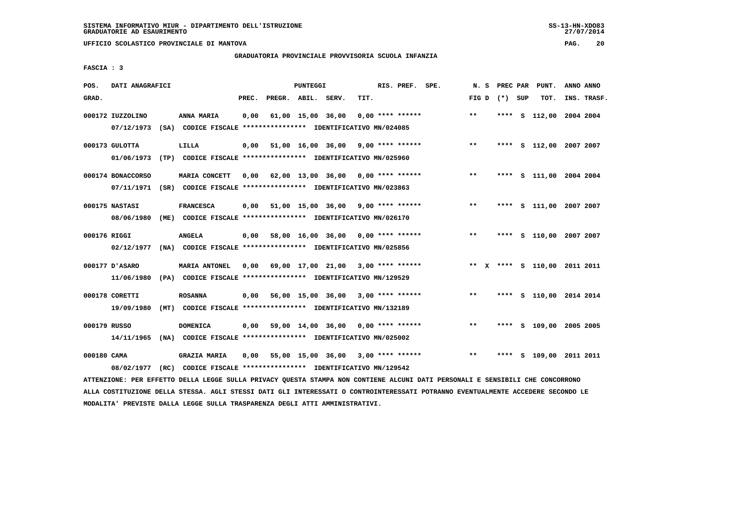SISTEMA INFORMATIVO MIUR - DIPARTIMENTO DELL'ISTRUZIONE
GRADUATORIE AD ESAURIMENTO

UFFICIO SCOLASTICO PROVINCIALE DI MANTOVA

GRADUATORIA PROVINCIALE PROVVISORIA SCUOLA INFANZIA

FASCIA : 3

| POS. GRAD. | DATI ANAGRAFICI | | PREC. | PREGR. | ABIL. | SERV. | TIT. | RIS. PREF. | SPE. | N. S FIG D | PREC (*) | PAR SUP | PUNT. TOT. | ANNO INS. | ANNO TRASF. |
|---|---|---|---|---|---|---|---|---|---|---|---|---|---|---|---|
| 000172 | IUZZOLINO | ANNA MARIA | 0,00 | 61,00 | 15,00 | 36,00 | 0,00 | **** ****** | | ** | **** | S | 112,00 | 2004 | 2004 |
| | 07/12/1973 (SA) CODICE FISCALE **************** IDENTIFICATIVO MN/024085 | | | | | | | | | | | | | | |
| 000173 | GULOTTA | LILLA | 0,00 | 51,00 | 16,00 | 36,00 | 9,00 | **** ****** | | ** | **** | S | 112,00 | 2007 | 2007 |
| | 01/06/1973 (TP) CODICE FISCALE **************** IDENTIFICATIVO MN/025960 | | | | | | | | | | | | | | |
| 000174 | BONACCORSO | MARIA CONCETT | 0,00 | 62,00 | 13,00 | 36,00 | 0,00 | **** ****** | | ** | **** | S | 111,00 | 2004 | 2004 |
| | 07/11/1971 (SR) CODICE FISCALE **************** IDENTIFICATIVO MN/023863 | | | | | | | | | | | | | | |
| 000175 | NASTASI | FRANCESCA | 0,00 | 51,00 | 15,00 | 36,00 | 9,00 | **** ****** | | ** | **** | S | 111,00 | 2007 | 2007 |
| | 08/06/1980 (ME) CODICE FISCALE **************** IDENTIFICATIVO MN/026170 | | | | | | | | | | | | | | |
| 000176 | RIGGI | ANGELA | 0,00 | 58,00 | 16,00 | 36,00 | 0,00 | **** ****** | | ** | **** | S | 110,00 | 2007 | 2007 |
| | 02/12/1977 (NA) CODICE FISCALE **************** IDENTIFICATIVO MN/025856 | | | | | | | | | | | | | | |
| 000177 | D'ASARO | MARIA ANTONEL | 0,00 | 69,00 | 17,00 | 21,00 | 3,00 | **** ****** | | ** X | **** | S | 110,00 | 2011 | 2011 |
| | 11/06/1980 (PA) CODICE FISCALE **************** IDENTIFICATIVO MN/129529 | | | | | | | | | | | | | | |
| 000178 | CORETTI | ROSANNA | 0,00 | 56,00 | 15,00 | 36,00 | 3,00 | **** ****** | | ** | **** | S | 110,00 | 2014 | 2014 |
| | 19/09/1980 (MT) CODICE FISCALE **************** IDENTIFICATIVO MN/132189 | | | | | | | | | | | | | | |
| 000179 | RUSSO | DOMENICA | 0,00 | 59,00 | 14,00 | 36,00 | 0,00 | **** ****** | | ** | **** | S | 109,00 | 2005 | 2005 |
| | 14/11/1965 (NA) CODICE FISCALE **************** IDENTIFICATIVO MN/025002 | | | | | | | | | | | | | | |
| 000180 | CAMA | GRAZIA MARIA | 0,00 | 55,00 | 15,00 | 36,00 | 3,00 | **** ****** | | ** | **** | S | 109,00 | 2011 | 2011 |
| | 08/02/1977 (RC) CODICE FISCALE **************** IDENTIFICATIVO MN/129542 | | | | | | | | | | | | | | |

ATTENZIONE: PER EFFETTO DELLA LEGGE SULLA PRIVACY QUESTA STAMPA NON CONTIENE ALCUNI DATI PERSONALI E SENSIBILI CHE CONCORRONO ALLA COSTITUZIONE DELLA STESSA. AGLI STESSI DATI GLI INTERESSATI O CONTROINTERESSATI POTRANNO EVENTUALMENTE ACCEDERE SECONDO LE MODALITA' PREVISTE DALLA LEGGE SULLA TRASPARENZA DEGLI ATTI AMMINISTRATIVI.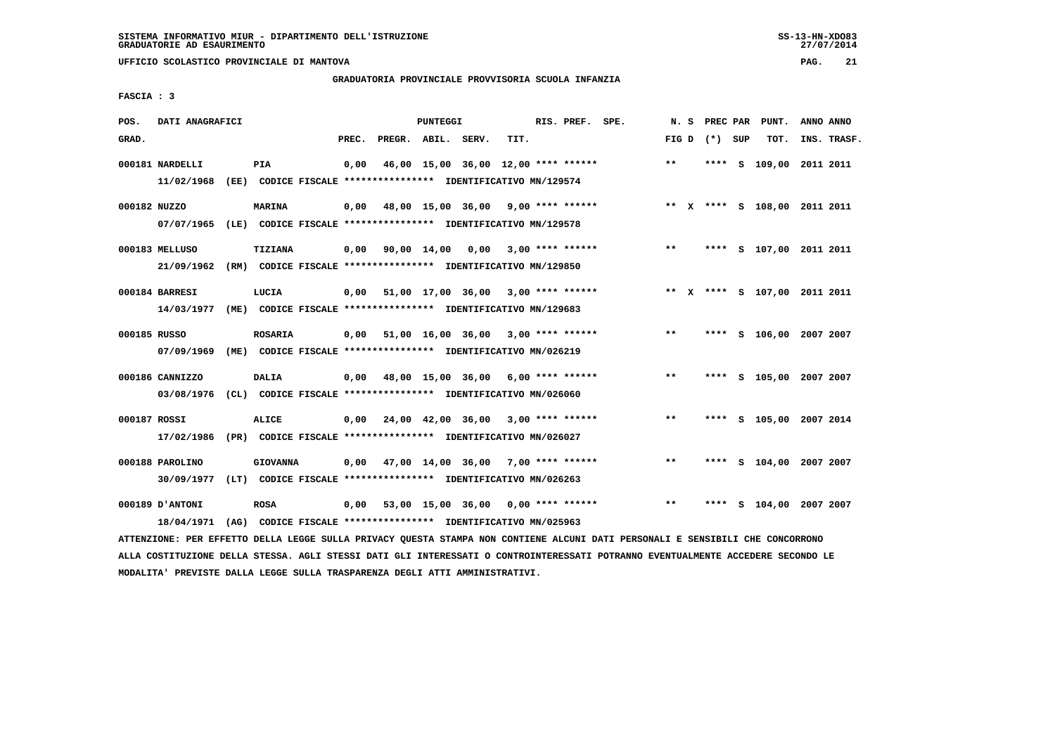SISTEMA INFORMATIVO MIUR - DIPARTIMENTO DELL'ISTRUZIONE
GRADUATORIE AD ESAURIMENTO

UFFICIO SCOLASTICO PROVINCIALE DI MANTOVA

GRADUATORIA PROVINCIALE PROVVISORIA SCUOLA INFANZIA

FASCIA : 3

| POS. GRAD. | DATI ANAGRAFICI | | PREC. | PREGR. | ABIL. | SERV. | TIT. | RIS. PREF. | SPE. | N. S FIG D | PREC PAR (*) SUP | PUNT. TOT. | ANNO ANNO INS. TRASF. |
|---|---|---|---|---|---|---|---|---|---|---|---|---|---|
| 000181 | NARDELLI | PIA | 0,00 | 46,00 | 15,00 | 36,00 | 12,00 | **** ****** | | ** | **** S | 109,00 | 2011 2011 |
| | 11/02/1968 (EE) CODICE FISCALE **************** IDENTIFICATIVO MN/129574 | | | | | | | | | | | | |
| 000182 | NUZZO | MARINA | 0,00 | 48,00 | 15,00 | 36,00 | 9,00 | **** ****** | | ** X | **** S | 108,00 | 2011 2011 |
| | 07/07/1965 (LE) CODICE FISCALE **************** IDENTIFICATIVO MN/129578 | | | | | | | | | | | | |
| 000183 | MELLUSO | TIZIANA | 0,00 | 90,00 | 14,00 | 0,00 | 3,00 | **** ****** | | ** | **** S | 107,00 | 2011 2011 |
| | 21/09/1962 (RM) CODICE FISCALE **************** IDENTIFICATIVO MN/129850 | | | | | | | | | | | | |
| 000184 | BARRESI | LUCIA | 0,00 | 51,00 | 17,00 | 36,00 | 3,00 | **** ****** | | ** X | **** S | 107,00 | 2011 2011 |
| | 14/03/1977 (ME) CODICE FISCALE **************** IDENTIFICATIVO MN/129683 | | | | | | | | | | | | |
| 000185 | RUSSO | ROSARIA | 0,00 | 51,00 | 16,00 | 36,00 | 3,00 | **** ****** | | ** | **** S | 106,00 | 2007 2007 |
| | 07/09/1969 (ME) CODICE FISCALE **************** IDENTIFICATIVO MN/026219 | | | | | | | | | | | | |
| 000186 | CANNIZZO | DALIA | 0,00 | 48,00 | 15,00 | 36,00 | 6,00 | **** ****** | | ** | **** S | 105,00 | 2007 2007 |
| | 03/08/1976 (CL) CODICE FISCALE **************** IDENTIFICATIVO MN/026060 | | | | | | | | | | | | |
| 000187 | ROSSI | ALICE | 0,00 | 24,00 | 42,00 | 36,00 | 3,00 | **** ****** | | ** | **** S | 105,00 | 2007 2014 |
| | 17/02/1986 (PR) CODICE FISCALE **************** IDENTIFICATIVO MN/026027 | | | | | | | | | | | | |
| 000188 | PAROLINO | GIOVANNA | 0,00 | 47,00 | 14,00 | 36,00 | 7,00 | **** ****** | | ** | **** S | 104,00 | 2007 2007 |
| | 30/09/1977 (LT) CODICE FISCALE **************** IDENTIFICATIVO MN/026263 | | | | | | | | | | | | |
| 000189 | D'ANTONI | ROSA | 0,00 | 53,00 | 15,00 | 36,00 | 0,00 | **** ****** | | ** | **** S | 104,00 | 2007 2007 |
| | 18/04/1971 (AG) CODICE FISCALE **************** IDENTIFICATIVO MN/025963 | | | | | | | | | | | | |

ATTENZIONE: PER EFFETTO DELLA LEGGE SULLA PRIVACY QUESTA STAMPA NON CONTIENE ALCUNI DATI PERSONALI E SENSIBILI CHE CONCORRONO ALLA COSTITUZIONE DELLA STESSA. AGLI STESSI DATI GLI INTERESSATI O CONTROINTERESSATI POTRANNO EVENTUALMENTE ACCEDERE SECONDO LE MODALITA' PREVISTE DALLA LEGGE SULLA TRASPARENZA DEGLI ATTI AMMINISTRATIVI.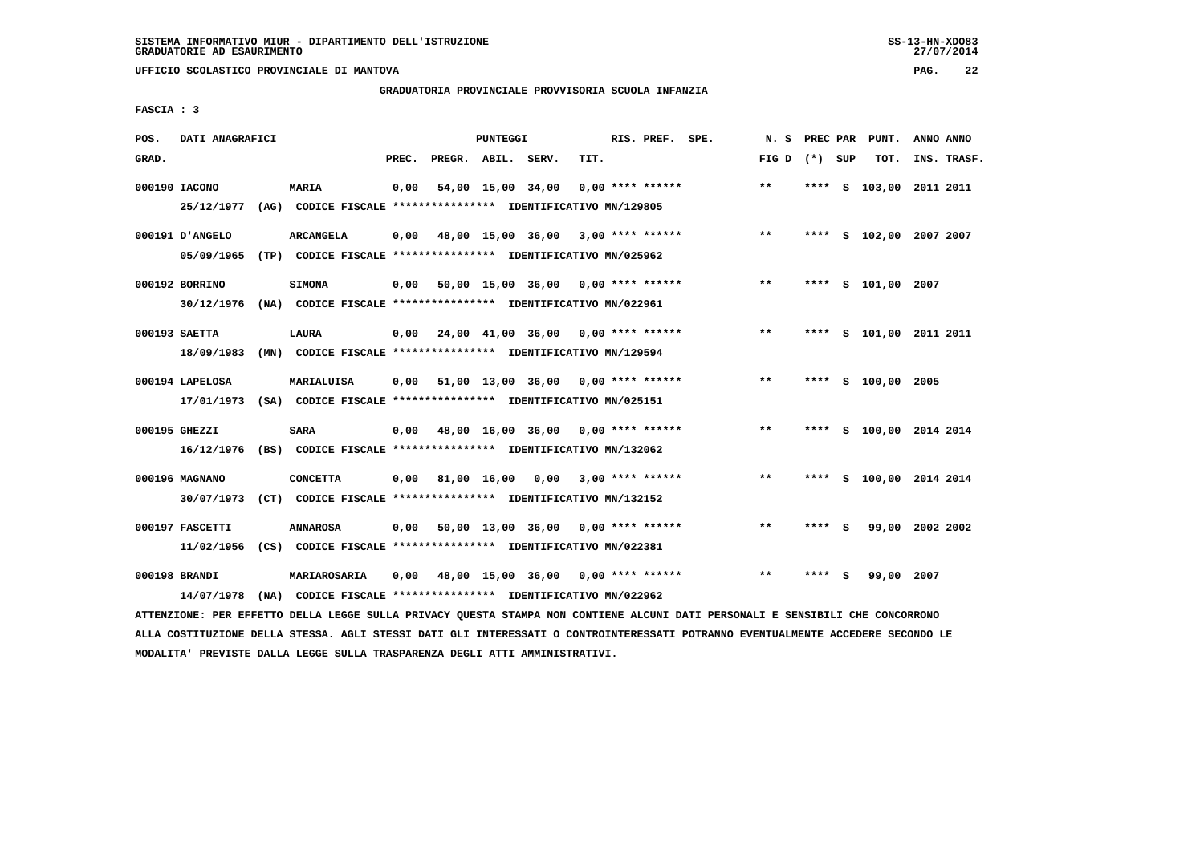SISTEMA INFORMATIVO MIUR - DIPARTIMENTO DELL'ISTRUZIONE
GRADUATORIE AD ESAURIMENTO

UFFICIO SCOLASTICO PROVINCIALE DI MANTOVA

GRADUATORIA PROVINCIALE PROVVISORIA SCUOLA INFANZIA

FASCIA : 3

| POS. GRAD. | DATI ANAGRAFICI | | PREC. | PREGR. | ABIL. | SERV. | TIT. | RIS. PREF. | SPE. | N. S FIG D | PREC PAR (*) | SUP | PUNT. TOT. | ANNO INS. | ANNO TRASF. |
|---|---|---|---|---|---|---|---|---|---|---|---|---|---|---|---|
| 000190 | IACONO | MARIA | 0,00 | 54,00 | 15,00 | 34,00 | 0,00 | **** ****** | | ** | **** | S | 103,00 | 2011 | 2011 |
| | 25/12/1977 (AG) | CODICE FISCALE **************** IDENTIFICATIVO MN/129805 | | | | | | | | | | | | | |
| 000191 | D'ANGELO | ARCANGELA | 0,00 | 48,00 | 15,00 | 36,00 | 3,00 | **** ****** | | ** | **** | S | 102,00 | 2007 | 2007 |
| | 05/09/1965 (TP) | CODICE FISCALE **************** IDENTIFICATIVO MN/025962 | | | | | | | | | | | | | |
| 000192 | BORRINO | SIMONA | 0,00 | 50,00 | 15,00 | 36,00 | 0,00 | **** ****** | | ** | **** | S | 101,00 | 2007 | |
| | 30/12/1976 (NA) | CODICE FISCALE **************** IDENTIFICATIVO MN/022961 | | | | | | | | | | | | | |
| 000193 | SAETTA | LAURA | 0,00 | 24,00 | 41,00 | 36,00 | 0,00 | **** ****** | | ** | **** | S | 101,00 | 2011 | 2011 |
| | 18/09/1983 (MN) | CODICE FISCALE **************** IDENTIFICATIVO MN/129594 | | | | | | | | | | | | | |
| 000194 | LAPELOSA | MARIALUISA | 0,00 | 51,00 | 13,00 | 36,00 | 0,00 | **** ****** | | ** | **** | S | 100,00 | 2005 | |
| | 17/01/1973 (SA) | CODICE FISCALE **************** IDENTIFICATIVO MN/025151 | | | | | | | | | | | | | |
| 000195 | GHEZZI | SARA | 0,00 | 48,00 | 16,00 | 36,00 | 0,00 | **** ****** | | ** | **** | S | 100,00 | 2014 | 2014 |
| | 16/12/1976 (BS) | CODICE FISCALE **************** IDENTIFICATIVO MN/132062 | | | | | | | | | | | | | |
| 000196 | MAGNANO | CONCETTA | 0,00 | 81,00 | 16,00 | 0,00 | 3,00 | **** ****** | | ** | **** | S | 100,00 | 2014 | 2014 |
| | 30/07/1973 (CT) | CODICE FISCALE **************** IDENTIFICATIVO MN/132152 | | | | | | | | | | | | | |
| 000197 | FASCETTI | ANNAROSA | 0,00 | 50,00 | 13,00 | 36,00 | 0,00 | **** ****** | | ** | **** | S | 99,00 | 2002 | 2002 |
| | 11/02/1956 (CS) | CODICE FISCALE **************** IDENTIFICATIVO MN/022381 | | | | | | | | | | | | | |
| 000198 | BRANDI | MARIAROSARIA | 0,00 | 48,00 | 15,00 | 36,00 | 0,00 | **** ****** | | ** | **** | S | 99,00 | 2007 | |
| | 14/07/1978 (NA) | CODICE FISCALE **************** IDENTIFICATIVO MN/022962 | | | | | | | | | | | | | |

ATTENZIONE: PER EFFETTO DELLA LEGGE SULLA PRIVACY QUESTA STAMPA NON CONTIENE ALCUNI DATI PERSONALI E SENSIBILI CHE CONCORRONO ALLA COSTITUZIONE DELLA STESSA. AGLI STESSI DATI GLI INTERESSATI O CONTROINTERESSATI POTRANNO EVENTUALMENTE ACCEDERE SECONDO LE MODALITA' PREVISTE DALLA LEGGE SULLA TRASPARENZA DEGLI ATTI AMMINISTRATIVI.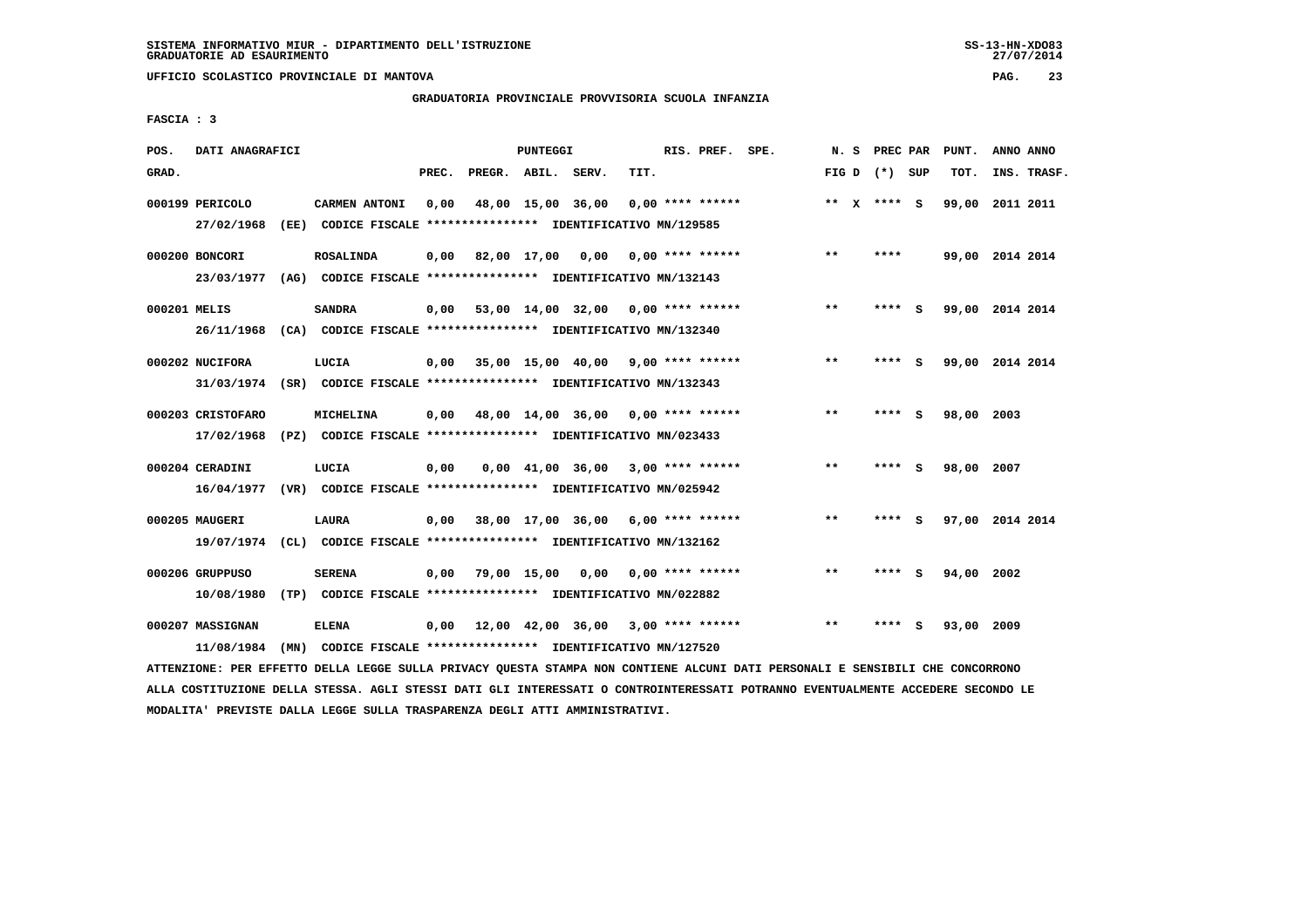SISTEMA INFORMATIVO MIUR - DIPARTIMENTO DELL'ISTRUZIONE
GRADUATORIE AD ESAURIMENTO

UFFICIO SCOLASTICO PROVINCIALE DI MANTOVA

GRADUATORIA PROVINCIALE PROVVISORIA SCUOLA INFANZIA

FASCIA : 3

| POS. GRAD. | DATI ANAGRAFICI | | PREC. | PREGR. | ABIL. | SERV. | TIT. | RIS. PREF. | SPE. | N. S FIG D | PREC PAR (*) | SUP | PUNT. TOT. | ANNO INS. | ANNO TRASF. |
|---|---|---|---|---|---|---|---|---|---|---|---|---|---|---|---|
| 000199 | PERICOLO | CARMEN ANTONI | 0,00 | 48,00 | 15,00 | 36,00 | 0,00 | **** ****** | | ** X | **** | S | 99,00 | 2011 | 2011 |
| | 27/02/1968 (EE) CODICE FISCALE **************** IDENTIFICATIVO MN/129585 | | | | | | | | | | | | | | |
| 000200 | BONCORI | ROSALINDA | 0,00 | 82,00 | 17,00 | 0,00 | 0,00 | **** ****** | | ** | **** | | 99,00 | 2014 | 2014 |
| | 23/03/1977 (AG) CODICE FISCALE **************** IDENTIFICATIVO MN/132143 | | | | | | | | | | | | | | |
| 000201 | MELIS | SANDRA | 0,00 | 53,00 | 14,00 | 32,00 | 0,00 | **** ****** | | ** | **** | S | 99,00 | 2014 | 2014 |
| | 26/11/1968 (CA) CODICE FISCALE **************** IDENTIFICATIVO MN/132340 | | | | | | | | | | | | | | |
| 000202 | NUCIFORA | LUCIA | 0,00 | 35,00 | 15,00 | 40,00 | 9,00 | **** ****** | | ** | **** | S | 99,00 | 2014 | 2014 |
| | 31/03/1974 (SR) CODICE FISCALE **************** IDENTIFICATIVO MN/132343 | | | | | | | | | | | | | | |
| 000203 | CRISTOFARO | MICHELINA | 0,00 | 48,00 | 14,00 | 36,00 | 0,00 | **** ****** | | ** | **** | S | 98,00 | 2003 | |
| | 17/02/1968 (PZ) CODICE FISCALE **************** IDENTIFICATIVO MN/023433 | | | | | | | | | | | | | | |
| 000204 | CERADINI | LUCIA | 0,00 | 0,00 | 41,00 | 36,00 | 3,00 | **** ****** | | ** | **** | S | 98,00 | 2007 | |
| | 16/04/1977 (VR) CODICE FISCALE **************** IDENTIFICATIVO MN/025942 | | | | | | | | | | | | | | |
| 000205 | MAUGERI | LAURA | 0,00 | 38,00 | 17,00 | 36,00 | 6,00 | **** ****** | | ** | **** | S | 97,00 | 2014 | 2014 |
| | 19/07/1974 (CL) CODICE FISCALE **************** IDENTIFICATIVO MN/132162 | | | | | | | | | | | | | | |
| 000206 | GRUPPUSO | SERENA | 0,00 | 79,00 | 15,00 | 0,00 | 0,00 | **** ****** | | ** | **** | S | 94,00 | 2002 | |
| | 10/08/1980 (TP) CODICE FISCALE **************** IDENTIFICATIVO MN/022882 | | | | | | | | | | | | | | |
| 000207 | MASSIGNAN | ELENA | 0,00 | 12,00 | 42,00 | 36,00 | 3,00 | **** ****** | | ** | **** | S | 93,00 | 2009 | |
| | 11/08/1984 (MN) CODICE FISCALE **************** IDENTIFICATIVO MN/127520 | | | | | | | | | | | | | | |

ATTENZIONE: PER EFFETTO DELLA LEGGE SULLA PRIVACY QUESTA STAMPA NON CONTIENE ALCUNI DATI PERSONALI E SENSIBILI CHE CONCORRONO ALLA COSTITUZIONE DELLA STESSA. AGLI STESSI DATI GLI INTERESSATI O CONTROINTERESSATI POTRANNO EVENTUALMENTE ACCEDERE SECONDO LE MODALITA' PREVISTE DALLA LEGGE SULLA TRASPARENZA DEGLI ATTI AMMINISTRATIVI.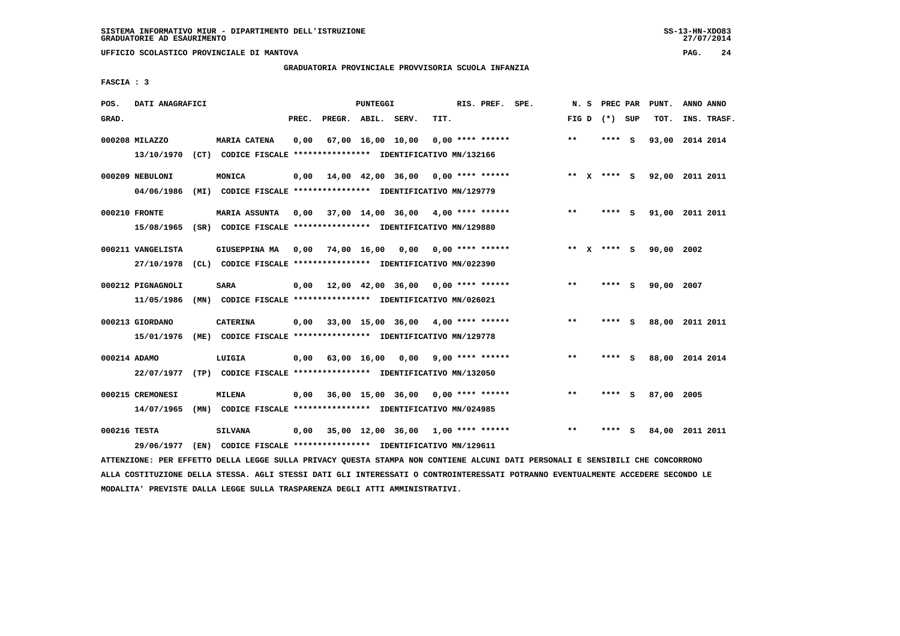SISTEMA INFORMATIVO MIUR - DIPARTIMENTO DELL'ISTRUZIONE
GRADUATORIE AD ESAURIMENTO

UFFICIO SCOLASTICO PROVINCIALE DI MANTOVA

GRADUATORIA PROVINCIALE PROVVISORIA SCUOLA INFANZIA

FASCIA : 3

| POS. GRAD. | DATI ANAGRAFICI | | PREC. | PREGR. | ABIL. | SERV. | TIT. | RIS. PREF. | SPE. | N. S FIG D | PREC PAR (*) SUP | PUNT. TOT. | ANNO ANNO INS. TRASF. |
|---|---|---|---|---|---|---|---|---|---|---|---|---|---|
| 000208 | MILAZZO | MARIA CATENA | 0,00 | 67,00 | 16,00 | 10,00 | 0,00 | **** ****** | | ** | **** S | 93,00 | 2014 2014 |
| | 13/10/1970 (CT) | CODICE FISCALE **************** IDENTIFICATIVO MN/132166 | | | | | | | | | | | |
| 000209 | NEBULONI | MONICA | 0,00 | 14,00 | 42,00 | 36,00 | 0,00 | **** ****** | | ** X | **** S | 92,00 | 2011 2011 |
| | 04/06/1986 (MI) | CODICE FISCALE **************** IDENTIFICATIVO MN/129779 | | | | | | | | | | | |
| 000210 | FRONTE | MARIA ASSUNTA | 0,00 | 37,00 | 14,00 | 36,00 | 4,00 | **** ****** | | ** | **** S | 91,00 | 2011 2011 |
| | 15/08/1965 (SR) | CODICE FISCALE **************** IDENTIFICATIVO MN/129880 | | | | | | | | | | | |
| 000211 | VANGELISTA | GIUSEPPINA MA | 0,00 | 74,00 | 16,00 | 0,00 | 0,00 | **** ****** | | ** X | **** S | 90,00 | 2002 |
| | 27/10/1978 (CL) | CODICE FISCALE **************** IDENTIFICATIVO MN/022390 | | | | | | | | | | | |
| 000212 | PIGNAGNOLI | SARA | 0,00 | 12,00 | 42,00 | 36,00 | 0,00 | **** ****** | | ** | **** S | 90,00 | 2007 |
| | 11/05/1986 (MN) | CODICE FISCALE **************** IDENTIFICATIVO MN/026021 | | | | | | | | | | | |
| 000213 | GIORDANO | CATERINA | 0,00 | 33,00 | 15,00 | 36,00 | 4,00 | **** ****** | | ** | **** S | 88,00 | 2011 2011 |
| | 15/01/1976 (ME) | CODICE FISCALE **************** IDENTIFICATIVO MN/129778 | | | | | | | | | | | |
| 000214 | ADAMO | LUIGIA | 0,00 | 63,00 | 16,00 | 0,00 | 9,00 | **** ****** | | ** | **** S | 88,00 | 2014 2014 |
| | 22/07/1977 (TP) | CODICE FISCALE **************** IDENTIFICATIVO MN/132050 | | | | | | | | | | | |
| 000215 | CREMONESI | MILENA | 0,00 | 36,00 | 15,00 | 36,00 | 0,00 | **** ****** | | ** | **** S | 87,00 | 2005 |
| | 14/07/1965 (MN) | CODICE FISCALE **************** IDENTIFICATIVO MN/024985 | | | | | | | | | | | |
| 000216 | TESTA | SILVANA | 0,00 | 35,00 | 12,00 | 36,00 | 1,00 | **** ****** | | ** | **** S | 84,00 | 2011 2011 |
| | 29/06/1977 (EN) | CODICE FISCALE **************** IDENTIFICATIVO MN/129611 | | | | | | | | | | | |

ATTENZIONE: PER EFFETTO DELLA LEGGE SULLA PRIVACY QUESTA STAMPA NON CONTIENE ALCUNI DATI PERSONALI E SENSIBILI CHE CONCORRONO ALLA COSTITUZIONE DELLA STESSA. AGLI STESSI DATI GLI INTERESSATI O CONTROINTERESSATI POTRANNO EVENTUALMENTE ACCEDERE SECONDO LE MODALITA' PREVISTE DALLA LEGGE SULLA TRASPARENZA DEGLI ATTI AMMINISTRATIVI.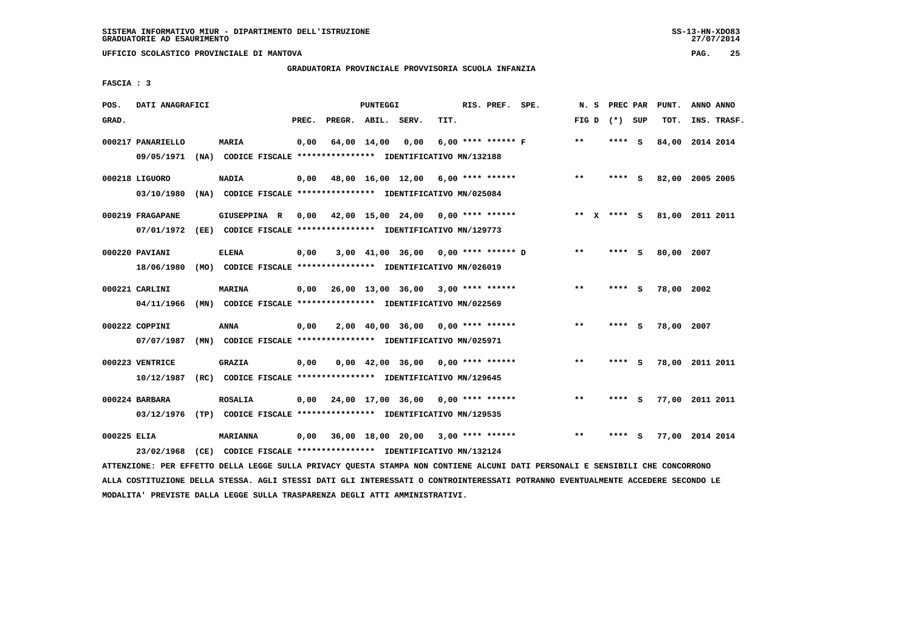SISTEMA INFORMATIVO MIUR - DIPARTIMENTO DELL'ISTRUZIONE
GRADUATORIE AD ESAURIMENTO

UFFICIO SCOLASTICO PROVINCIALE DI MANTOVA

## GRADUATORIA PROVINCIALE PROVVISORIA SCUOLA INFANZIA

FASCIA : 3

| POS. GRAD. | DATI ANAGRAFICI | | PREC. | PREGR. | ABIL. | SERV. | TIT. | RIS. PREF. SPE. | N. S FIG D | PREC PAR (*) SUP | PUNT. TOT. | ANNO INS. | ANNO TRASF. |
|---|---|---|---|---|---|---|---|---|---|---|---|---|---|
| 000217 | PANARIELLO | MARIA | 0,00 | 64,00 | 14,00 | 0,00 | 6,00 | **** ****** F | ** | **** S | 84,00 | 2014 | 2014 |
| | 09/05/1971 (NA) | CODICE FISCALE **************** IDENTIFICATIVO MN/132188 | | | | | | | | | | | |
| 000218 | LIGUORO | NADIA | 0,00 | 48,00 | 16,00 | 12,00 | 6,00 | **** ****** | ** | **** S | 82,00 | 2005 | 2005 |
| | 03/10/1980 (NA) | CODICE FISCALE **************** IDENTIFICATIVO MN/025084 | | | | | | | | | | | |
| 000219 | FRAGAPANE | GIUSEPPINA R | 0,00 | 42,00 | 15,00 | 24,00 | 0,00 | **** ****** | ** X | **** S | 81,00 | 2011 | 2011 |
| | 07/01/1972 (EE) | CODICE FISCALE **************** IDENTIFICATIVO MN/129773 | | | | | | | | | | | |
| 000220 | PAVIANI | ELENA | 0,00 | 3,00 | 41,00 | 36,00 | 0,00 | **** ****** D | ** | **** S | 80,00 | 2007 | |
| | 18/06/1980 (MO) | CODICE FISCALE **************** IDENTIFICATIVO MN/026019 | | | | | | | | | | | |
| 000221 | CARLINI | MARINA | 0,00 | 26,00 | 13,00 | 36,00 | 3,00 | **** ****** | ** | **** S | 78,00 | 2002 | |
| | 04/11/1966 (MN) | CODICE FISCALE **************** IDENTIFICATIVO MN/022569 | | | | | | | | | | | |
| 000222 | COPPINI | ANNA | 0,00 | 2,00 | 40,00 | 36,00 | 0,00 | **** ****** | ** | **** S | 78,00 | 2007 | |
| | 07/07/1987 (MN) | CODICE FISCALE **************** IDENTIFICATIVO MN/025971 | | | | | | | | | | | |
| 000223 | VENTRICE | GRAZIA | 0,00 | 0,00 | 42,00 | 36,00 | 0,00 | **** ****** | ** | **** S | 78,00 | 2011 | 2011 |
| | 10/12/1987 (RC) | CODICE FISCALE **************** IDENTIFICATIVO MN/129645 | | | | | | | | | | | |
| 000224 | BARBARA | ROSALIA | 0,00 | 24,00 | 17,00 | 36,00 | 0,00 | **** ****** | ** | **** S | 77,00 | 2011 | 2011 |
| | 03/12/1976 (TP) | CODICE FISCALE **************** IDENTIFICATIVO MN/129535 | | | | | | | | | | | |
| 000225 | ELIA | MARIANNA | 0,00 | 36,00 | 18,00 | 20,00 | 3,00 | **** ****** | ** | **** S | 77,00 | 2014 | 2014 |
| | 23/02/1968 (CE) | CODICE FISCALE **************** IDENTIFICATIVO MN/132124 | | | | | | | | | | | |

ATTENZIONE: PER EFFETTO DELLA LEGGE SULLA PRIVACY QUESTA STAMPA NON CONTIENE ALCUNI DATI PERSONALI E SENSIBILI CHE CONCORRONO ALLA COSTITUZIONE DELLA STESSA. AGLI STESSI DATI GLI INTERESSATI O CONTROINTERESSATI POTRANNO EVENTUALMENTE ACCEDERE SECONDO LE MODALITA' PREVISTE DALLA LEGGE SULLA TRASPARENZA DEGLI ATTI AMMINISTRATIVI.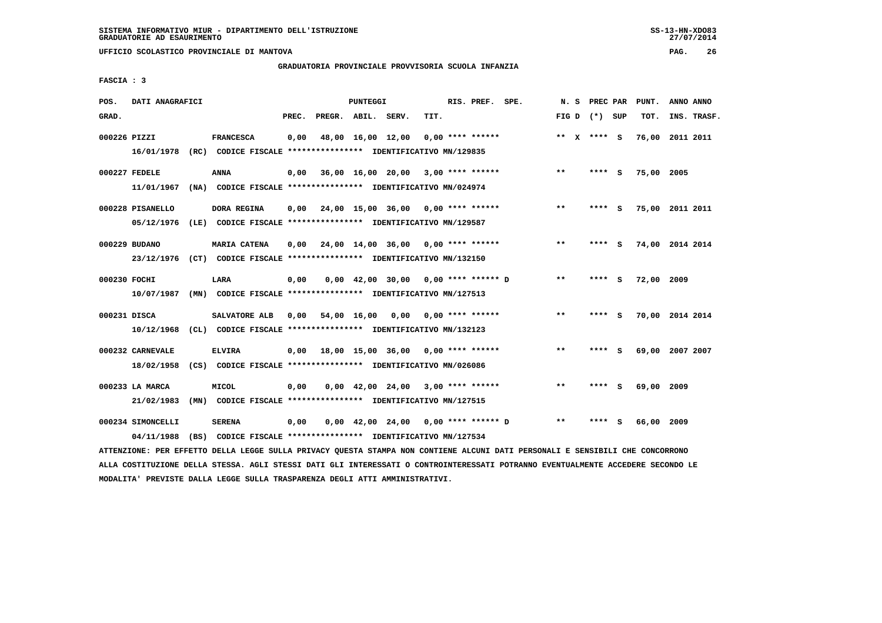SISTEMA INFORMATIVO MIUR - DIPARTIMENTO DELL'ISTRUZIONE
GRADUATORIE AD ESAURIMENTO

UFFICIO SCOLASTICO PROVINCIALE DI MANTOVA

GRADUATORIA PROVINCIALE PROVVISORIA SCUOLA INFANZIA

FASCIA : 3

| POS. GRAD. | DATI ANAGRAFICI | | PREC. | PREGR. | ABIL. | SERV. | TIT. | RIS. PREF. SPE. | N. S FIG D | PREC PAR (*) SUP | PUNT. TOT. | ANNO ANNO INS. TRASF. |
|---|---|---|---|---|---|---|---|---|---|---|---|---|
| 000226 | PIZZI | FRANCESCA | 0,00 | 48,00 | 16,00 | 12,00 | 0,00 | **** ****** | ** X | **** S | 76,00 | 2011 2011 |
| | 16/01/1978 (RC) CODICE FISCALE **************** IDENTIFICATIVO MN/129835 | | | | | | | | | | | |
| 000227 | FEDELE | ANNA | 0,00 | 36,00 | 16,00 | 20,00 | 3,00 | **** ****** | ** | **** S | 75,00 | 2005 |
| | 11/01/1967 (NA) CODICE FISCALE **************** IDENTIFICATIVO MN/024974 | | | | | | | | | | | |
| 000228 | PISANELLO | DORA REGINA | 0,00 | 24,00 | 15,00 | 36,00 | 0,00 | **** ****** | ** | **** S | 75,00 | 2011 2011 |
| | 05/12/1976 (LE) CODICE FISCALE **************** IDENTIFICATIVO MN/129587 | | | | | | | | | | | |
| 000229 | BUDANO | MARIA CATENA | 0,00 | 24,00 | 14,00 | 36,00 | 0,00 | **** ****** | ** | **** S | 74,00 | 2014 2014 |
| | 23/12/1976 (CT) CODICE FISCALE **************** IDENTIFICATIVO MN/132150 | | | | | | | | | | | |
| 000230 | FOCHI | LARA | 0,00 | 0,00 | 42,00 | 30,00 | 0,00 | **** ****** D | ** | **** S | 72,00 | 2009 |
| | 10/07/1987 (MN) CODICE FISCALE **************** IDENTIFICATIVO MN/127513 | | | | | | | | | | | |
| 000231 | DISCA | SALVATORE ALB | 0,00 | 54,00 | 16,00 | 0,00 | 0,00 | **** ****** | ** | **** S | 70,00 | 2014 2014 |
| | 10/12/1968 (CL) CODICE FISCALE **************** IDENTIFICATIVO MN/132123 | | | | | | | | | | | |
| 000232 | CARNEVALE | ELVIRA | 0,00 | 18,00 | 15,00 | 36,00 | 0,00 | **** ****** | ** | **** S | 69,00 | 2007 2007 |
| | 18/02/1958 (CS) CODICE FISCALE **************** IDENTIFICATIVO MN/026086 | | | | | | | | | | | |
| 000233 | LA MARCA | MICOL | 0,00 | 0,00 | 42,00 | 24,00 | 3,00 | **** ****** | ** | **** S | 69,00 | 2009 |
| | 21/02/1983 (MN) CODICE FISCALE **************** IDENTIFICATIVO MN/127515 | | | | | | | | | | | |
| 000234 | SIMONCELLI | SERENA | 0,00 | 0,00 | 42,00 | 24,00 | 0,00 | **** ****** D | ** | **** S | 66,00 | 2009 |
| | 04/11/1988 (BS) CODICE FISCALE **************** IDENTIFICATIVO MN/127534 | | | | | | | | | | | |

ATTENZIONE: PER EFFETTO DELLA LEGGE SULLA PRIVACY QUESTA STAMPA NON CONTIENE ALCUNI DATI PERSONALI E SENSIBILI CHE CONCORRONO ALLA COSTITUZIONE DELLA STESSA. AGLI STESSI DATI GLI INTERESSATI O CONTROINTERESSATI POTRANNO EVENTUALMENTE ACCEDERE SECONDO LE MODALITA' PREVISTE DALLA LEGGE SULLA TRASPARENZA DEGLI ATTI AMMINISTRATIVI.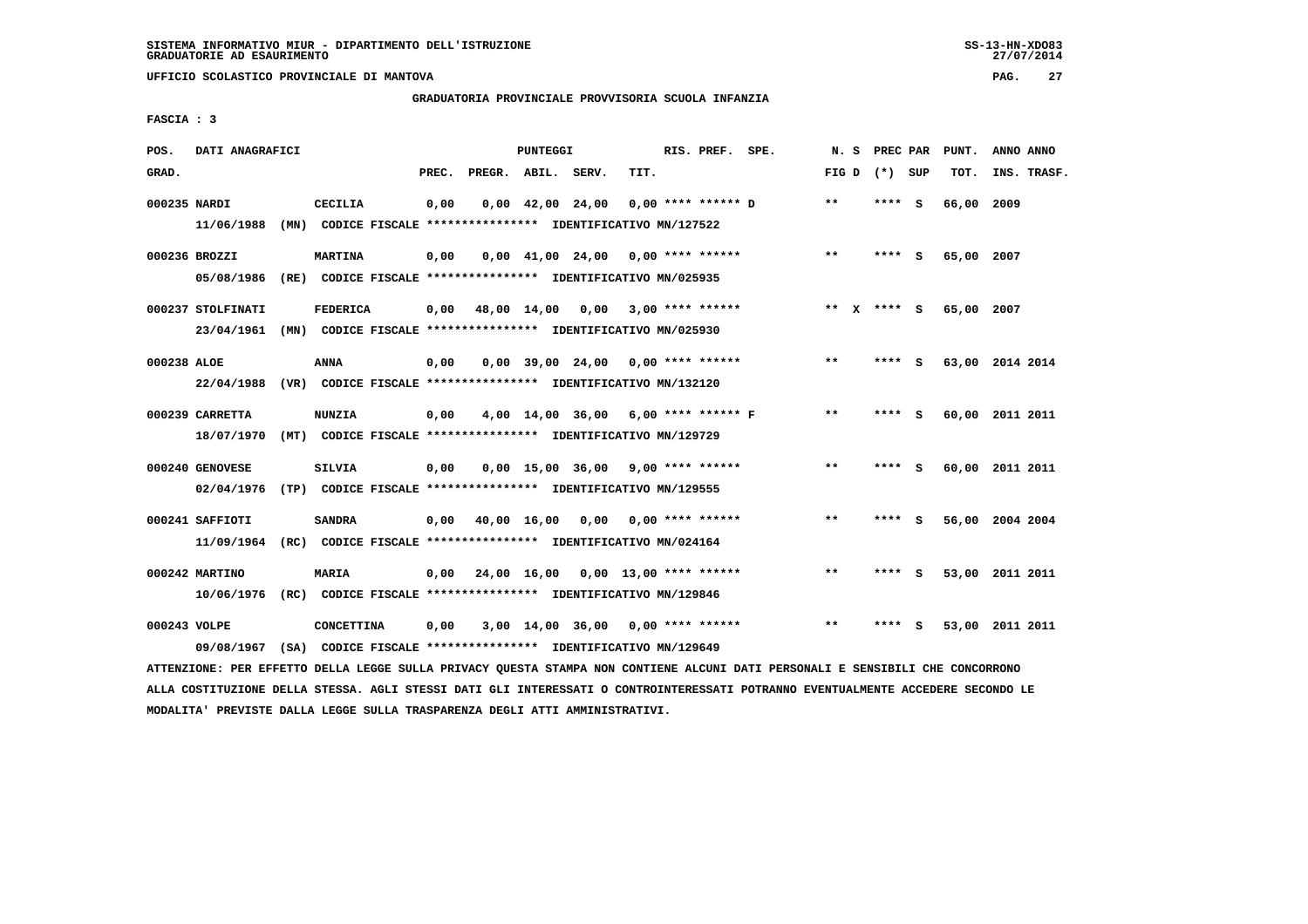SISTEMA INFORMATIVO MIUR - DIPARTIMENTO DELL'ISTRUZIONE
GRADUATORIE AD ESAURIMENTO

UFFICIO SCOLASTICO PROVINCIALE DI MANTOVA

GRADUATORIA PROVINCIALE PROVVISORIA SCUOLA INFANZIA

FASCIA : 3

| POS. GRAD. | DATI ANAGRAFICI | | PREC. | PREGR. | ABIL. | SERV. | TIT. | RIS. PREF. SPE. | N. S FIG D | PREC PAR (*) SUP | PUNT. TOT. | ANNO ANNO INS. TRASF. |
|---|---|---|---|---|---|---|---|---|---|---|---|---|
| 000235 | NARDI | CECILIA | 0,00 | 0,00 | 42,00 | 24,00 | 0,00 | **** ****** D | ** | **** S | 66,00 | 2009 |
| | 11/06/1988 (MN) CODICE FISCALE **************** IDENTIFICATIVO MN/127522 | | | | | | | | | | | |
| 000236 | BROZZI | MARTINA | 0,00 | 0,00 | 41,00 | 24,00 | 0,00 | **** ****** | ** | **** S | 65,00 | 2007 |
| | 05/08/1986 (RE) CODICE FISCALE **************** IDENTIFICATIVO MN/025935 | | | | | | | | | | | |
| 000237 | STOLFINATI | FEDERICA | 0,00 | 48,00 | 14,00 | 0,00 | 3,00 | **** ****** | ** X | **** S | 65,00 | 2007 |
| | 23/04/1961 (MN) CODICE FISCALE **************** IDENTIFICATIVO MN/025930 | | | | | | | | | | | |
| 000238 | ALOE | ANNA | 0,00 | 0,00 | 39,00 | 24,00 | 0,00 | **** ****** | ** | **** S | 63,00 | 2014 2014 |
| | 22/04/1988 (VR) CODICE FISCALE **************** IDENTIFICATIVO MN/132120 | | | | | | | | | | | |
| 000239 | CARRETTA | NUNZIA | 0,00 | 4,00 | 14,00 | 36,00 | 6,00 | **** ****** F | ** | **** S | 60,00 | 2011 2011 |
| | 18/07/1970 (MT) CODICE FISCALE **************** IDENTIFICATIVO MN/129729 | | | | | | | | | | | |
| 000240 | GENOVESE | SILVIA | 0,00 | 0,00 | 15,00 | 36,00 | 9,00 | **** ****** | ** | **** S | 60,00 | 2011 2011 |
| | 02/04/1976 (TP) CODICE FISCALE **************** IDENTIFICATIVO MN/129555 | | | | | | | | | | | |
| 000241 | SAFFIOTI | SANDRA | 0,00 | 40,00 | 16,00 | 0,00 | 0,00 | **** ****** | ** | **** S | 56,00 | 2004 2004 |
| | 11/09/1964 (RC) CODICE FISCALE **************** IDENTIFICATIVO MN/024164 | | | | | | | | | | | |
| 000242 | MARTINO | MARIA | 0,00 | 24,00 | 16,00 | 0,00 | 13,00 | **** ****** | ** | **** S | 53,00 | 2011 2011 |
| | 10/06/1976 (RC) CODICE FISCALE **************** IDENTIFICATIVO MN/129846 | | | | | | | | | | | |
| 000243 | VOLPE | CONCETTINA | 0,00 | 3,00 | 14,00 | 36,00 | 0,00 | **** ****** | ** | **** S | 53,00 | 2011 2011 |
| | 09/08/1967 (SA) CODICE FISCALE **************** IDENTIFICATIVO MN/129649 | | | | | | | | | | | |

ATTENZIONE: PER EFFETTO DELLA LEGGE SULLA PRIVACY QUESTA STAMPA NON CONTIENE ALCUNI DATI PERSONALI E SENSIBILI CHE CONCORRONO ALLA COSTITUZIONE DELLA STESSA. AGLI STESSI DATI GLI INTERESSATI O CONTROINTERESSATI POTRANNO EVENTUALMENTE ACCEDERE SECONDO LE MODALITA' PREVISTE DALLA LEGGE SULLA TRASPARENZA DEGLI ATTI AMMINISTRATIVI.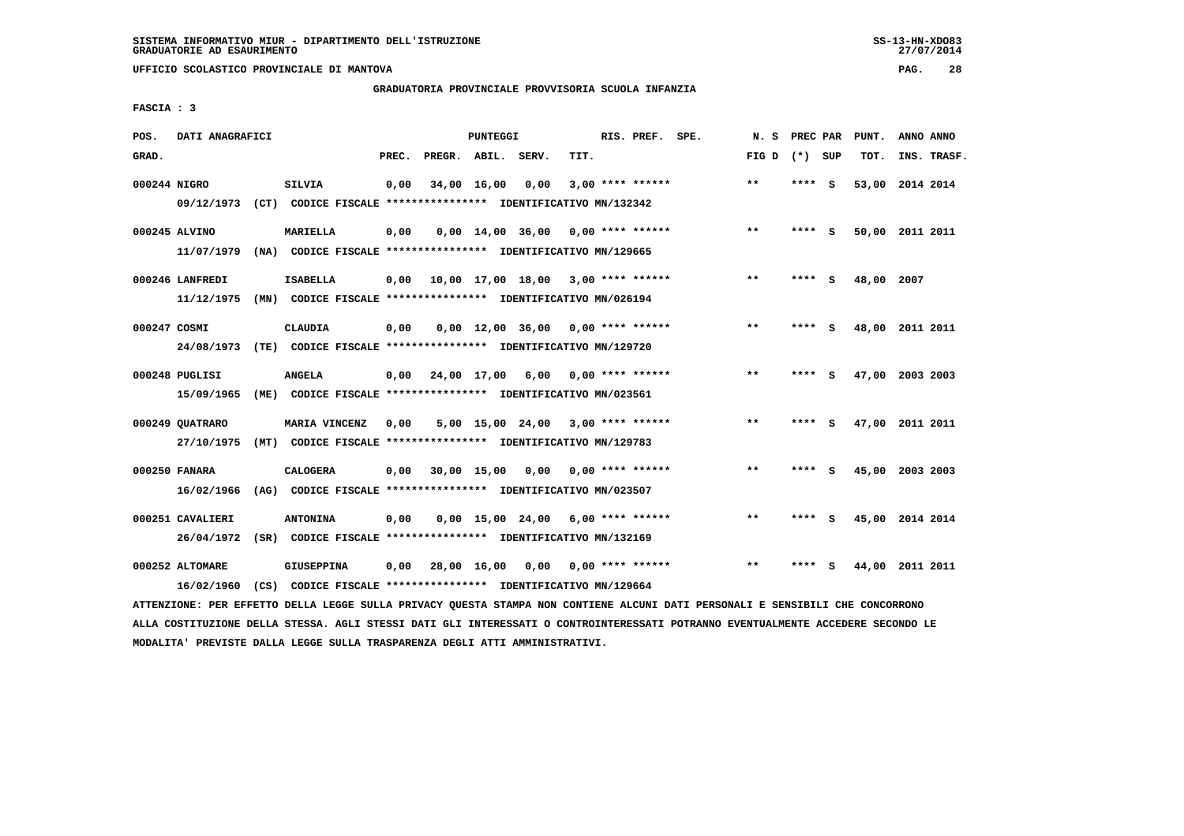SISTEMA INFORMATIVO MIUR - DIPARTIMENTO DELL'ISTRUZIONE
GRADUATORIE AD ESAURIMENTO

UFFICIO SCOLASTICO PROVINCIALE DI MANTOVA

GRADUATORIA PROVINCIALE PROVVISORIA SCUOLA INFANZIA

FASCIA : 3

| POS. GRAD. | DATI ANAGRAFICI | | PREC. | PREGR. | ABIL. | SERV. | TIT. | RIS. PREF. | SPE. | N. S FIG D | PREC PAR (*) | SUP | PUNT. TOT. | ANNO ANNO INS. TRASF. |
|---|---|---|---|---|---|---|---|---|---|---|---|---|---|---|
| 000244 | NIGRO | SILVIA | 0,00 | 34,00 | 16,00 | 0,00 | 3,00 | **** ****** | | ** | **** | S | 53,00 | 2014 2014 |
| | 09/12/1973 (CT) CODICE FISCALE **************** IDENTIFICATIVO MN/132342 | | | | | | | | | | | | | |
| 000245 | ALVINO | MARIELLA | 0,00 | 0,00 | 14,00 | 36,00 | 0,00 | **** ****** | | ** | **** | S | 50,00 | 2011 2011 |
| | 11/07/1979 (NA) CODICE FISCALE **************** IDENTIFICATIVO MN/129665 | | | | | | | | | | | | | |
| 000246 | LANFREDI | ISABELLA | 0,00 | 10,00 | 17,00 | 18,00 | 3,00 | **** ****** | | ** | **** | S | 48,00 | 2007 |
| | 11/12/1975 (MN) CODICE FISCALE **************** IDENTIFICATIVO MN/026194 | | | | | | | | | | | | | |
| 000247 | COSMI | CLAUDIA | 0,00 | 0,00 | 12,00 | 36,00 | 0,00 | **** ****** | | ** | **** | S | 48,00 | 2011 2011 |
| | 24/08/1973 (TE) CODICE FISCALE **************** IDENTIFICATIVO MN/129720 | | | | | | | | | | | | | |
| 000248 | PUGLISI | ANGELA | 0,00 | 24,00 | 17,00 | 6,00 | 0,00 | **** ****** | | ** | **** | S | 47,00 | 2003 2003 |
| | 15/09/1965 (ME) CODICE FISCALE **************** IDENTIFICATIVO MN/023561 | | | | | | | | | | | | | |
| 000249 | QUATRARO | MARIA VINCENZ | 0,00 | 5,00 | 15,00 | 24,00 | 3,00 | **** ****** | | ** | **** | S | 47,00 | 2011 2011 |
| | 27/10/1975 (MT) CODICE FISCALE **************** IDENTIFICATIVO MN/129783 | | | | | | | | | | | | | |
| 000250 | FANARA | CALOGERA | 0,00 | 30,00 | 15,00 | 0,00 | 0,00 | **** ****** | | ** | **** | S | 45,00 | 2003 2003 |
| | 16/02/1966 (AG) CODICE FISCALE **************** IDENTIFICATIVO MN/023507 | | | | | | | | | | | | | |
| 000251 | CAVALIERI | ANTONINA | 0,00 | 0,00 | 15,00 | 24,00 | 6,00 | **** ****** | | ** | **** | S | 45,00 | 2014 2014 |
| | 26/04/1972 (SR) CODICE FISCALE **************** IDENTIFICATIVO MN/132169 | | | | | | | | | | | | | |
| 000252 | ALTOMARE | GIUSEPPINA | 0,00 | 28,00 | 16,00 | 0,00 | 0,00 | **** ****** | | ** | **** | S | 44,00 | 2011 2011 |
| | 16/02/1960 (CS) CODICE FISCALE **************** IDENTIFICATIVO MN/129664 | | | | | | | | | | | | | |

ATTENZIONE: PER EFFETTO DELLA LEGGE SULLA PRIVACY QUESTA STAMPA NON CONTIENE ALCUNI DATI PERSONALI E SENSIBILI CHE CONCORRONO ALLA COSTITUZIONE DELLA STESSA. AGLI STESSI DATI GLI INTERESSATI O CONTROINTERESSATI POTRANNO EVENTUALMENTE ACCEDERE SECONDO LE MODALITA' PREVISTE DALLA LEGGE SULLA TRASPARENZA DEGLI ATTI AMMINISTRATIVI.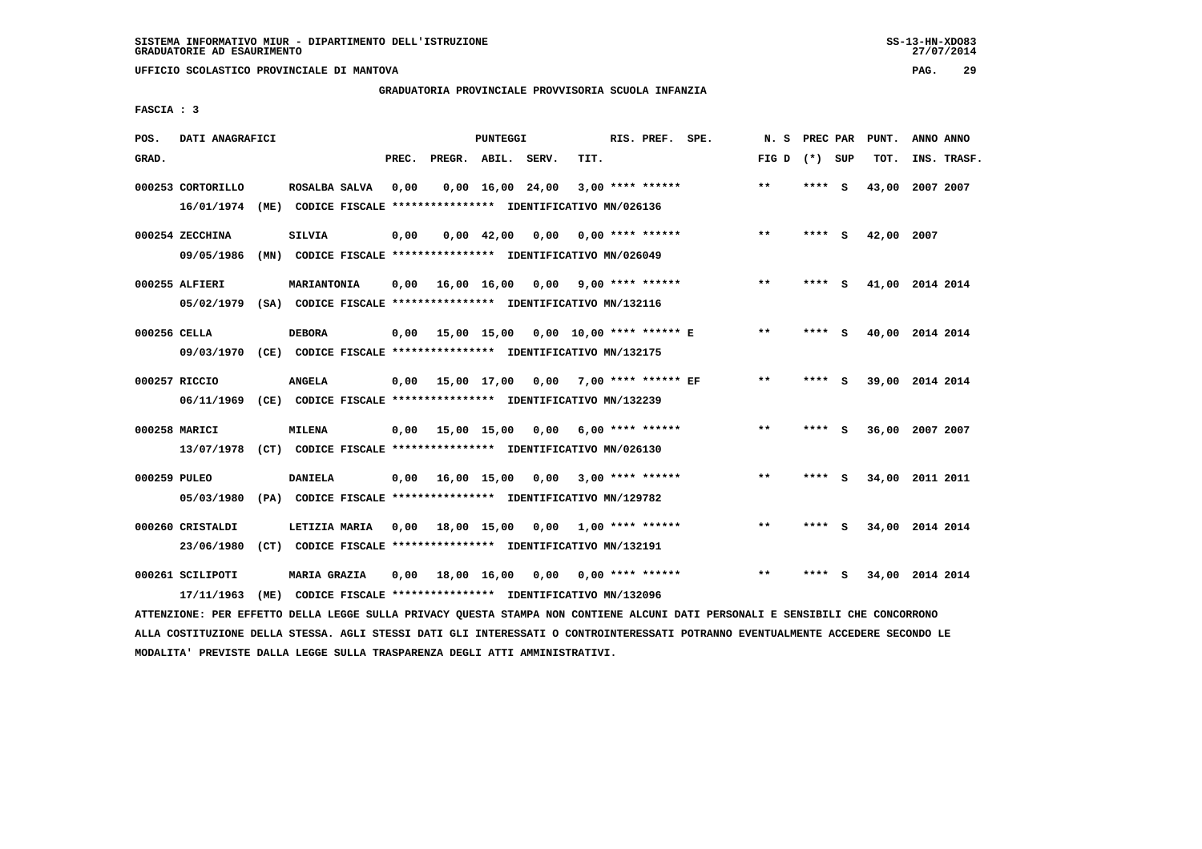SISTEMA INFORMATIVO MIUR - DIPARTIMENTO DELL'ISTRUZIONE
GRADUATORIE AD ESAURIMENTO

UFFICIO SCOLASTICO PROVINCIALE DI MANTOVA

GRADUATORIA PROVINCIALE PROVVISORIA SCUOLA INFANZIA

FASCIA : 3

| POS. GRAD. | DATI ANAGRAFICI | | PREC. | PREGR. | ABIL. | SERV. | TIT. | RIS. PREF. SPE. | N. S FIG D | PREC PAR (*) SUP | PUNT. TOT. | ANNO ANNO INS. TRASF. |
|---|---|---|---|---|---|---|---|---|---|---|---|---|
| 000253 | CORTORILLO | ROSALBA SALVA | 0,00 | 0,00 | 16,00 | 24,00 | 3,00 | **** ****** | ** | **** S | 43,00 | 2007 2007 |
| | 16/01/1974 (ME) | CODICE FISCALE **************** IDENTIFICATIVO MN/026136 | | | | | | | | | | |
| 000254 | ZECCHINA | SILVIA | 0,00 | 0,00 | 42,00 | 0,00 | 0,00 | **** ****** | ** | **** S | 42,00 | 2007 |
| | 09/05/1986 (MN) | CODICE FISCALE **************** IDENTIFICATIVO MN/026049 | | | | | | | | | | |
| 000255 | ALFIERI | MARIANTONIA | 0,00 | 16,00 | 16,00 | 0,00 | 9,00 | **** ****** | ** | **** S | 41,00 | 2014 2014 |
| | 05/02/1979 (SA) | CODICE FISCALE **************** IDENTIFICATIVO MN/132116 | | | | | | | | | | |
| 000256 | CELLA | DEBORA | 0,00 | 15,00 | 15,00 | 0,00 | 10,00 | **** ****** E | ** | **** S | 40,00 | 2014 2014 |
| | 09/03/1970 (CE) | CODICE FISCALE **************** IDENTIFICATIVO MN/132175 | | | | | | | | | | |
| 000257 | RICCIO | ANGELA | 0,00 | 15,00 | 17,00 | 0,00 | 7,00 | **** ****** EF | ** | **** S | 39,00 | 2014 2014 |
| | 06/11/1969 (CE) | CODICE FISCALE **************** IDENTIFICATIVO MN/132239 | | | | | | | | | | |
| 000258 | MARICI | MILENA | 0,00 | 15,00 | 15,00 | 0,00 | 6,00 | **** ****** | ** | **** S | 36,00 | 2007 2007 |
| | 13/07/1978 (CT) | CODICE FISCALE **************** IDENTIFICATIVO MN/026130 | | | | | | | | | | |
| 000259 | PULEO | DANIELA | 0,00 | 16,00 | 15,00 | 0,00 | 3,00 | **** ****** | ** | **** S | 34,00 | 2011 2011 |
| | 05/03/1980 (PA) | CODICE FISCALE **************** IDENTIFICATIVO MN/129782 | | | | | | | | | | |
| 000260 | CRISTALDI | LETIZIA MARIA | 0,00 | 18,00 | 15,00 | 0,00 | 1,00 | **** ****** | ** | **** S | 34,00 | 2014 2014 |
| | 23/06/1980 (CT) | CODICE FISCALE **************** IDENTIFICATIVO MN/132191 | | | | | | | | | | |
| 000261 | SCILIPOTI | MARIA GRAZIA | 0,00 | 18,00 | 16,00 | 0,00 | 0,00 | **** ****** | ** | **** S | 34,00 | 2014 2014 |
| | 17/11/1963 (ME) | CODICE FISCALE **************** IDENTIFICATIVO MN/132096 | | | | | | | | | | |

ATTENZIONE: PER EFFETTO DELLA LEGGE SULLA PRIVACY QUESTA STAMPA NON CONTIENE ALCUNI DATI PERSONALI E SENSIBILI CHE CONCORRONO ALLA COSTITUZIONE DELLA STESSA. AGLI STESSI DATI GLI INTERESSATI O CONTROINTERESSATI POTRANNO EVENTUALMENTE ACCEDERE SECONDO LE MODALITA' PREVISTE DALLA LEGGE SULLA TRASPARENZA DEGLI ATTI AMMINISTRATIVI.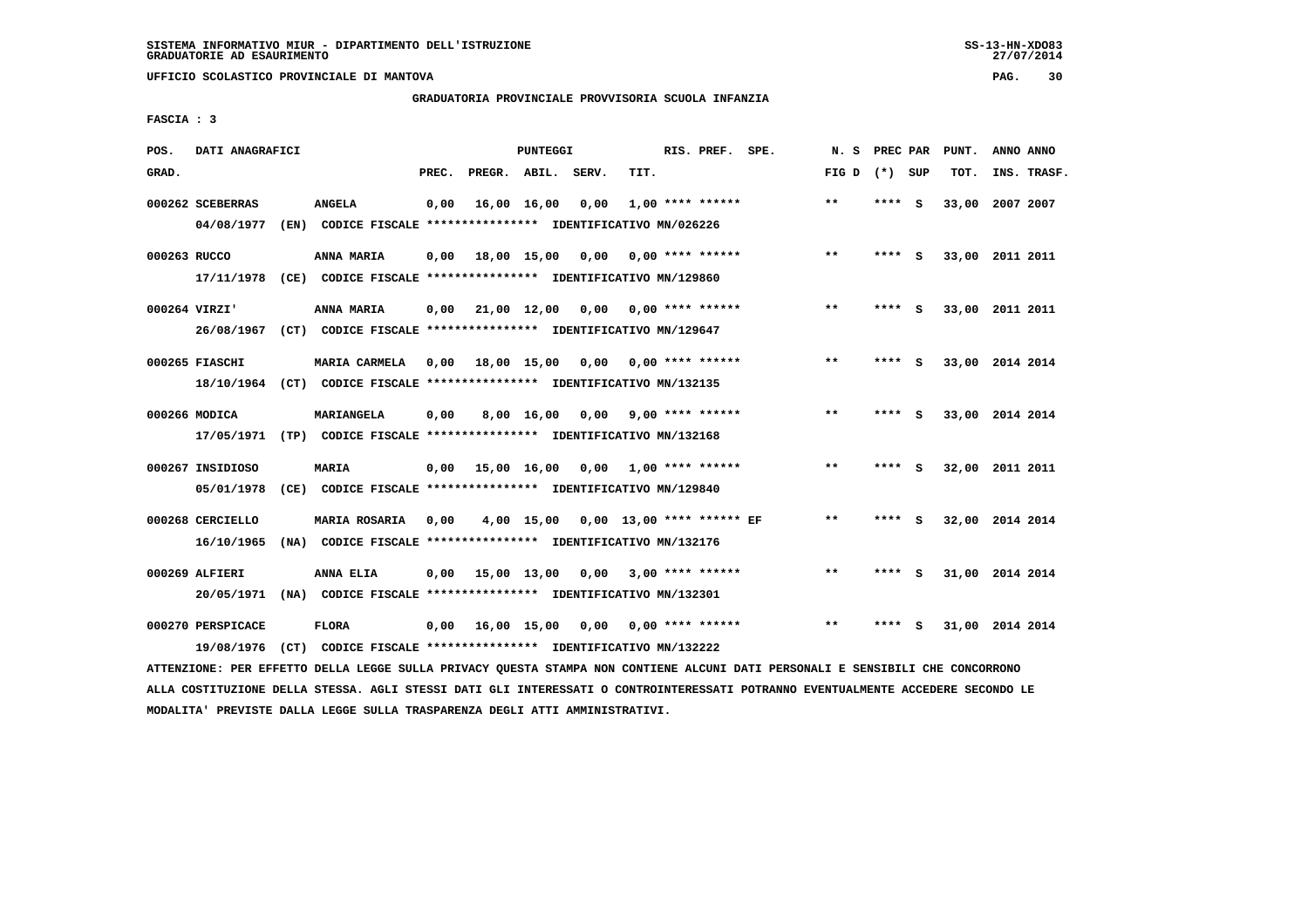SISTEMA INFORMATIVO MIUR - DIPARTIMENTO DELL'ISTRUZIONE
GRADUATORIE AD ESAURIMENTO

UFFICIO SCOLASTICO PROVINCIALE DI MANTOVA

GRADUATORIA PROVINCIALE PROVVISORIA SCUOLA INFANZIA

FASCIA : 3

| POS. GRAD. | DATI ANAGRAFICI | | PREC. | PREGR. | ABIL. | SERV. | TIT. | RIS. PREF. SPE. | N. S FIG D | PREC PAR (*) SUP | PUNT. TOT. | ANNO ANNO INS. TRASF. |
|---|---|---|---|---|---|---|---|---|---|---|---|---|
| 000262 | SCEBERRAS | ANGELA | 0,00 | 16,00 | 16,00 | 0,00 | 1,00 | **** ****** | ** | **** S | 33,00 | 2007 2007 |
| | 04/08/1977 (EN) CODICE FISCALE **************** IDENTIFICATIVO MN/026226 | | | | | | | | | | | |
| 000263 | RUCCO | ANNA MARIA | 0,00 | 18,00 | 15,00 | 0,00 | 0,00 | **** ****** | ** | **** S | 33,00 | 2011 2011 |
| | 17/11/1978 (CE) CODICE FISCALE **************** IDENTIFICATIVO MN/129860 | | | | | | | | | | | |
| 000264 | VIRZI' | ANNA MARIA | 0,00 | 21,00 | 12,00 | 0,00 | 0,00 | **** ****** | ** | **** S | 33,00 | 2011 2011 |
| | 26/08/1967 (CT) CODICE FISCALE **************** IDENTIFICATIVO MN/129647 | | | | | | | | | | | |
| 000265 | FIASCHI | MARIA CARMELA | 0,00 | 18,00 | 15,00 | 0,00 | 0,00 | **** ****** | ** | **** S | 33,00 | 2014 2014 |
| | 18/10/1964 (CT) CODICE FISCALE **************** IDENTIFICATIVO MN/132135 | | | | | | | | | | | |
| 000266 | MODICA | MARIANGELA | 0,00 | 8,00 | 16,00 | 0,00 | 9,00 | **** ****** | ** | **** S | 33,00 | 2014 2014 |
| | 17/05/1971 (TP) CODICE FISCALE **************** IDENTIFICATIVO MN/132168 | | | | | | | | | | | |
| 000267 | INSIDIOSO | MARIA | 0,00 | 15,00 | 16,00 | 0,00 | 1,00 | **** ****** | ** | **** S | 32,00 | 2011 2011 |
| | 05/01/1978 (CE) CODICE FISCALE **************** IDENTIFICATIVO MN/129840 | | | | | | | | | | | |
| 000268 | CERCIELLO | MARIA ROSARIA | 0,00 | 4,00 | 15,00 | 0,00 | 13,00 | **** ****** EF | ** | **** S | 32,00 | 2014 2014 |
| | 16/10/1965 (NA) CODICE FISCALE **************** IDENTIFICATIVO MN/132176 | | | | | | | | | | | |
| 000269 | ALFIERI | ANNA ELIA | 0,00 | 15,00 | 13,00 | 0,00 | 3,00 | **** ****** | ** | **** S | 31,00 | 2014 2014 |
| | 20/05/1971 (NA) CODICE FISCALE **************** IDENTIFICATIVO MN/132301 | | | | | | | | | | | |
| 000270 | PERSPICACE | FLORA | 0,00 | 16,00 | 15,00 | 0,00 | 0,00 | **** ****** | ** | **** S | 31,00 | 2014 2014 |
| | 19/08/1976 (CT) CODICE FISCALE **************** IDENTIFICATIVO MN/132222 | | | | | | | | | | | |

ATTENZIONE: PER EFFETTO DELLA LEGGE SULLA PRIVACY QUESTA STAMPA NON CONTIENE ALCUNI DATI PERSONALI E SENSIBILI CHE CONCORRONO ALLA COSTITUZIONE DELLA STESSA. AGLI STESSI DATI GLI INTERESSATI O CONTROINTERESSATI POTRANNO EVENTUALMENTE ACCEDERE SECONDO LE MODALITA' PREVISTE DALLA LEGGE SULLA TRASPARENZA DEGLI ATTI AMMINISTRATIVI.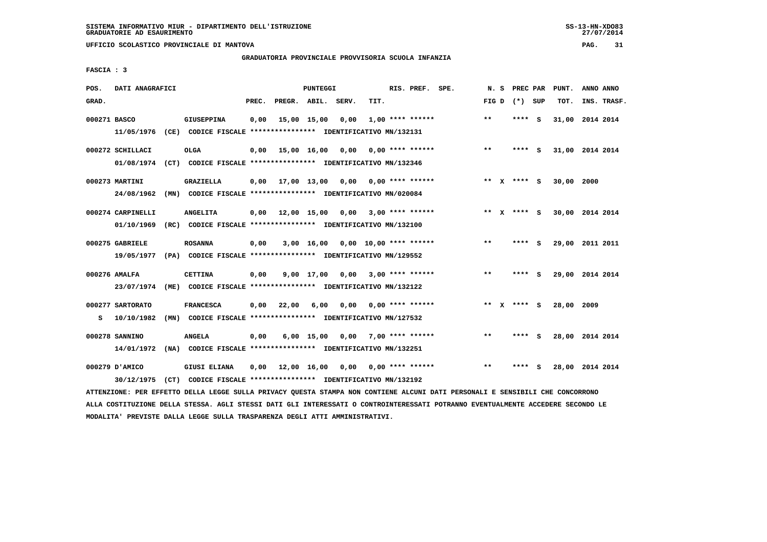SISTEMA INFORMATIVO MIUR - DIPARTIMENTO DELL'ISTRUZIONE
GRADUATORIE AD ESAURIMENTO

UFFICIO SCOLASTICO PROVINCIALE DI MANTOVA

GRADUATORIA PROVINCIALE PROVVISORIA SCUOLA INFANZIA

FASCIA : 3

| POS. GRAD. | DATI ANAGRAFICI | | PREC. | PREGR. | ABIL. | SERV. | TIT. | RIS. PREF. SPE. | N. S FIG D | PREC PAR (*) SUP | PUNT. TOT. | ANNO ANNO INS. TRASF. |
|---|---|---|---|---|---|---|---|---|---|---|---|---|
| 000271 BASCO | GIUSEPPINA | | 0,00 | 15,00 | 15,00 | 0,00 | 1,00 | **** ****** | ** | **** S | 31,00 | 2014 2014 |
| | 11/05/1976 (CE) | CODICE FISCALE **************** IDENTIFICATIVO MN/132131 | | | | | | | | | | |
| 000272 SCHILLACI | OLGA | | 0,00 | 15,00 | 16,00 | 0,00 | 0,00 | **** ****** | ** | **** S | 31,00 | 2014 2014 |
| | 01/08/1974 (CT) | CODICE FISCALE **************** IDENTIFICATIVO MN/132346 | | | | | | | | | | |
| 000273 MARTINI | GRAZIELLA | | 0,00 | 17,00 | 13,00 | 0,00 | 0,00 | **** ****** | ** X | **** S | 30,00 | 2000 |
| | 24/08/1962 (MN) | CODICE FISCALE **************** IDENTIFICATIVO MN/020084 | | | | | | | | | | |
| 000274 CARPINELLI | ANGELITA | | 0,00 | 12,00 | 15,00 | 0,00 | 3,00 | **** ****** | ** X | **** S | 30,00 | 2014 2014 |
| | 01/10/1969 (RC) | CODICE FISCALE **************** IDENTIFICATIVO MN/132100 | | | | | | | | | | |
| 000275 GABRIELE | ROSANNA | | 0,00 | 3,00 | 16,00 | 0,00 | 10,00 | **** ****** | ** | **** S | 29,00 | 2011 2011 |
| | 19/05/1977 (PA) | CODICE FISCALE **************** IDENTIFICATIVO MN/129552 | | | | | | | | | | |
| 000276 AMALFA | CETTINA | | 0,00 | 9,00 | 17,00 | 0,00 | 3,00 | **** ****** | ** | **** S | 29,00 | 2014 2014 |
| | 23/07/1974 (ME) | CODICE FISCALE **************** IDENTIFICATIVO MN/132122 | | | | | | | | | | |
| 000277 SARTORATO | FRANCESCA | | 0,00 | 22,00 | 6,00 | 0,00 | 0,00 | **** ****** | ** X | **** S | 28,00 | 2009 |
| S | 10/10/1982 (MN) | CODICE FISCALE **************** IDENTIFICATIVO MN/127532 | | | | | | | | | | |
| 000278 SANNINO | ANGELA | | 0,00 | 6,00 | 15,00 | 0,00 | 7,00 | **** ****** | ** | **** S | 28,00 | 2014 2014 |
| | 14/01/1972 (NA) | CODICE FISCALE **************** IDENTIFICATIVO MN/132251 | | | | | | | | | | |
| 000279 D'AMICO | GIUSI ELIANA | | 0,00 | 12,00 | 16,00 | 0,00 | 0,00 | **** ****** | ** | **** S | 28,00 | 2014 2014 |
| | 30/12/1975 (CT) | CODICE FISCALE **************** IDENTIFICATIVO MN/132192 | | | | | | | | | | |

ATTENZIONE: PER EFFETTO DELLA LEGGE SULLA PRIVACY QUESTA STAMPA NON CONTIENE ALCUNI DATI PERSONALI E SENSIBILI CHE CONCORRONO ALLA COSTITUZIONE DELLA STESSA. AGLI STESSI DATI GLI INTERESSATI O CONTROINTERESSATI POTRANNO EVENTUALMENTE ACCEDERE SECONDO LE MODALITA' PREVISTE DALLA LEGGE SULLA TRASPARENZA DEGLI ATTI AMMINISTRATIVI.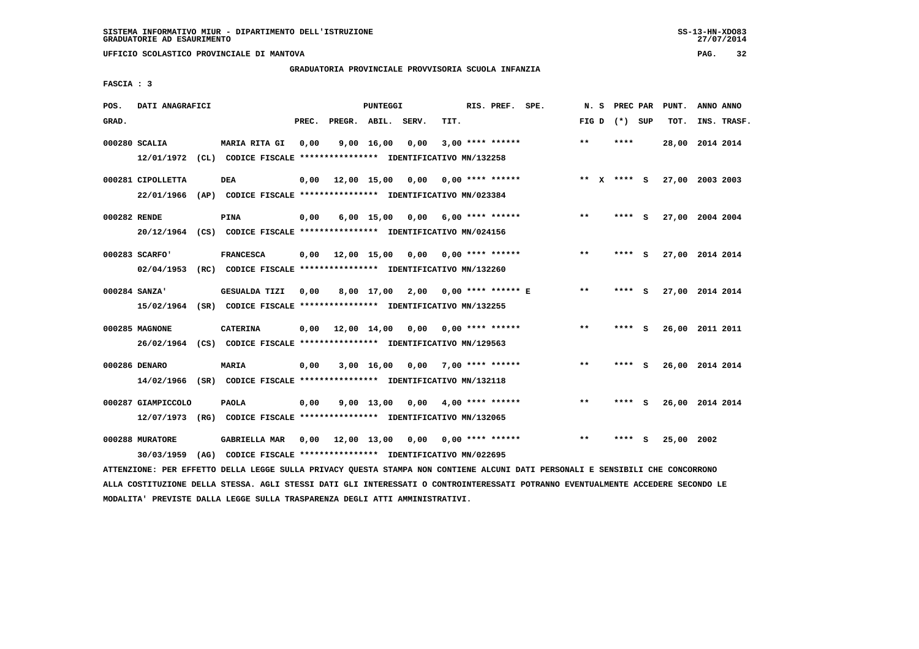SISTEMA INFORMATIVO MIUR - DIPARTIMENTO DELL'ISTRUZIONE
GRADUATORIE AD ESAURIMENTO

UFFICIO SCOLASTICO PROVINCIALE DI MANTOVA

GRADUATORIA PROVINCIALE PROVVISORIA SCUOLA INFANZIA

FASCIA : 3

| POS. GRAD. | DATI ANAGRAFICI | | PREC. | PREGR. | ABIL. | SERV. | TIT. | RIS. PREF. | SPE. | N. S FIG D | PREC PAR (*) SUP | PUNT. TOT. | ANNO INS. | ANNO TRASF. |
|---|---|---|---|---|---|---|---|---|---|---|---|---|---|---|
| 000280 | SCALIA | MARIA RITA GI | 0,00 | 9,00 | 16,00 | 0,00 | 3,00 | **** ****** | | ** | **** | 28,00 | 2014 | 2014 |
| | 12/01/1972 (CL) CODICE FISCALE **************** IDENTIFICATIVO MN/132258 | | | | | | | | | | | | | |
| 000281 | CIPOLLETTA | DEA | 0,00 | 12,00 | 15,00 | 0,00 | 0,00 | **** ****** | | ** X | **** S | 27,00 | 2003 | 2003 |
| | 22/01/1966 (AP) CODICE FISCALE **************** IDENTIFICATIVO MN/023384 | | | | | | | | | | | | | |
| 000282 | RENDE | PINA | 0,00 | 6,00 | 15,00 | 0,00 | 6,00 | **** ****** | | ** | **** S | 27,00 | 2004 | 2004 |
| | 20/12/1964 (CS) CODICE FISCALE **************** IDENTIFICATIVO MN/024156 | | | | | | | | | | | | | |
| 000283 | SCARFO' | FRANCESCA | 0,00 | 12,00 | 15,00 | 0,00 | 0,00 | **** ****** | | ** | **** S | 27,00 | 2014 | 2014 |
| | 02/04/1953 (RC) CODICE FISCALE **************** IDENTIFICATIVO MN/132260 | | | | | | | | | | | | | |
| 000284 | SANZA' | GESUALDA TIZI | 0,00 | 8,00 | 17,00 | 2,00 | 0,00 | **** ****** E | | ** | **** S | 27,00 | 2014 | 2014 |
| | 15/02/1964 (SR) CODICE FISCALE **************** IDENTIFICATIVO MN/132255 | | | | | | | | | | | | | |
| 000285 | MAGNONE | CATERINA | 0,00 | 12,00 | 14,00 | 0,00 | 0,00 | **** ****** | | ** | **** S | 26,00 | 2011 | 2011 |
| | 26/02/1964 (CS) CODICE FISCALE **************** IDENTIFICATIVO MN/129563 | | | | | | | | | | | | | |
| 000286 | DENARO | MARIA | 0,00 | 3,00 | 16,00 | 0,00 | 7,00 | **** ****** | | ** | **** S | 26,00 | 2014 | 2014 |
| | 14/02/1966 (SR) CODICE FISCALE **************** IDENTIFICATIVO MN/132118 | | | | | | | | | | | | | |
| 000287 | GIAMPICCOLO | PAOLA | 0,00 | 9,00 | 13,00 | 0,00 | 4,00 | **** ****** | | ** | **** S | 26,00 | 2014 | 2014 |
| | 12/07/1973 (RG) CODICE FISCALE **************** IDENTIFICATIVO MN/132065 | | | | | | | | | | | | | |
| 000288 | MURATORE | GABRIELLA MAR | 0,00 | 12,00 | 13,00 | 0,00 | 0,00 | **** ****** | | ** | **** S | 25,00 | 2002 | |
| | 30/03/1959 (AG) CODICE FISCALE **************** IDENTIFICATIVO MN/022695 | | | | | | | | | | | | | |

ATTENZIONE: PER EFFETTO DELLA LEGGE SULLA PRIVACY QUESTA STAMPA NON CONTIENE ALCUNI DATI PERSONALI E SENSIBILI CHE CONCORRONO ALLA COSTITUZIONE DELLA STESSA. AGLI STESSI DATI GLI INTERESSATI O CONTROINTERESSATI POTRANNO EVENTUALMENTE ACCEDERE SECONDO LE MODALITA' PREVISTE DALLA LEGGE SULLA TRASPARENZA DEGLI ATTI AMMINISTRATIVI.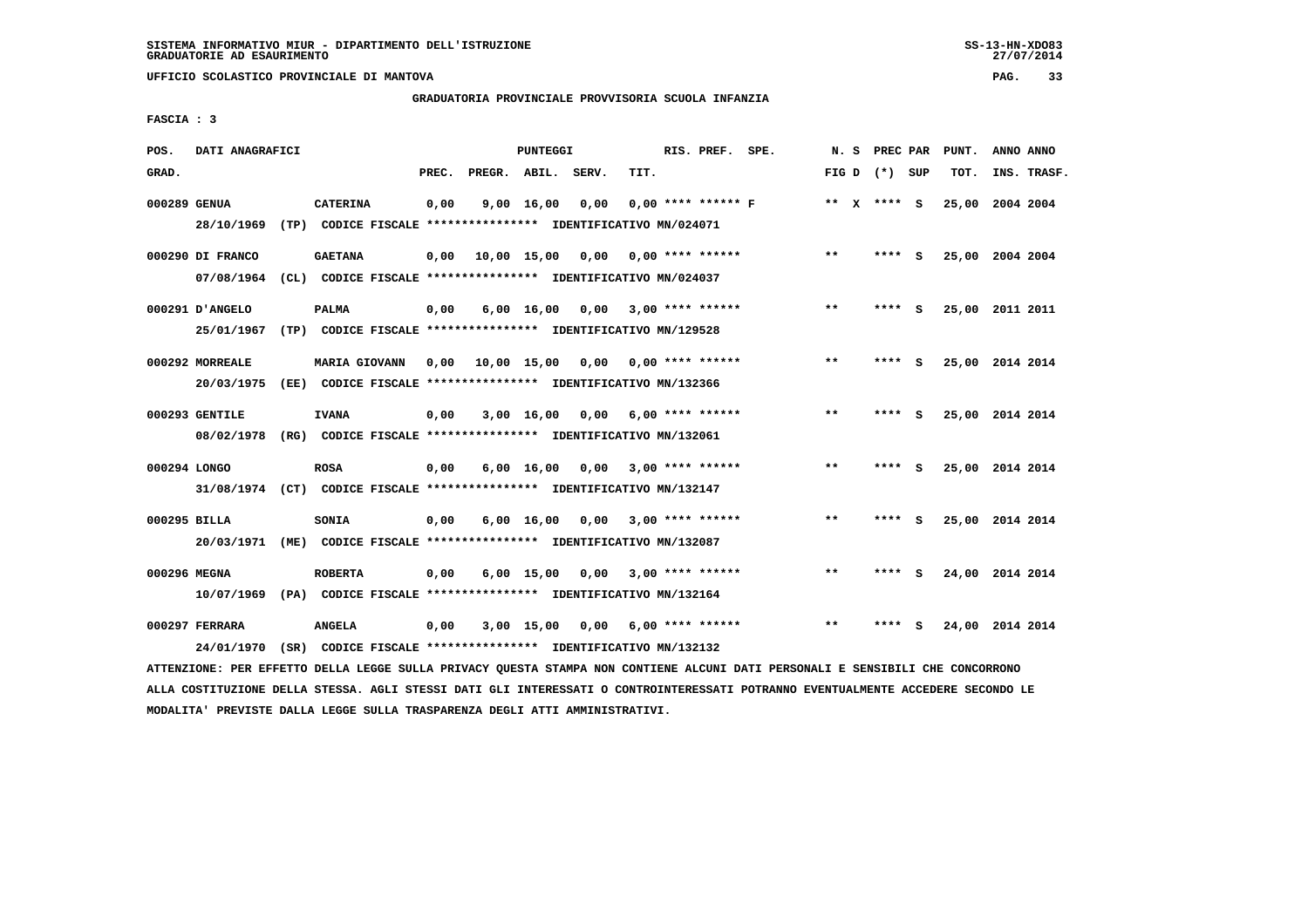SISTEMA INFORMATIVO MIUR - DIPARTIMENTO DELL'ISTRUZIONE
GRADUATORIE AD ESAURIMENTO

UFFICIO SCOLASTICO PROVINCIALE DI MANTOVA

GRADUATORIA PROVINCIALE PROVVISORIA SCUOLA INFANZIA

FASCIA : 3

| POS. GRAD. | DATI ANAGRAFICI | | PREC. | PREGR. | ABIL. | SERV. | TIT. | RIS. PREF. SPE. | N. S FIG D | PREC PAR (*) SUP | PUNT. TOT. | ANNO ANNO INS. TRASF. |
|---|---|---|---|---|---|---|---|---|---|---|---|---|
| 000289 | GENUA | CATERINA | 0,00 | 9,00 | 16,00 | 0,00 | 0,00 | **** ****** F | ** X | **** S | 25,00 | 2004 2004 |
| | 28/10/1969 (TP) CODICE FISCALE **************** IDENTIFICATIVO MN/024071 | | | | | | | | | | | |
| 000290 | DI FRANCO | GAETANA | 0,00 | 10,00 | 15,00 | 0,00 | 0,00 | **** ****** | ** | **** S | 25,00 | 2004 2004 |
| | 07/08/1964 (CL) CODICE FISCALE **************** IDENTIFICATIVO MN/024037 | | | | | | | | | | | |
| 000291 | D'ANGELO | PALMA | 0,00 | 6,00 | 16,00 | 0,00 | 3,00 | **** ****** | ** | **** S | 25,00 | 2011 2011 |
| | 25/01/1967 (TP) CODICE FISCALE **************** IDENTIFICATIVO MN/129528 | | | | | | | | | | | |
| 000292 | MORREALE | MARIA GIOVANN | 0,00 | 10,00 | 15,00 | 0,00 | 0,00 | **** ****** | ** | **** S | 25,00 | 2014 2014 |
| | 20/03/1975 (EE) CODICE FISCALE **************** IDENTIFICATIVO MN/132366 | | | | | | | | | | | |
| 000293 | GENTILE | IVANA | 0,00 | 3,00 | 16,00 | 0,00 | 6,00 | **** ****** | ** | **** S | 25,00 | 2014 2014 |
| | 08/02/1978 (RG) CODICE FISCALE **************** IDENTIFICATIVO MN/132061 | | | | | | | | | | | |
| 000294 | LONGO | ROSA | 0,00 | 6,00 | 16,00 | 0,00 | 3,00 | **** ****** | ** | **** S | 25,00 | 2014 2014 |
| | 31/08/1974 (CT) CODICE FISCALE **************** IDENTIFICATIVO MN/132147 | | | | | | | | | | | |
| 000295 | BILLA | SONIA | 0,00 | 6,00 | 16,00 | 0,00 | 3,00 | **** ****** | ** | **** S | 25,00 | 2014 2014 |
| | 20/03/1971 (ME) CODICE FISCALE **************** IDENTIFICATIVO MN/132087 | | | | | | | | | | | |
| 000296 | MEGNA | ROBERTA | 0,00 | 6,00 | 15,00 | 0,00 | 3,00 | **** ****** | ** | **** S | 24,00 | 2014 2014 |
| | 10/07/1969 (PA) CODICE FISCALE **************** IDENTIFICATIVO MN/132164 | | | | | | | | | | | |
| 000297 | FERRARA | ANGELA | 0,00 | 3,00 | 15,00 | 0,00 | 6,00 | **** ****** | ** | **** S | 24,00 | 2014 2014 |
| | 24/01/1970 (SR) CODICE FISCALE **************** IDENTIFICATIVO MN/132132 | | | | | | | | | | | |

ATTENZIONE: PER EFFETTO DELLA LEGGE SULLA PRIVACY QUESTA STAMPA NON CONTIENE ALCUNI DATI PERSONALI E SENSIBILI CHE CONCORRONO ALLA COSTITUZIONE DELLA STESSA. AGLI STESSI DATI GLI INTERESSATI O CONTROINTERESSATI POTRANNO EVENTUALMENTE ACCEDERE SECONDO LE MODALITA' PREVISTE DALLA LEGGE SULLA TRASPARENZA DEGLI ATTI AMMINISTRATIVI.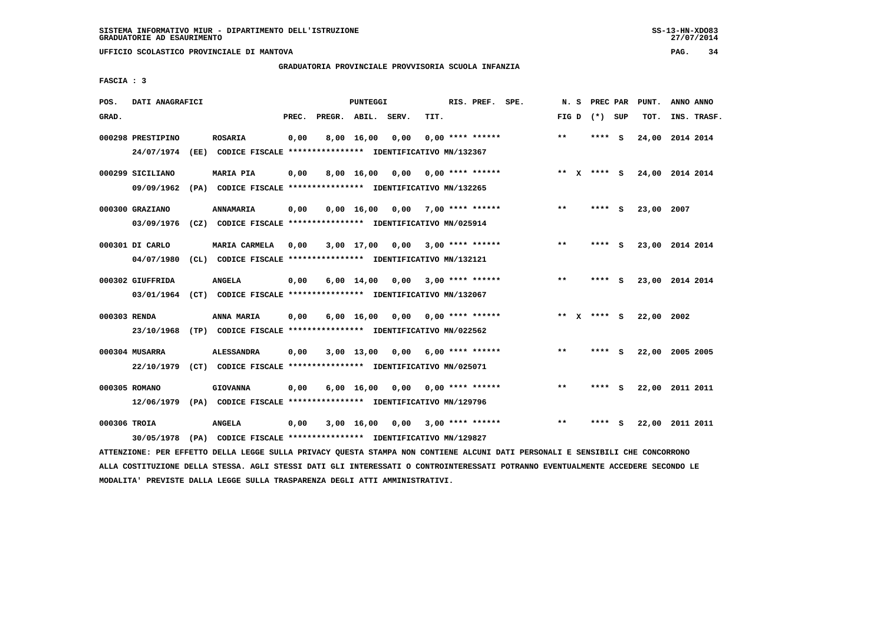SISTEMA INFORMATIVO MIUR - DIPARTIMENTO DELL'ISTRUZIONE
GRADUATORIE AD ESAURIMENTO

UFFICIO SCOLASTICO PROVINCIALE DI MANTOVA

## GRADUATORIA PROVINCIALE PROVVISORIA SCUOLA INFANZIA

FASCIA : 3

| POS. GRAD. | DATI ANAGRAFICI | | PUNTEGGI PREC. | PREGR. | ABIL. | SERV. | TIT. | RIS. PREF. | SPE. | N. S FIG D | PREC PAR (*) | SUP | PUNT. TOT. | ANNO ANNO INS. TRASF. |
|---|---|---|---|---|---|---|---|---|---|---|---|---|---|---|
| 000298 | PRESTIPINO 24/07/1974 (EE) CODICE FISCALE **************** IDENTIFICATIVO MN/132367 | ROSARIA | 0,00 | 8,00 | 16,00 | 0,00 | 0,00 | **** ****** | | ** | **** | S | 24,00 | 2014 2014 |
| 000299 | SICILIANO 09/09/1962 (PA) CODICE FISCALE **************** IDENTIFICATIVO MN/132265 | MARIA PIA | 0,00 | 8,00 | 16,00 | 0,00 | 0,00 | **** ****** | | ** X | **** | S | 24,00 | 2014 2014 |
| 000300 | GRAZIANO 03/09/1976 (CZ) CODICE FISCALE **************** IDENTIFICATIVO MN/025914 | ANNAMARIA | 0,00 | 0,00 | 16,00 | 0,00 | 7,00 | **** ****** | | ** | **** | S | 23,00 | 2007 |
| 000301 | DI CARLO 04/07/1980 (CL) CODICE FISCALE **************** IDENTIFICATIVO MN/132121 | MARIA CARMELA | 0,00 | 3,00 | 17,00 | 0,00 | 3,00 | **** ****** | | ** | **** | S | 23,00 | 2014 2014 |
| 000302 | GIUFFRIDA 03/01/1964 (CT) CODICE FISCALE **************** IDENTIFICATIVO MN/132067 | ANGELA | 0,00 | 6,00 | 14,00 | 0,00 | 3,00 | **** ****** | | ** | **** | S | 23,00 | 2014 2014 |
| 000303 | RENDA 23/10/1968 (TP) CODICE FISCALE **************** IDENTIFICATIVO MN/022562 | ANNA MARIA | 0,00 | 6,00 | 16,00 | 0,00 | 0,00 | **** ****** | | ** X | **** | S | 22,00 | 2002 |
| 000304 | MUSARRA 22/10/1979 (CT) CODICE FISCALE **************** IDENTIFICATIVO MN/025071 | ALESSANDRA | 0,00 | 3,00 | 13,00 | 0,00 | 6,00 | **** ****** | | ** | **** | S | 22,00 | 2005 2005 |
| 000305 | ROMANO 12/06/1979 (PA) CODICE FISCALE **************** IDENTIFICATIVO MN/129796 | GIOVANNA | 0,00 | 6,00 | 16,00 | 0,00 | 0,00 | **** ****** | | ** | **** | S | 22,00 | 2011 2011 |
| 000306 | TROIA 30/05/1978 (PA) CODICE FISCALE **************** IDENTIFICATIVO MN/129827 | ANGELA | 0,00 | 3,00 | 16,00 | 0,00 | 3,00 | **** ****** | | ** | **** | S | 22,00 | 2011 2011 |

ATTENZIONE: PER EFFETTO DELLA LEGGE SULLA PRIVACY QUESTA STAMPA NON CONTIENE ALCUNI DATI PERSONALI E SENSIBILI CHE CONCORRONO ALLA COSTITUZIONE DELLA STESSA. AGLI STESSI DATI GLI INTERESSATI O CONTROINTERESSATI POTRANNO EVENTUALMENTE ACCEDERE SECONDO LE MODALITA' PREVISTE DALLA LEGGE SULLA TRASPARENZA DEGLI ATTI AMMINISTRATIVI.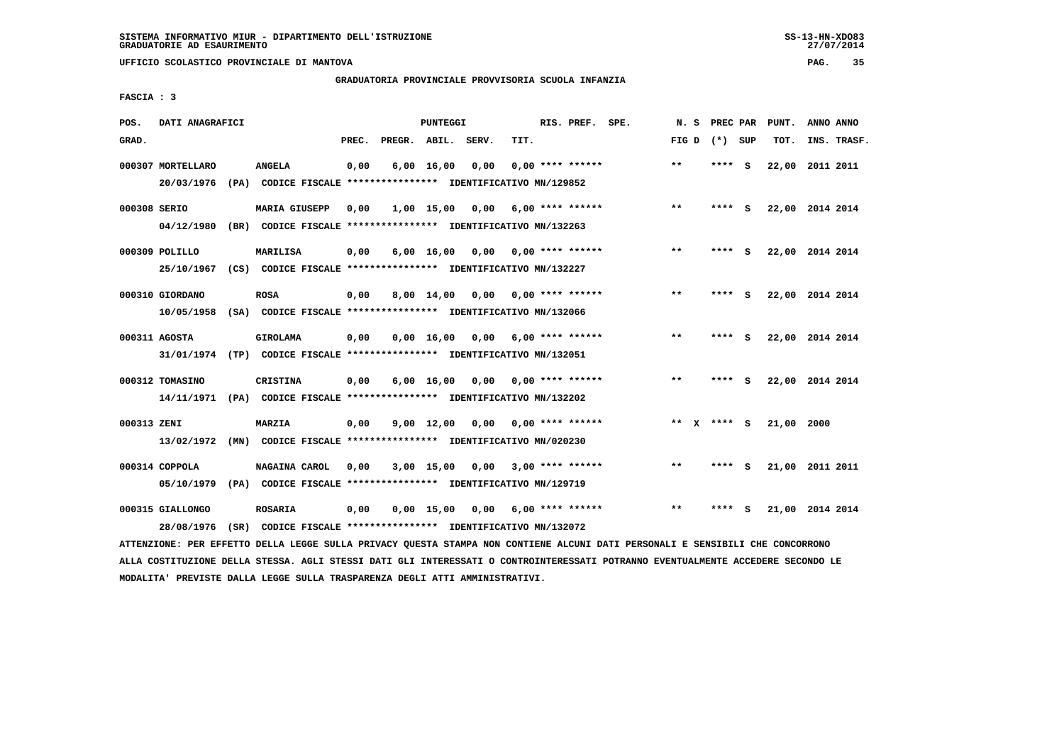SISTEMA INFORMATIVO MIUR - DIPARTIMENTO DELL'ISTRUZIONE
GRADUATORIE AD ESAURIMENTO

UFFICIO SCOLASTICO PROVINCIALE DI MANTOVA

GRADUATORIA PROVINCIALE PROVVISORIA SCUOLA INFANZIA

FASCIA : 3

| POS. GRAD. | DATI ANAGRAFICI | | PREC. | PREGR. | ABIL. | SERV. | TIT. | RIS. PREF. | SPE. | N. S FIG D | PREC PAR (*) SUP | PUNT. TOT. | ANNO ANNO INS. TRASF. |
|---|---|---|---|---|---|---|---|---|---|---|---|---|---|
| 000307 | MORTELLARO | ANGELA | 0,00 | 6,00 | 16,00 | 0,00 | 0,00 | **** ****** | | ** | **** S | 22,00 | 2011 2011 |
| | 20/03/1976 (PA) CODICE FISCALE **************** IDENTIFICATIVO MN/129852 | | | | | | | | | | | | |
| 000308 | SERIO | MARIA GIUSEPP | 0,00 | 1,00 | 15,00 | 0,00 | 6,00 | **** ****** | | ** | **** S | 22,00 | 2014 2014 |
| | 04/12/1980 (BR) CODICE FISCALE **************** IDENTIFICATIVO MN/132263 | | | | | | | | | | | | |
| 000309 | POLILLO | MARILISA | 0,00 | 6,00 | 16,00 | 0,00 | 0,00 | **** ****** | | ** | **** S | 22,00 | 2014 2014 |
| | 25/10/1967 (CS) CODICE FISCALE **************** IDENTIFICATIVO MN/132227 | | | | | | | | | | | | |
| 000310 | GIORDANO | ROSA | 0,00 | 8,00 | 14,00 | 0,00 | 0,00 | **** ****** | | ** | **** S | 22,00 | 2014 2014 |
| | 10/05/1958 (SA) CODICE FISCALE **************** IDENTIFICATIVO MN/132066 | | | | | | | | | | | | |
| 000311 | AGOSTA | GIROLAMA | 0,00 | 0,00 | 16,00 | 0,00 | 6,00 | **** ****** | | ** | **** S | 22,00 | 2014 2014 |
| | 31/01/1974 (TP) CODICE FISCALE **************** IDENTIFICATIVO MN/132051 | | | | | | | | | | | | |
| 000312 | TOMASINO | CRISTINA | 0,00 | 6,00 | 16,00 | 0,00 | 0,00 | **** ****** | | ** | **** S | 22,00 | 2014 2014 |
| | 14/11/1971 (PA) CODICE FISCALE **************** IDENTIFICATIVO MN/132202 | | | | | | | | | | | | |
| 000313 | ZENI | MARZIA | 0,00 | 9,00 | 12,00 | 0,00 | 0,00 | **** ****** | | ** X | **** S | 21,00 | 2000 |
| | 13/02/1972 (MN) CODICE FISCALE **************** IDENTIFICATIVO MN/020230 | | | | | | | | | | | | |
| 000314 | COPPOLA | NAGAINA CAROL | 0,00 | 3,00 | 15,00 | 0,00 | 3,00 | **** ****** | | ** | **** S | 21,00 | 2011 2011 |
| | 05/10/1979 (PA) CODICE FISCALE **************** IDENTIFICATIVO MN/129719 | | | | | | | | | | | | |
| 000315 | GIALLONGO | ROSARIA | 0,00 | 0,00 | 15,00 | 0,00 | 6,00 | **** ****** | | ** | **** S | 21,00 | 2014 2014 |
| | 28/08/1976 (SR) CODICE FISCALE **************** IDENTIFICATIVO MN/132072 | | | | | | | | | | | | |

ATTENZIONE: PER EFFETTO DELLA LEGGE SULLA PRIVACY QUESTA STAMPA NON CONTIENE ALCUNI DATI PERSONALI E SENSIBILI CHE CONCORRONO ALLA COSTITUZIONE DELLA STESSA. AGLI STESSI DATI GLI INTERESSATI O CONTROINTERESSATI POTRANNO EVENTUALMENTE ACCEDERE SECONDO LE MODALITA' PREVISTE DALLA LEGGE SULLA TRASPARENZA DEGLI ATTI AMMINISTRATIVI.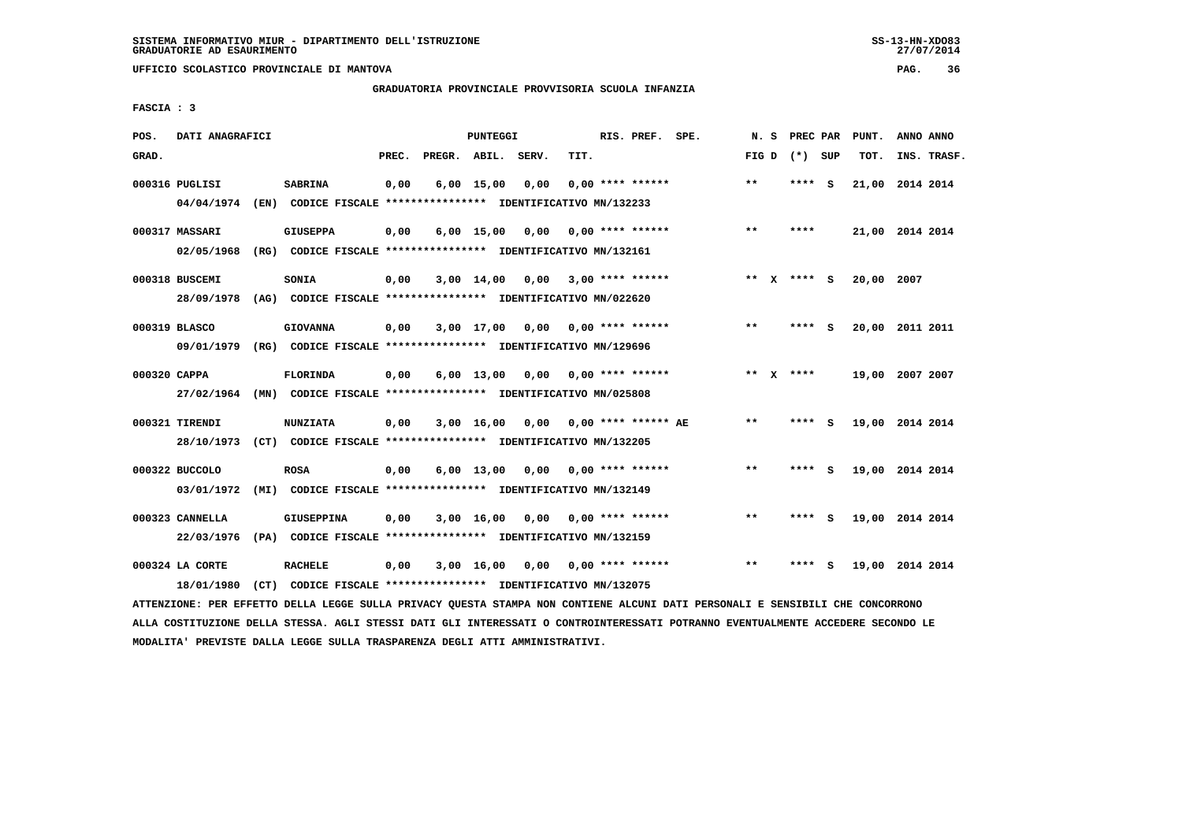SISTEMA INFORMATIVO MIUR - DIPARTIMENTO DELL'ISTRUZIONE
GRADUATORIE AD ESAURIMENTO

UFFICIO SCOLASTICO PROVINCIALE DI MANTOVA

GRADUATORIA PROVINCIALE PROVVISORIA SCUOLA INFANZIA

FASCIA : 3

| POS. GRAD. | DATI ANAGRAFICI | | PREC. | PREGR. | ABIL. | SERV. | TIT. | RIS. PREF. SPE. | N. S FIG D | PREC PAR (*) SUP | PUNT. TOT. | ANNO ANNO INS. TRASF. |
|---|---|---|---|---|---|---|---|---|---|---|---|---|
| 000316 | PUGLISI | SABRINA | 0,00 | 6,00 | 15,00 | 0,00 | 0,00 | **** ****** | ** | **** S | 21,00 | 2014 2014 |
| | 04/04/1974 (EN) CODICE FISCALE **************** IDENTIFICATIVO MN/132233 | | | | | | | | | | | |
| 000317 | MASSARI | GIUSEPPA | 0,00 | 6,00 | 15,00 | 0,00 | 0,00 | **** ****** | ** | **** | 21,00 | 2014 2014 |
| | 02/05/1968 (RG) CODICE FISCALE **************** IDENTIFICATIVO MN/132161 | | | | | | | | | | | |
| 000318 | BUSCEMI | SONIA | 0,00 | 3,00 | 14,00 | 0,00 | 3,00 | **** ****** | ** X | **** S | 20,00 | 2007 |
| | 28/09/1978 (AG) CODICE FISCALE **************** IDENTIFICATIVO MN/022620 | | | | | | | | | | | |
| 000319 | BLASCO | GIOVANNA | 0,00 | 3,00 | 17,00 | 0,00 | 0,00 | **** ****** | ** | **** S | 20,00 | 2011 2011 |
| | 09/01/1979 (RG) CODICE FISCALE **************** IDENTIFICATIVO MN/129696 | | | | | | | | | | | |
| 000320 | CAPPA | FLORINDA | 0,00 | 6,00 | 13,00 | 0,00 | 0,00 | **** ****** | ** X | **** | 19,00 | 2007 2007 |
| | 27/02/1964 (MN) CODICE FISCALE **************** IDENTIFICATIVO MN/025808 | | | | | | | | | | | |
| 000321 | TIRENDI | NUNZIATA | 0,00 | 3,00 | 16,00 | 0,00 | 0,00 | **** ****** AE | ** | **** S | 19,00 | 2014 2014 |
| | 28/10/1973 (CT) CODICE FISCALE **************** IDENTIFICATIVO MN/132205 | | | | | | | | | | | |
| 000322 | BUCCOLO | ROSA | 0,00 | 6,00 | 13,00 | 0,00 | 0,00 | **** ****** | ** | **** S | 19,00 | 2014 2014 |
| | 03/01/1972 (MI) CODICE FISCALE **************** IDENTIFICATIVO MN/132149 | | | | | | | | | | | |
| 000323 | CANNELLA | GIUSEPPINA | 0,00 | 3,00 | 16,00 | 0,00 | 0,00 | **** ****** | ** | **** S | 19,00 | 2014 2014 |
| | 22/03/1976 (PA) CODICE FISCALE **************** IDENTIFICATIVO MN/132159 | | | | | | | | | | | |
| 000324 | LA CORTE | RACHELE | 0,00 | 3,00 | 16,00 | 0,00 | 0,00 | **** ****** | ** | **** S | 19,00 | 2014 2014 |
| | 18/01/1980 (CT) CODICE FISCALE **************** IDENTIFICATIVO MN/132075 | | | | | | | | | | | |

ATTENZIONE: PER EFFETTO DELLA LEGGE SULLA PRIVACY QUESTA STAMPA NON CONTIENE ALCUNI DATI PERSONALI E SENSIBILI CHE CONCORRONO ALLA COSTITUZIONE DELLA STESSA. AGLI STESSI DATI GLI INTERESSATI O CONTROINTERESSATI POTRANNO EVENTUALMENTE ACCEDERE SECONDO LE MODALITA' PREVISTE DALLA LEGGE SULLA TRASPARENZA DEGLI ATTI AMMINISTRATIVI.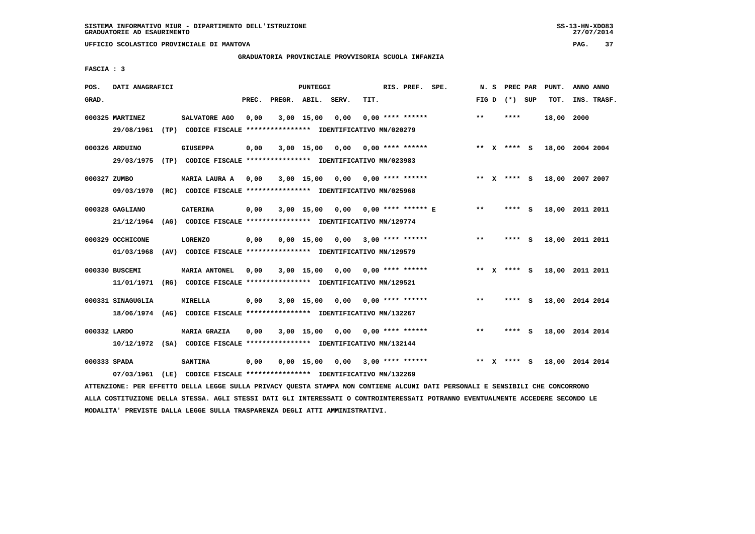SISTEMA INFORMATIVO MIUR - DIPARTIMENTO DELL'ISTRUZIONE
GRADUATORIE AD ESAURIMENTO

UFFICIO SCOLASTICO PROVINCIALE DI MANTOVA

GRADUATORIA PROVINCIALE PROVVISORIA SCUOLA INFANZIA

FASCIA : 3

| POS. GRAD. | DATI ANAGRAFICI | | PREC. | PREGR. | ABIL. | SERV. | TIT. | RIS. PREF. SPE. | N. S FIG D | PREC PAR (*) SUP | PUNT. TOT. | ANNO ANNO INS. TRASF. |
|---|---|---|---|---|---|---|---|---|---|---|---|---|
| 000325 | MARTINEZ | SALVATORE AGO | 0,00 | 3,00 | 15,00 | 0,00 | 0,00 | **** ****** | ** | **** | 18,00 | 2000 |
| | 29/08/1961 (TP) | CODICE FISCALE **************** IDENTIFICATIVO MN/020279 | | | | | | | | | | |
| 000326 | ARDUINO | GIUSEPPA | 0,00 | 3,00 | 15,00 | 0,00 | 0,00 | **** ****** | ** X | **** S | 18,00 | 2004 2004 |
| | 29/03/1975 (TP) | CODICE FISCALE **************** IDENTIFICATIVO MN/023983 | | | | | | | | | | |
| 000327 | ZUMBO | MARIA LAURA A | 0,00 | 3,00 | 15,00 | 0,00 | 0,00 | **** ****** | ** X | **** S | 18,00 | 2007 2007 |
| | 09/03/1970 (RC) | CODICE FISCALE **************** IDENTIFICATIVO MN/025968 | | | | | | | | | | |
| 000328 | GAGLIANO | CATERINA | 0,00 | 3,00 | 15,00 | 0,00 | 0,00 | **** ****** E | ** | **** S | 18,00 | 2011 2011 |
| | 21/12/1964 (AG) | CODICE FISCALE **************** IDENTIFICATIVO MN/129774 | | | | | | | | | | |
| 000329 | OCCHICONE | LORENZO | 0,00 | 0,00 | 15,00 | 0,00 | 3,00 | **** ****** | ** | **** S | 18,00 | 2011 2011 |
| | 01/03/1968 (AV) | CODICE FISCALE **************** IDENTIFICATIVO MN/129579 | | | | | | | | | | |
| 000330 | BUSCEMI | MARIA ANTONEL | 0,00 | 3,00 | 15,00 | 0,00 | 0,00 | **** ****** | ** X | **** S | 18,00 | 2011 2011 |
| | 11/01/1971 (RG) | CODICE FISCALE **************** IDENTIFICATIVO MN/129521 | | | | | | | | | | |
| 000331 | SINAGUGLIA | MIRELLA | 0,00 | 3,00 | 15,00 | 0,00 | 0,00 | **** ****** | ** | **** S | 18,00 | 2014 2014 |
| | 18/06/1974 (AG) | CODICE FISCALE **************** IDENTIFICATIVO MN/132267 | | | | | | | | | | |
| 000332 | LARDO | MARIA GRAZIA | 0,00 | 3,00 | 15,00 | 0,00 | 0,00 | **** ****** | ** | **** S | 18,00 | 2014 2014 |
| | 10/12/1972 (SA) | CODICE FISCALE **************** IDENTIFICATIVO MN/132144 | | | | | | | | | | |
| 000333 | SPADA | SANTINA | 0,00 | 0,00 | 15,00 | 0,00 | 3,00 | **** ****** | ** X | **** S | 18,00 | 2014 2014 |
| | 07/03/1961 (LE) | CODICE FISCALE **************** IDENTIFICATIVO MN/132269 | | | | | | | | | | |

ATTENZIONE: PER EFFETTO DELLA LEGGE SULLA PRIVACY QUESTA STAMPA NON CONTIENE ALCUNI DATI PERSONALI E SENSIBILI CHE CONCORRONO ALLA COSTITUZIONE DELLA STESSA. AGLI STESSI DATI GLI INTERESSATI O CONTROINTERESSATI POTRANNO EVENTUALMENTE ACCEDERE SECONDO LE MODALITA' PREVISTE DALLA LEGGE SULLA TRASPARENZA DEGLI ATTI AMMINISTRATIVI.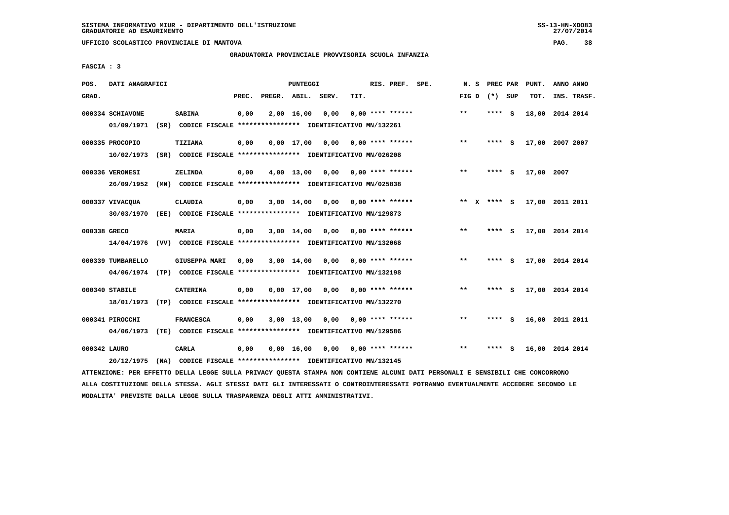SISTEMA INFORMATIVO MIUR - DIPARTIMENTO DELL'ISTRUZIONE
GRADUATORIE AD ESAURIMENTO

UFFICIO SCOLASTICO PROVINCIALE DI MANTOVA

GRADUATORIA PROVINCIALE PROVVISORIA SCUOLA INFANZIA

FASCIA : 3

| POS. GRAD. | DATI ANAGRAFICI | | PREC. | PREGR. | ABIL. | SERV. | TIT. | RIS. PREF. | SPE. | N. S FIG D | PREC PAR (*) SUP | PUNT. TOT. | ANNO INS. | ANNO TRASF. |
|---|---|---|---|---|---|---|---|---|---|---|---|---|---|---|
| 000334 | SCHIAVONE | SABINA | 0,00 | 2,00 | 16,00 | 0,00 | 0,00 | **** ****** | | ** | **** S | 18,00 | 2014 | 2014 |
| | 01/09/1971 (SR) | CODICE FISCALE **************** IDENTIFICATIVO MN/132261 | | | | | | | | | | | | |
| 000335 | PROCOPIO | TIZIANA | 0,00 | 0,00 | 17,00 | 0,00 | 0,00 | **** ****** | | ** | **** S | 17,00 | 2007 | 2007 |
| | 10/02/1973 (SR) | CODICE FISCALE **************** IDENTIFICATIVO MN/026208 | | | | | | | | | | | | |
| 000336 | VERONESI | ZELINDA | 0,00 | 4,00 | 13,00 | 0,00 | 0,00 | **** ****** | | ** | **** S | 17,00 | 2007 | |
| | 26/09/1952 (MN) | CODICE FISCALE **************** IDENTIFICATIVO MN/025838 | | | | | | | | | | | | |
| 000337 | VIVACQUA | CLAUDIA | 0,00 | 3,00 | 14,00 | 0,00 | 0,00 | **** ****** | | ** X | **** S | 17,00 | 2011 | 2011 |
| | 30/03/1970 (EE) | CODICE FISCALE **************** IDENTIFICATIVO MN/129873 | | | | | | | | | | | | |
| 000338 | GRECO | MARIA | 0,00 | 3,00 | 14,00 | 0,00 | 0,00 | **** ****** | | ** | **** S | 17,00 | 2014 | 2014 |
| | 14/04/1976 (VV) | CODICE FISCALE **************** IDENTIFICATIVO MN/132068 | | | | | | | | | | | | |
| 000339 | TUMBARELLO | GIUSEPPA MARI | 0,00 | 3,00 | 14,00 | 0,00 | 0,00 | **** ****** | | ** | **** S | 17,00 | 2014 | 2014 |
| | 04/06/1974 (TP) | CODICE FISCALE **************** IDENTIFICATIVO MN/132198 | | | | | | | | | | | | |
| 000340 | STABILE | CATERINA | 0,00 | 0,00 | 17,00 | 0,00 | 0,00 | **** ****** | | ** | **** S | 17,00 | 2014 | 2014 |
| | 18/01/1973 (TP) | CODICE FISCALE **************** IDENTIFICATIVO MN/132270 | | | | | | | | | | | | |
| 000341 | PIROCCHI | FRANCESCA | 0,00 | 3,00 | 13,00 | 0,00 | 0,00 | **** ****** | | ** | **** S | 16,00 | 2011 | 2011 |
| | 04/06/1973 (TE) | CODICE FISCALE **************** IDENTIFICATIVO MN/129586 | | | | | | | | | | | | |
| 000342 | LAURO | CARLA | 0,00 | 0,00 | 16,00 | 0,00 | 0,00 | **** ****** | | ** | **** S | 16,00 | 2014 | 2014 |
| | 20/12/1975 (NA) | CODICE FISCALE **************** IDENTIFICATIVO MN/132145 | | | | | | | | | | | | |

ATTENZIONE: PER EFFETTO DELLA LEGGE SULLA PRIVACY QUESTA STAMPA NON CONTIENE ALCUNI DATI PERSONALI E SENSIBILI CHE CONCORRONO ALLA COSTITUZIONE DELLA STESSA. AGLI STESSI DATI GLI INTERESSATI O CONTROINTERESSATI POTRANNO EVENTUALMENTE ACCEDERE SECONDO LE MODALITA' PREVISTE DALLA LEGGE SULLA TRASPARENZA DEGLI ATTI AMMINISTRATIVI.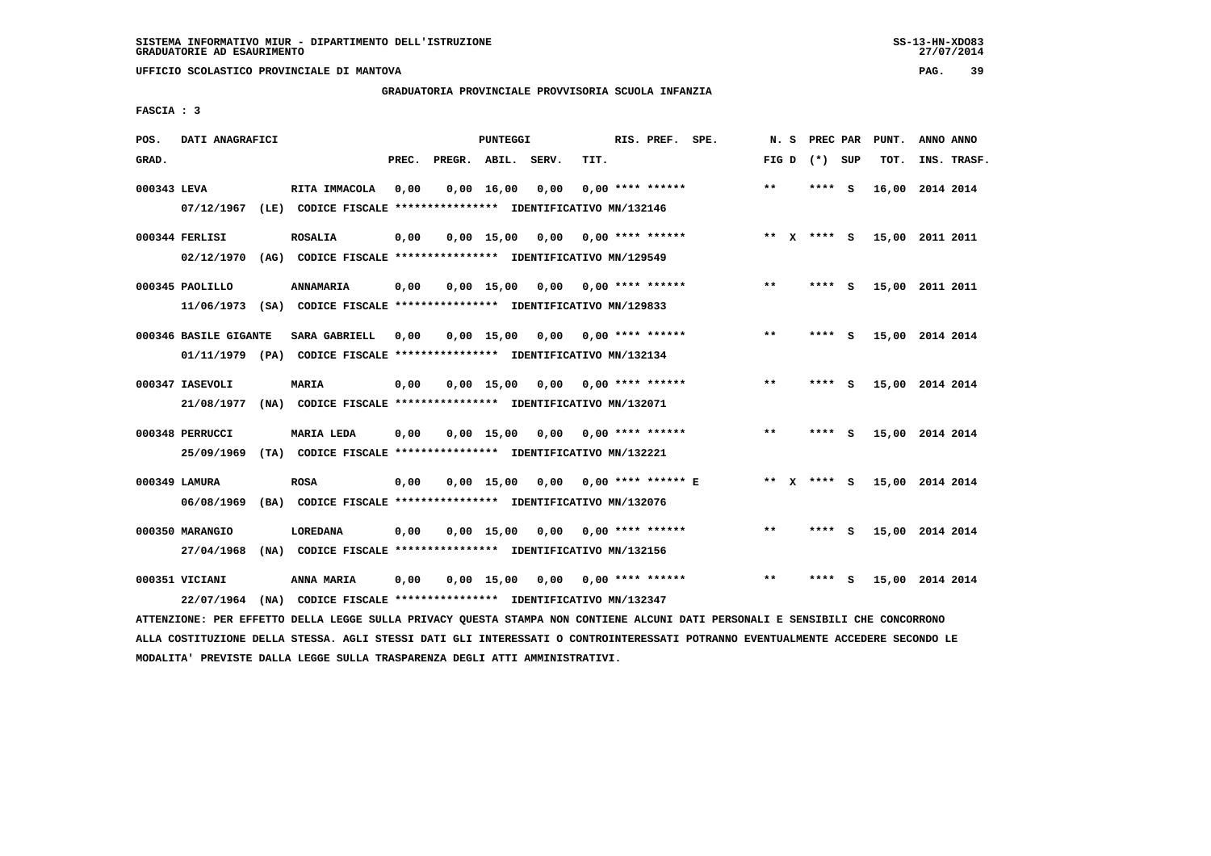SISTEMA INFORMATIVO MIUR - DIPARTIMENTO DELL'ISTRUZIONE
GRADUATORIE AD ESAURIMENTO

UFFICIO SCOLASTICO PROVINCIALE DI MANTOVA

GRADUATORIA PROVINCIALE PROVVISORIA SCUOLA INFANZIA

FASCIA : 3

| POS. GRAD. | DATI ANAGRAFICI | | PREC. | PREGR. | ABIL. | SERV. | TIT. | RIS. PREF. | SPE. | N. S FIG D | PREC PAR (*) SUP | PUNT. TOT. | ANNO ANNO INS. TRASF. |
|---|---|---|---|---|---|---|---|---|---|---|---|---|---|
| 000343 | LEVA | RITA IMMACOLA | 0,00 | 0,00 | 16,00 | 0,00 | 0,00 | **** ****** | | ** | **** S | 16,00 | 2014 2014 |
| | 07/12/1967 (LE) CODICE FISCALE **************** IDENTIFICATIVO MN/132146 | | | | | | | | | | | | |
| 000344 | FERLISI | ROSALIA | 0,00 | 0,00 | 15,00 | 0,00 | 0,00 | **** ****** | | ** X | **** S | 15,00 | 2011 2011 |
| | 02/12/1970 (AG) CODICE FISCALE **************** IDENTIFICATIVO MN/129549 | | | | | | | | | | | | |
| 000345 | PAOLILLO | ANNAMARIA | 0,00 | 0,00 | 15,00 | 0,00 | 0,00 | **** ****** | | ** | **** S | 15,00 | 2011 2011 |
| | 11/06/1973 (SA) CODICE FISCALE **************** IDENTIFICATIVO MN/129833 | | | | | | | | | | | | |
| 000346 | BASILE GIGANTE | SARA GABRIELL | 0,00 | 0,00 | 15,00 | 0,00 | 0,00 | **** ****** | | ** | **** S | 15,00 | 2014 2014 |
| | 01/11/1979 (PA) CODICE FISCALE **************** IDENTIFICATIVO MN/132134 | | | | | | | | | | | | |
| 000347 | IASEVOLI | MARIA | 0,00 | 0,00 | 15,00 | 0,00 | 0,00 | **** ****** | | ** | **** S | 15,00 | 2014 2014 |
| | 21/08/1977 (NA) CODICE FISCALE **************** IDENTIFICATIVO MN/132071 | | | | | | | | | | | | |
| 000348 | PERRUCCI | MARIA LEDA | 0,00 | 0,00 | 15,00 | 0,00 | 0,00 | **** ****** | | ** | **** S | 15,00 | 2014 2014 |
| | 25/09/1969 (TA) CODICE FISCALE **************** IDENTIFICATIVO MN/132221 | | | | | | | | | | | | |
| 000349 | LAMURA | ROSA | 0,00 | 0,00 | 15,00 | 0,00 | 0,00 | **** ****** | E | ** X | **** S | 15,00 | 2014 2014 |
| | 06/08/1969 (BA) CODICE FISCALE **************** IDENTIFICATIVO MN/132076 | | | | | | | | | | | | |
| 000350 | MARANGIO | LOREDANA | 0,00 | 0,00 | 15,00 | 0,00 | 0,00 | **** ****** | | ** | **** S | 15,00 | 2014 2014 |
| | 27/04/1968 (NA) CODICE FISCALE **************** IDENTIFICATIVO MN/132156 | | | | | | | | | | | | |
| 000351 | VICIANI | ANNA MARIA | 0,00 | 0,00 | 15,00 | 0,00 | 0,00 | **** ****** | | ** | **** S | 15,00 | 2014 2014 |
| | 22/07/1964 (NA) CODICE FISCALE **************** IDENTIFICATIVO MN/132347 | | | | | | | | | | | | |

ATTENZIONE: PER EFFETTO DELLA LEGGE SULLA PRIVACY QUESTA STAMPA NON CONTIENE ALCUNI DATI PERSONALI E SENSIBILI CHE CONCORRONO ALLA COSTITUZIONE DELLA STESSA. AGLI STESSI DATI GLI INTERESSATI O CONTROINTERESSATI POTRANNO EVENTUALMENTE ACCEDERE SECONDO LE MODALITA' PREVISTE DALLA LEGGE SULLA TRASPARENZA DEGLI ATTI AMMINISTRATIVI.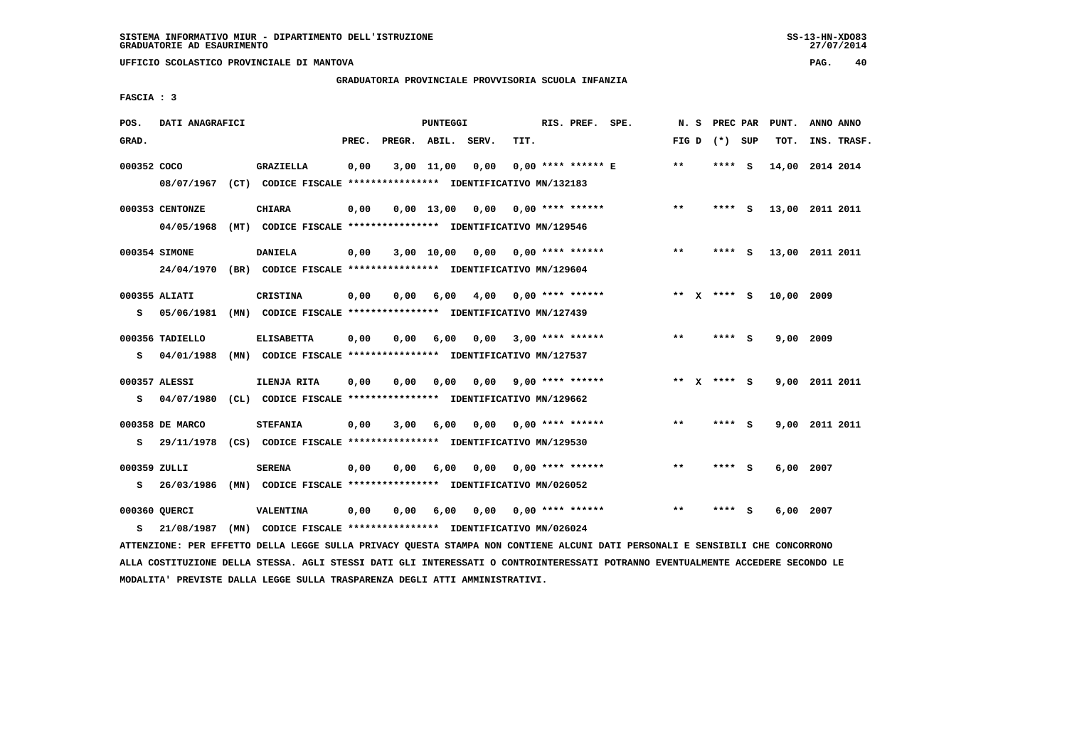SISTEMA INFORMATIVO MIUR - DIPARTIMENTO DELL'ISTRUZIONE
GRADUATORIE AD ESAURIMENTO

UFFICIO SCOLASTICO PROVINCIALE DI MANTOVA

GRADUATORIA PROVINCIALE PROVVISORIA SCUOLA INFANZIA

FASCIA : 3

| POS. GRAD. | DATI ANAGRAFICI | | PREC. | PREGR. | ABIL. | SERV. | TIT. | RIS. PREF. | SPE. | N. S FIG D | PREC PAR (*) SUP | PUNT. TOT. | ANNO ANNO INS. TRASF. |
|---|---|---|---|---|---|---|---|---|---|---|---|---|---|
| 000352 | COCO | GRAZIELLA | 0,00 | 3,00 | 11,00 | 0,00 | 0,00 | **** ****** E | | ** | **** S | 14,00 | 2014 2014 |
| | 08/07/1967 (CT) CODICE FISCALE **************** IDENTIFICATIVO MN/132183 | | | | | | | | | | | | |
| 000353 | CENTONZE | CHIARA | 0,00 | 0,00 | 13,00 | 0,00 | 0,00 | **** ****** | | ** | **** S | 13,00 | 2011 2011 |
| | 04/05/1968 (MT) CODICE FISCALE **************** IDENTIFICATIVO MN/129546 | | | | | | | | | | | | |
| 000354 | SIMONE | DANIELA | 0,00 | 3,00 | 10,00 | 0,00 | 0,00 | **** ****** | | ** | **** S | 13,00 | 2011 2011 |
| | 24/04/1970 (BR) CODICE FISCALE **************** IDENTIFICATIVO MN/129604 | | | | | | | | | | | | |
| 000355 | ALIATI | CRISTINA | 0,00 | 0,00 | 6,00 | 4,00 | 0,00 | **** ****** | | ** X | **** S | 10,00 | 2009 |
| S | 05/06/1981 (MN) CODICE FISCALE **************** IDENTIFICATIVO MN/127439 | | | | | | | | | | | | |
| 000356 | TADIELLO | ELISABETTA | 0,00 | 0,00 | 6,00 | 0,00 | 3,00 | **** ****** | | ** | **** S | 9,00 | 2009 |
| S | 04/01/1988 (MN) CODICE FISCALE **************** IDENTIFICATIVO MN/127537 | | | | | | | | | | | | |
| 000357 | ALESSI | ILENJA RITA | 0,00 | 0,00 | 0,00 | 0,00 | 9,00 | **** ****** | | ** X | **** S | 9,00 | 2011 2011 |
| S | 04/07/1980 (CL) CODICE FISCALE **************** IDENTIFICATIVO MN/129662 | | | | | | | | | | | | |
| 000358 | DE MARCO | STEFANIA | 0,00 | 3,00 | 6,00 | 0,00 | 0,00 | **** ****** | | ** | **** S | 9,00 | 2011 2011 |
| S | 29/11/1978 (CS) CODICE FISCALE **************** IDENTIFICATIVO MN/129530 | | | | | | | | | | | | |
| 000359 | ZULLI | SERENA | 0,00 | 0,00 | 6,00 | 0,00 | 0,00 | **** ****** | | ** | **** S | 6,00 | 2007 |
| S | 26/03/1986 (MN) CODICE FISCALE **************** IDENTIFICATIVO MN/026052 | | | | | | | | | | | | |
| 000360 | QUERCI | VALENTINA | 0,00 | 0,00 | 6,00 | 0,00 | 0,00 | **** ****** | | ** | **** S | 6,00 | 2007 |
| S | 21/08/1987 (MN) CODICE FISCALE **************** IDENTIFICATIVO MN/026024 | | | | | | | | | | | | |

ATTENZIONE: PER EFFETTO DELLA LEGGE SULLA PRIVACY QUESTA STAMPA NON CONTIENE ALCUNI DATI PERSONALI E SENSIBILI CHE CONCORRONO ALLA COSTITUZIONE DELLA STESSA. AGLI STESSI DATI GLI INTERESSATI O CONTROINTERESSATI POTRANNO EVENTUALMENTE ACCEDERE SECONDO LE MODALITA' PREVISTE DALLA LEGGE SULLA TRASPARENZA DEGLI ATTI AMMINISTRATIVI.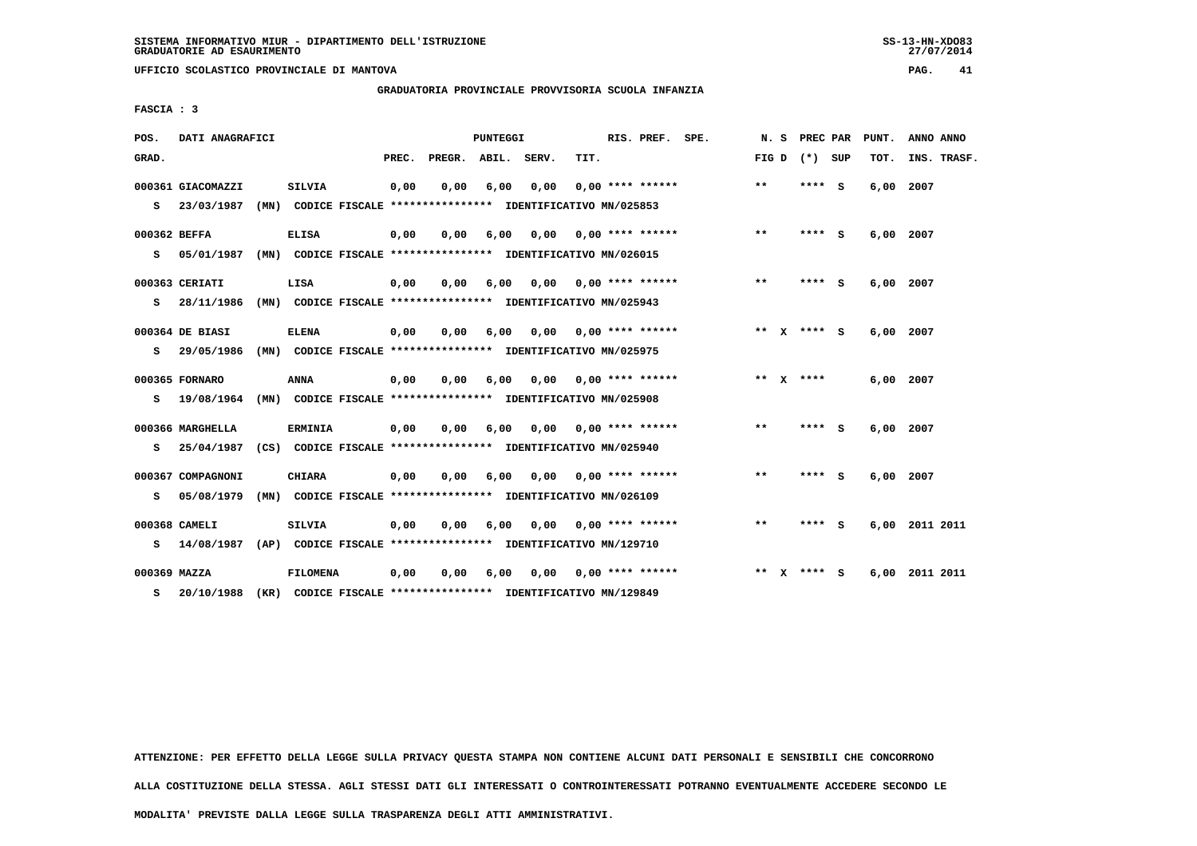SISTEMA INFORMATIVO MIUR - DIPARTIMENTO DELL'ISTRUZIONE
GRADUATORIE AD ESAURIMENTO

UFFICIO SCOLASTICO PROVINCIALE DI MANTOVA

GRADUATORIA PROVINCIALE PROVVISORIA SCUOLA INFANZIA

FASCIA : 3

| POS. GRAD. | DATI ANAGRAFICI | | PREC. | PREGR. | ABIL. | SERV. | TIT. | RIS. PREF. SPE. | N. S FIG D | PREC PAR (*) SUP | PUNT. TOT. | ANNO ANNO INS. TRASF. |
|---|---|---|---|---|---|---|---|---|---|---|---|---|
| 000361 | GIACOMAZZI | SILVIA | 0,00 | 0,00 | 6,00 | 0,00 | 0,00 | **** ****** | ** | **** S | 6,00 | 2007 |
| S | 23/03/1987 (MN) | CODICE FISCALE **************** IDENTIFICATIVO MN/025853 | | | | | | | | | | |
| 000362 | BEFFA | ELISA | 0,00 | 0,00 | 6,00 | 0,00 | 0,00 | **** ****** | ** | **** S | 6,00 | 2007 |
| S | 05/01/1987 (MN) | CODICE FISCALE **************** IDENTIFICATIVO MN/026015 | | | | | | | | | | |
| 000363 | CERIATI | LISA | 0,00 | 0,00 | 6,00 | 0,00 | 0,00 | **** ****** | ** | **** S | 6,00 | 2007 |
| S | 28/11/1986 (MN) | CODICE FISCALE **************** IDENTIFICATIVO MN/025943 | | | | | | | | | | |
| 000364 | DE BIASI | ELENA | 0,00 | 0,00 | 6,00 | 0,00 | 0,00 | **** ****** | ** X | **** S | 6,00 | 2007 |
| S | 29/05/1986 (MN) | CODICE FISCALE **************** IDENTIFICATIVO MN/025975 | | | | | | | | | | |
| 000365 | FORNARO | ANNA | 0,00 | 0,00 | 6,00 | 0,00 | 0,00 | **** ****** | ** X | **** | 6,00 | 2007 |
| S | 19/08/1964 (MN) | CODICE FISCALE **************** IDENTIFICATIVO MN/025908 | | | | | | | | | | |
| 000366 | MARGHELLA | ERMINIA | 0,00 | 0,00 | 6,00 | 0,00 | 0,00 | **** ****** | ** | **** S | 6,00 | 2007 |
| S | 25/04/1987 (CS) | CODICE FISCALE **************** IDENTIFICATIVO MN/025940 | | | | | | | | | | |
| 000367 | COMPAGNONI | CHIARA | 0,00 | 0,00 | 6,00 | 0,00 | 0,00 | **** ****** | ** | **** S | 6,00 | 2007 |
| S | 05/08/1979 (MN) | CODICE FISCALE **************** IDENTIFICATIVO MN/026109 | | | | | | | | | | |
| 000368 | CAMELI | SILVIA | 0,00 | 0,00 | 6,00 | 0,00 | 0,00 | **** ****** | ** | **** S | 6,00 | 2011 2011 |
| S | 14/08/1987 (AP) | CODICE FISCALE **************** IDENTIFICATIVO MN/129710 | | | | | | | | | | |
| 000369 | MAZZA | FILOMENA | 0,00 | 0,00 | 6,00 | 0,00 | 0,00 | **** ****** | ** X | **** S | 6,00 | 2011 2011 |
| S | 20/10/1988 (KR) | CODICE FISCALE **************** IDENTIFICATIVO MN/129849 | | | | | | | | | | |

ATTENZIONE: PER EFFETTO DELLA LEGGE SULLA PRIVACY QUESTA STAMPA NON CONTIENE ALCUNI DATI PERSONALI E SENSIBILI CHE CONCORRONO ALLA COSTITUZIONE DELLA STESSA. AGLI STESSI DATI GLI INTERESSATI O CONTROINTERESSATI POTRANNO EVENTUALMENTE ACCEDERE SECONDO LE MODALITA' PREVISTE DALLA LEGGE SULLA TRASPARENZA DEGLI ATTI AMMINISTRATIVI.